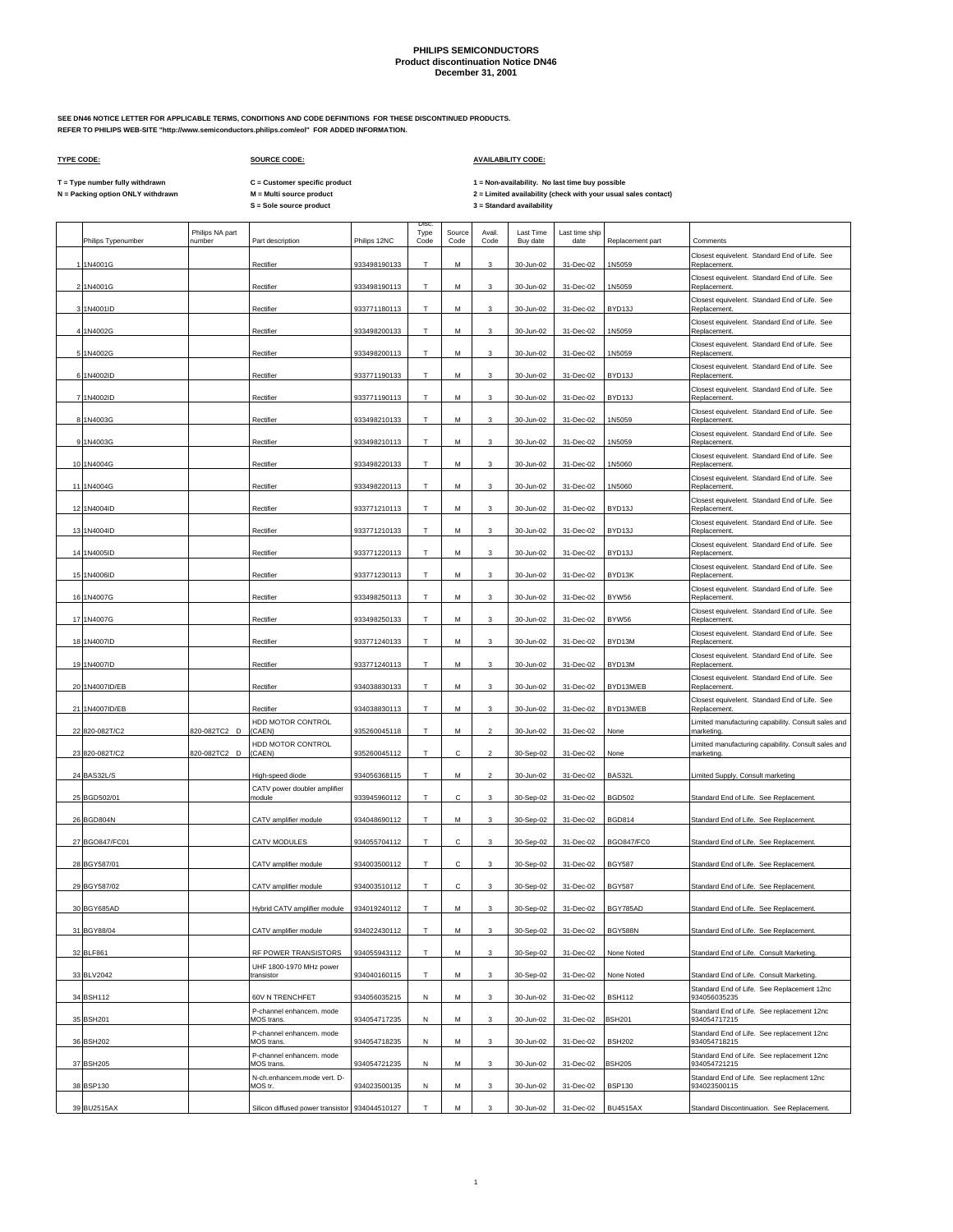# PHILIPS SEMICONDUCTORS
## Product discontinuation Notice DN46
### December 31, 2001

**SEE DN46 NOTICE LETTER FOR APPLICABLE TERMS, CONDITIONS AND CODE DEFINITIONS FOR THESE DISCONTINUED PRODUCTS.**
**REFER TO PHILIPS WEB-SITE "http://www.semiconductors.philips.com/eol" FOR ADDED INFORMATION.**

**TYPE CODE:**

T = Type number fully withdrawn
N = Packing option ONLY withdrawn

**SOURCE CODE:**

C = Customer specific product
M = Multi source product
S = Sole source product

**AVAILABILITY CODE:**

1 = Non-availability. No last time buy possible
2 = Limited availability (check with your usual sales contact)
3 = Standard availability

| | Philips Typenumber | Philips NA part number | Part description | Philips 12NC | Disc. Type Code | Source Code | Avail. Code | Last Time Buy date | Last time ship date | Replacement part | Comments |
|---|---|---|---|---|---|---|---|---|---|---|---|
| 1 | 1N4001G | | Rectifier | 933498190133 | T | M | 3 | 30-Jun-02 | 31-Dec-02 | 1N5059 | Closest equivelent. Standard End of Life. See Replacement. |
| 2 | 1N4001G | | Rectifier | 933498190113 | T | M | 3 | 30-Jun-02 | 31-Dec-02 | 1N5059 | Closest equivelent. Standard End of Life. See Replacement. |
| 3 | 1N4001ID | | Rectifier | 933771180113 | T | M | 3 | 30-Jun-02 | 31-Dec-02 | BYD13J | Closest equivelent. Standard End of Life. See Replacement. |
| 4 | 1N4002G | | Rectifier | 933498200133 | T | M | 3 | 30-Jun-02 | 31-Dec-02 | 1N5059 | Closest equivelent. Standard End of Life. See Replacement. |
| 5 | 1N4002G | | Rectifier | 933498200113 | T | M | 3 | 30-Jun-02 | 31-Dec-02 | 1N5059 | Closest equivelent. Standard End of Life. See Replacement. |
| 6 | 1N4002ID | | Rectifier | 933771190133 | T | M | 3 | 30-Jun-02 | 31-Dec-02 | BYD13J | Closest equivelent. Standard End of Life. See Replacement. |
| 7 | 1N4002ID | | Rectifier | 933771190113 | T | M | 3 | 30-Jun-02 | 31-Dec-02 | BYD13J | Closest equivelent. Standard End of Life. See Replacement. |
| 8 | 1N4003G | | Rectifier | 933498210133 | T | M | 3 | 30-Jun-02 | 31-Dec-02 | 1N5059 | Closest equivelent. Standard End of Life. See Replacement. |
| 9 | 1N4003G | | Rectifier | 933498210113 | T | M | 3 | 30-Jun-02 | 31-Dec-02 | 1N5059 | Closest equivelent. Standard End of Life. See Replacement. |
| 10 | 1N4004G | | Rectifier | 933498220133 | T | M | 3 | 30-Jun-02 | 31-Dec-02 | 1N5060 | Closest equivelent. Standard End of Life. See Replacement. |
| 11 | 1N4004G | | Rectifier | 933498220113 | T | M | 3 | 30-Jun-02 | 31-Dec-02 | 1N5060 | Closest equivelent. Standard End of Life. See Replacement. |
| 12 | 1N4004ID | | Rectifier | 933771210113 | T | M | 3 | 30-Jun-02 | 31-Dec-02 | BYD13J | Closest equivelent. Standard End of Life. See Replacement. |
| 13 | 1N4004ID | | Rectifier | 933771210133 | T | M | 3 | 30-Jun-02 | 31-Dec-02 | BYD13J | Closest equivelent. Standard End of Life. See Replacement. |
| 14 | 1N4005ID | | Rectifier | 933771220113 | T | M | 3 | 30-Jun-02 | 31-Dec-02 | BYD13J | Closest equivelent. Standard End of Life. See Replacement. |
| 15 | 1N4006ID | | Rectifier | 933771230113 | T | M | 3 | 30-Jun-02 | 31-Dec-02 | BYD13K | Closest equivelent. Standard End of Life. See Replacement. |
| 16 | 1N4007G | | Rectifier | 933498250113 | T | M | 3 | 30-Jun-02 | 31-Dec-02 | BYW56 | Closest equivelent. Standard End of Life. See Replacement. |
| 17 | 1N4007G | | Rectifier | 933498250133 | T | M | 3 | 30-Jun-02 | 31-Dec-02 | BYW56 | Closest equivelent. Standard End of Life. See Replacement. |
| 18 | 1N4007ID | | Rectifier | 933771240133 | T | M | 3 | 30-Jun-02 | 31-Dec-02 | BYD13M | Closest equivelent. Standard End of Life. See Replacement. |
| 19 | 1N4007ID | | Rectifier | 933771240113 | T | M | 3 | 30-Jun-02 | 31-Dec-02 | BYD13M | Closest equivelent. Standard End of Life. See Replacement. |
| 20 | 1N4007ID/EB | | Rectifier | 934038830133 | T | M | 3 | 30-Jun-02 | 31-Dec-02 | BYD13M/EB | Closest equivelent. Standard End of Life. See Replacement. |
| 21 | 1N4007ID/EB | | Rectifier | 934038830113 | T | M | 3 | 30-Jun-02 | 31-Dec-02 | BYD13M/EB | Closest equivelent. Standard End of Life. See Replacement. |
| 22 | 820-082TC2 | 820-082TC2 D | HDD MOTOR CONTROL (CAEN) | 935260045118 | T | M | 2 | 30-Jun-02 | 31-Dec-02 | None | Limited manufacturing capability. Consult sales and marketing. |
| 23 | 820-082TC2 | 820-082TC2 D | HDD MOTOR CONTROL (CAEN) | 935260045112 | T | C | 2 | 30-Sep-02 | 31-Dec-02 | None | Limited manufacturing capability. Consult sales and marketing. |
| 24 | BAS32L/S | | High-speed diode | 934056368115 | T | M | 2 | 30-Jun-02 | 31-Dec-02 | BAS32L | Limited Supply, Consult marketing |
| 25 | BGD502/01 | | CATV power doubler amplifier module | 933945960112 | T | C | 3 | 30-Sep-02 | 31-Dec-02 | BGD502 | Standard End of Life. See Replacement. |
| 26 | BGD804N | | CATV amplifier module | 934048690112 | T | M | 3 | 30-Sep-02 | 31-Dec-02 | BGD814 | Standard End of Life. See Replacement. |
| 27 | BGO847/FC01 | | CATV MODULES | 934055704112 | T | C | 3 | 30-Sep-02 | 31-Dec-02 | BGO847/FC0 | Standard End of Life. See Replacement. |
| 28 | BGY587/01 | | CATV amplifier module | 934003500112 | T | C | 3 | 30-Sep-02 | 31-Dec-02 | BGY587 | Standard End of Life. See Replacement. |
| 29 | BGY587/02 | | CATV amplifier module | 934003510112 | T | C | 3 | 30-Sep-02 | 31-Dec-02 | BGY587 | Standard End of Life. See Replacement. |
| 30 | BGY685AD | | Hybrid CATV amplifier module | 934019240112 | T | M | 3 | 30-Sep-02 | 31-Dec-02 | BGY785AD | Standard End of Life. See Replacement. |
| 31 | BGY88/04 | | CATV amplifier module | 934022430112 | T | M | 3 | 30-Sep-02 | 31-Dec-02 | BGY588N | Standard End of Life. See Replacement. |
| 32 | BLF861 | | RF POWER TRANSISTORS | 934055943112 | T | M | 3 | 30-Sep-02 | 31-Dec-02 | None Noted | Standard End of Life. Consult Marketing. |
| 33 | BLV2042 | | UHF 1800-1970 MHz power transistor | 934040160115 | T | M | 3 | 30-Sep-02 | 31-Dec-02 | None Noted | Standard End of Life. Consult Marketing. |
| 34 | BSH112 | | 60V N TRENCHFET | 934056035215 | N | M | 3 | 30-Jun-02 | 31-Dec-02 | BSH112 | Standard End of Life. See Replacement 12nc 934056035235 |
| 35 | BSH201 | | P-channel enhancem. mode MOS trans. | 934054717235 | N | M | 3 | 30-Jun-02 | 31-Dec-02 | BSH201 | Standard End of Life. See replacement 12nc 934054717215 |
| 36 | BSH202 | | P-channel enhancem. mode MOS trans. | 934054718235 | N | M | 3 | 30-Jun-02 | 31-Dec-02 | BSH202 | Standard End of Life. See replacement 12nc 934054718215 |
| 37 | BSH205 | | P-channel enhancem. mode MOS trans. | 934054721235 | N | M | 3 | 30-Jun-02 | 31-Dec-02 | BSH205 | Standard End of Life. See replacement 12nc 934054721215 |
| 38 | BSP130 | | N-ch.enhancem.mode vert. D-MOS tr. | 934023500135 | N | M | 3 | 30-Jun-02 | 31-Dec-02 | BSP130 | Standard End of Life. See replacment 12nc 934023500115 |
| 39 | BU2515AX | | Silicon diffused power transistor | 934044510127 | T | M | 3 | 30-Jun-02 | 31-Dec-02 | BU4515AX | Standard Discontinuation. See Replacement. |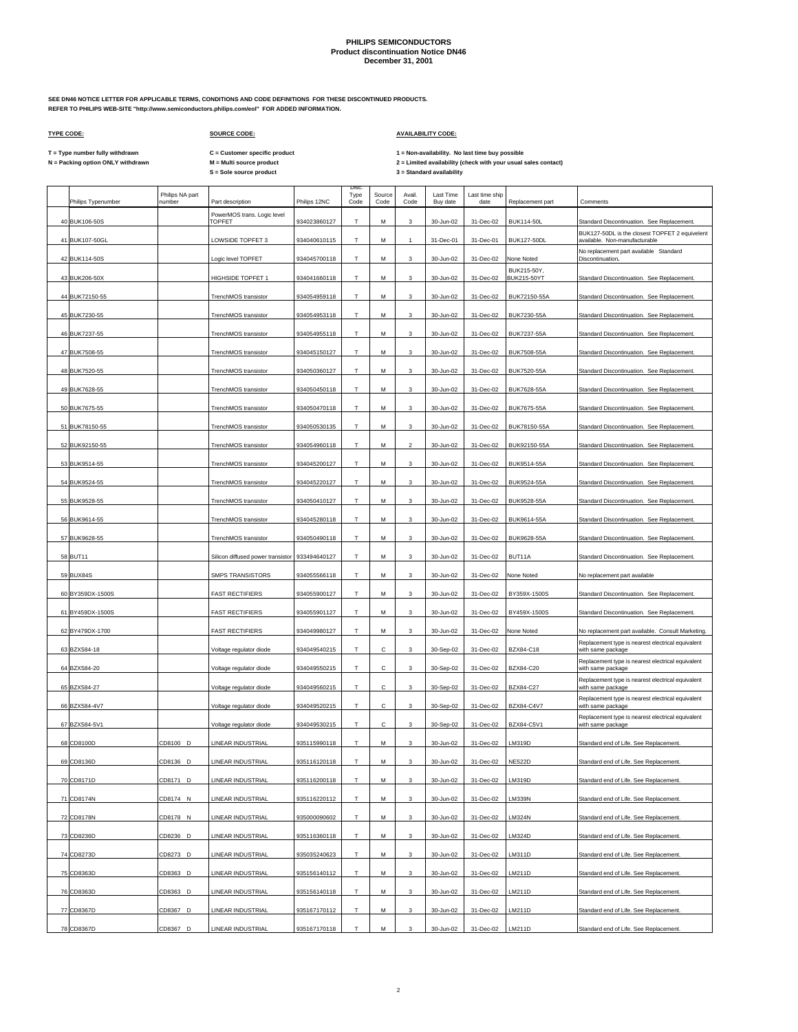**PHILIPS SEMICONDUCTORS**
**Product discontinuation Notice DN46**
**December 31, 2001**

**SEE DN46 NOTICE LETTER FOR APPLICABLE TERMS, CONDITIONS AND CODE DEFINITIONS FOR THESE DISCONTINUED PRODUCTS.**
**REFER TO PHILIPS WEB-SITE "http://www.semiconductors.philips.com/eol" FOR ADDED INFORMATION.**

**TYPE CODE:**

**T = Type number fully withdrawn**
**N = Packing option ONLY withdrawn**

**SOURCE CODE:**

**C = Customer specific product**
**M = Multi source product**
**S = Sole source product**

**AVAILABILITY CODE:**

**1 = Non-availability. No last time buy possible**
**2 = Limited availability (check with your usual sales contact)**
**3 = Standard availability**

| | Philips Typenumber | Philips NA part number | Part description | Philips 12NC | Disc. Type Code | Source Code | Avail. Code | Last Time Buy date | Last time ship date | Replacement part | Comments |
|---|---|---|---|---|---|---|---|---|---|---|---|
| 40 | BUK106-50S | | PowerMOS trans. Logic level TOPFET | 934023860127 | T | M | 3 | 30-Jun-02 | 31-Dec-02 | BUK114-50L | Standard Discontinuation. See Replacement. |
| 41 | BUK107-50GL | | LOWSIDE TOPFET 3 | 934040610115 | T | M | 1 | 31-Dec-01 | 31-Dec-01 | BUK127-50DL | BUK127-50DL is the closest TOPFET 2 equivelent available. Non-manufacturable |
| 42 | BUK114-50S | | Logic level TOPFET | 934045700118 | T | M | 3 | 30-Jun-02 | 31-Dec-02 | None Noted | No replacement part available Standard Discontinuation. |
| 43 | BUK206-50X | | HIGHSIDE TOPFET 1 | 934041660118 | T | M | 3 | 30-Jun-02 | 31-Dec-02 | BUK215-50Y, BUK215-50YT | Standard Discontinuation. See Replacement. |
| 44 | BUK72150-55 | | TrenchMOS transistor | 934054959118 | T | M | 3 | 30-Jun-02 | 31-Dec-02 | BUK72150-55A | Standard Discontinuation. See Replacement. |
| 45 | BUK7230-55 | | TrenchMOS transistor | 934054953118 | T | M | 3 | 30-Jun-02 | 31-Dec-02 | BUK7230-55A | Standard Discontinuation. See Replacement. |
| 46 | BUK7237-55 | | TrenchMOS transistor | 934054955118 | T | M | 3 | 30-Jun-02 | 31-Dec-02 | BUK7237-55A | Standard Discontinuation. See Replacement. |
| 47 | BUK7508-55 | | TrenchMOS transistor | 934045150127 | T | M | 3 | 30-Jun-02 | 31-Dec-02 | BUK7508-55A | Standard Discontinuation. See Replacement. |
| 48 | BUK7520-55 | | TrenchMOS transistor | 934050360127 | T | M | 3 | 30-Jun-02 | 31-Dec-02 | BUK7520-55A | Standard Discontinuation. See Replacement. |
| 49 | BUK7628-55 | | TrenchMOS transistor | 934050450118 | T | M | 3 | 30-Jun-02 | 31-Dec-02 | BUK7628-55A | Standard Discontinuation. See Replacement. |
| 50 | BUK7675-55 | | TrenchMOS transistor | 934050470118 | T | M | 3 | 30-Jun-02 | 31-Dec-02 | BUK7675-55A | Standard Discontinuation. See Replacement. |
| 51 | BUK78150-55 | | TrenchMOS transistor | 934050530135 | T | M | 3 | 30-Jun-02 | 31-Dec-02 | BUK78150-55A | Standard Discontinuation. See Replacement. |
| 52 | BUK92150-55 | | TrenchMOS transistor | 934054960118 | T | M | 2 | 30-Jun-02 | 31-Dec-02 | BUK92150-55A | Standard Discontinuation. See Replacement. |
| 53 | BUK9514-55 | | TrenchMOS transistor | 934045200127 | T | M | 3 | 30-Jun-02 | 31-Dec-02 | BUK9514-55A | Standard Discontinuation. See Replacement. |
| 54 | BUK9524-55 | | TrenchMOS transistor | 934045220127 | T | M | 3 | 30-Jun-02 | 31-Dec-02 | BUK9524-55A | Standard Discontinuation. See Replacement. |
| 55 | BUK9528-55 | | TrenchMOS transistor | 934050410127 | T | M | 3 | 30-Jun-02 | 31-Dec-02 | BUK9528-55A | Standard Discontinuation. See Replacement. |
| 56 | BUK9614-55 | | TrenchMOS transistor | 934045280118 | T | M | 3 | 30-Jun-02 | 31-Dec-02 | BUK9614-55A | Standard Discontinuation. See Replacement. |
| 57 | BUK9628-55 | | TrenchMOS transistor | 934050490118 | T | M | 3 | 30-Jun-02 | 31-Dec-02 | BUK9628-55A | Standard Discontinuation. See Replacement. |
| 58 | BUT11 | | Silicon diffused power transistor | 933494640127 | T | M | 3 | 30-Jun-02 | 31-Dec-02 | BUT11A | Standard Discontinuation. See Replacement. |
| 59 | BUX84S | | SMPS TRANSISTORS | 934055566118 | T | M | 3 | 30-Jun-02 | 31-Dec-02 | None Noted | No replacement part available |
| 60 | BY359DX-1500S | | FAST RECTIFIERS | 934055900127 | T | M | 3 | 30-Jun-02 | 31-Dec-02 | BY359X-1500S | Standard Discontinuation. See Replacement. |
| 61 | BY459DX-1500S | | FAST RECTIFIERS | 934055901127 | T | M | 3 | 30-Jun-02 | 31-Dec-02 | BY459X-1500S | Standard Discontinuation. See Replacement. |
| 62 | BY479DX-1700 | | FAST RECTIFIERS | 934049980127 | T | M | 3 | 30-Jun-02 | 31-Dec-02 | None Noted | No replacement part available. Consult Marketing. |
| 63 | BZX584-18 | | Voltage regulator diode | 934049540215 | T | C | 3 | 30-Sep-02 | 31-Dec-02 | BZX84-C18 | Replacement type is nearest electrical equivalent with same package |
| 64 | BZX584-20 | | Voltage regulator diode | 934049550215 | T | C | 3 | 30-Sep-02 | 31-Dec-02 | BZX84-C20 | Replacement type is nearest electrical equivalent with same package |
| 65 | BZX584-27 | | Voltage regulator diode | 934049560215 | T | C | 3 | 30-Sep-02 | 31-Dec-02 | BZX84-C27 | Replacement type is nearest electrical equivalent with same package |
| 66 | BZX584-4V7 | | Voltage regulator diode | 934049520215 | T | C | 3 | 30-Sep-02 | 31-Dec-02 | BZX84-C4V7 | Replacement type is nearest electrical equivalent with same package |
| 67 | BZX584-5V1 | | Voltage regulator diode | 934049530215 | T | C | 3 | 30-Sep-02 | 31-Dec-02 | BZX84-C5V1 | Replacement type is nearest electrical equivalent with same package |
| 68 | CD8100D | CD8100 D | LINEAR INDUSTRIAL | 935115990118 | T | M | 3 | 30-Jun-02 | 31-Dec-02 | LM319D | Standard end of Life. See Replacement. |
| 69 | CD8136D | CD8136 D | LINEAR INDUSTRIAL | 935116120118 | T | M | 3 | 30-Jun-02 | 31-Dec-02 | NE522D | Standard end of Life. See Replacement. |
| 70 | CD8171D | CD8171 D | LINEAR INDUSTRIAL | 935116200118 | T | M | 3 | 30-Jun-02 | 31-Dec-02 | LM319D | Standard end of Life. See Replacement. |
| 71 | CD8174N | CD8174 N | LINEAR INDUSTRIAL | 935116220112 | T | M | 3 | 30-Jun-02 | 31-Dec-02 | LM339N | Standard end of Life. See Replacement. |
| 72 | CD8178N | CD8178 N | LINEAR INDUSTRIAL | 935000090602 | T | M | 3 | 30-Jun-02 | 31-Dec-02 | LM324N | Standard end of Life. See Replacement. |
| 73 | CD8236D | CD8236 D | LINEAR INDUSTRIAL | 935116360118 | T | M | 3 | 30-Jun-02 | 31-Dec-02 | LM324D | Standard end of Life. See Replacement. |
| 74 | CD8273D | CD8273 D | LINEAR INDUSTRIAL | 935035240623 | T | M | 3 | 30-Jun-02 | 31-Dec-02 | LM311D | Standard end of Life. See Replacement. |
| 75 | CD8363D | CD8363 D | LINEAR INDUSTRIAL | 935156140112 | T | M | 3 | 30-Jun-02 | 31-Dec-02 | LM211D | Standard end of Life. See Replacement. |
| 76 | CD8363D | CD8363 D | LINEAR INDUSTRIAL | 935156140118 | T | M | 3 | 30-Jun-02 | 31-Dec-02 | LM211D | Standard end of Life. See Replacement. |
| 77 | CD8367D | CD8367 D | LINEAR INDUSTRIAL | 935167170112 | T | M | 3 | 30-Jun-02 | 31-Dec-02 | LM211D | Standard end of Life. See Replacement. |
| 78 | CD8367D | CD8367 D | LINEAR INDUSTRIAL | 935167170118 | T | M | 3 | 30-Jun-02 | 31-Dec-02 | LM211D | Standard end of Life. See Replacement. |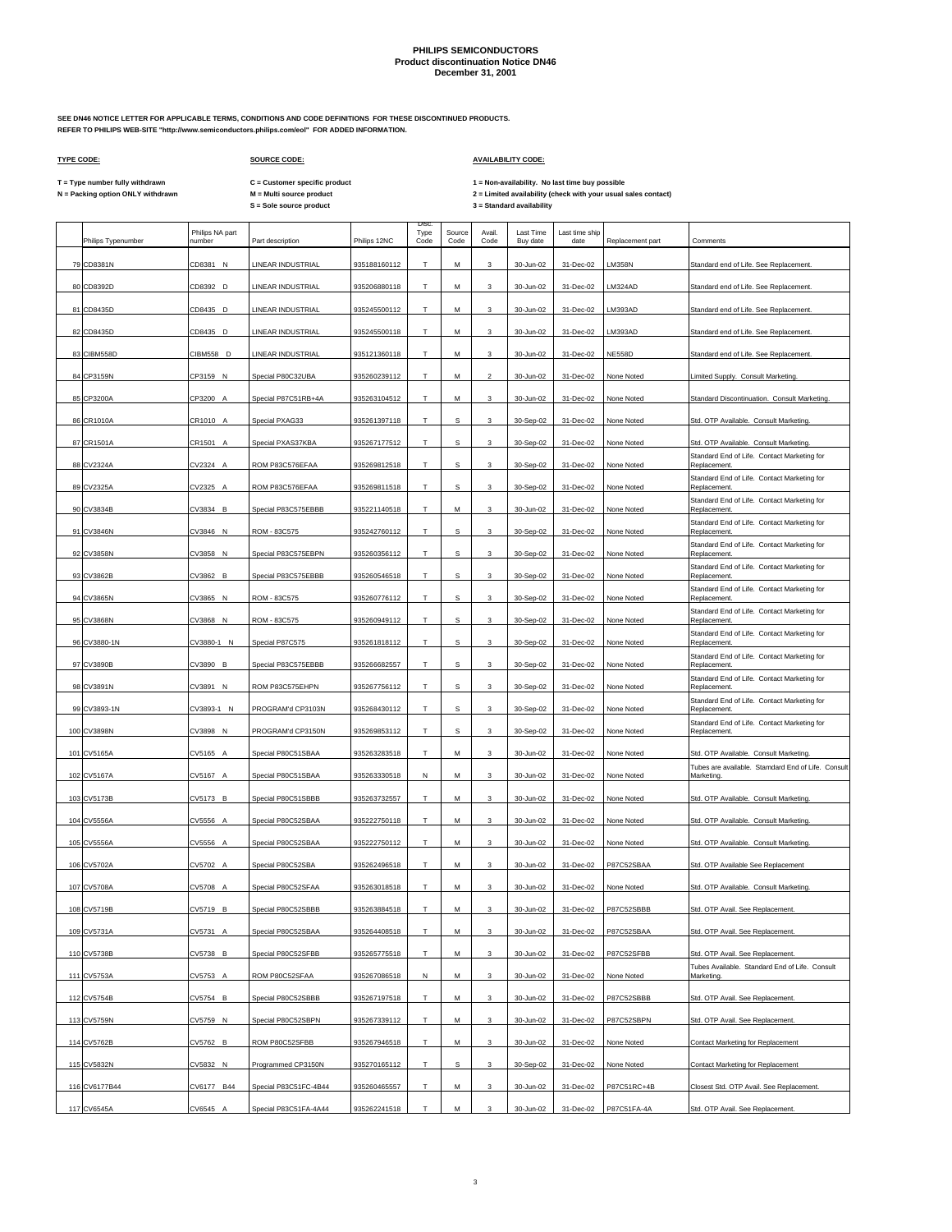# PHILIPS SEMICONDUCTORS
## Product discontinuation Notice DN46
### December 31, 2001

**SEE DN46 NOTICE LETTER FOR APPLICABLE TERMS, CONDITIONS AND CODE DEFINITIONS FOR THESE DISCONTINUED PRODUCTS.**
**REFER TO PHILIPS WEB-SITE "http://www.semiconductors.philips.com/eol" FOR ADDED INFORMATION.**

**TYPE CODE:**

**T = Type number fully withdrawn**
**N = Packing option ONLY withdrawn**

**SOURCE CODE:**

**C = Customer specific product**
**M = Multi source product**
**S = Sole source product**

**AVAILABILITY CODE:**

**1 = Non-availability. No last time buy possible**
**2 = Limited availability (check with your usual sales contact)**
**3 = Standard availability**

| | Philips Typenumber | Philips NA part number | Part description | Philips 12NC | Disc. Type Code | Source Code | Avail. Code | Last Time Buy date | Last time ship date | Replacement part | Comments |
|---|---|---|---|---|---|---|---|---|---|---|---|
| 79 | CD8381N | CD8381 N | LINEAR INDUSTRIAL | 935188160112 | T | M | 3 | 30-Jun-02 | 31-Dec-02 | LM358N | Standard end of Life. See Replacement. |
| 80 | CD8392D | CD8392 D | LINEAR INDUSTRIAL | 935206880118 | T | M | 3 | 30-Jun-02 | 31-Dec-02 | LM324AD | Standard end of Life. See Replacement. |
| 81 | CD8435D | CD8435 D | LINEAR INDUSTRIAL | 935245500112 | T | M | 3 | 30-Jun-02 | 31-Dec-02 | LM393AD | Standard end of Life. See Replacement. |
| 82 | CD8435D | CD8435 D | LINEAR INDUSTRIAL | 935245500118 | T | M | 3 | 30-Jun-02 | 31-Dec-02 | LM393AD | Standard end of Life. See Replacement. |
| 83 | CIBM558D | CIBM558 D | LINEAR INDUSTRIAL | 935121360118 | T | M | 3 | 30-Jun-02 | 31-Dec-02 | NE558D | Standard end of Life. See Replacement. |
| 84 | CP3159N | CP3159 N | Special P80C32UBA | 935260239112 | T | M | 2 | 30-Jun-02 | 31-Dec-02 | None Noted | Limited Supply. Consult Marketing. |
| 85 | CP3200A | CP3200 A | Special P87C51RB+4A | 935263104512 | T | M | 3 | 30-Jun-02 | 31-Dec-02 | None Noted | Standard Discontinuation. Consult Marketing. |
| 86 | CR1010A | CR1010 A | Special PXAG33 | 935261397118 | T | S | 3 | 30-Sep-02 | 31-Dec-02 | None Noted | Std. OTP Available. Consult Marketing. |
| 87 | CR1501A | CR1501 A | Special PXAS37KBA | 935267177512 | T | S | 3 | 30-Sep-02 | 31-Dec-02 | None Noted | Std. OTP Available. Consult Marketing. |
| 88 | CV2324A | CV2324 A | ROM P83C576EFAA | 935269812518 | T | S | 3 | 30-Sep-02 | 31-Dec-02 | None Noted | Standard End of Life. Contact Marketing for Replacement. |
| 89 | CV2325A | CV2325 A | ROM P83C576EFAA | 935269811518 | T | S | 3 | 30-Sep-02 | 31-Dec-02 | None Noted | Standard End of Life. Contact Marketing for Replacement. |
| 90 | CV3834B | CV3834 B | Special P83C575EBBB | 935221140518 | T | M | 3 | 30-Jun-02 | 31-Dec-02 | None Noted | Standard End of Life. Contact Marketing for Replacement. |
| 91 | CV3846N | CV3846 N | ROM - 83C575 | 935242760112 | T | S | 3 | 30-Sep-02 | 31-Dec-02 | None Noted | Standard End of Life. Contact Marketing for Replacement. |
| 92 | CV3858N | CV3858 N | Special P83C575EBPN | 935260356112 | T | S | 3 | 30-Sep-02 | 31-Dec-02 | None Noted | Standard End of Life. Contact Marketing for Replacement. |
| 93 | CV3862B | CV3862 B | Special P83C575EBBB | 935260546518 | T | S | 3 | 30-Sep-02 | 31-Dec-02 | None Noted | Standard End of Life. Contact Marketing for Replacement. |
| 94 | CV3865N | CV3865 N | ROM - 83C575 | 935260776112 | T | S | 3 | 30-Sep-02 | 31-Dec-02 | None Noted | Standard End of Life. Contact Marketing for Replacement. |
| 95 | CV3868N | CV3868 N | ROM - 83C575 | 935260949112 | T | S | 3 | 30-Sep-02 | 31-Dec-02 | None Noted | Standard End of Life. Contact Marketing for Replacement. |
| 96 | CV3880-1N | CV3880-1 N | Special P87C575 | 935261818112 | T | S | 3 | 30-Sep-02 | 31-Dec-02 | None Noted | Standard End of Life. Contact Marketing for Replacement. |
| 97 | CV3890B | CV3890 B | Special P83C575EBBB | 935266682557 | T | S | 3 | 30-Sep-02 | 31-Dec-02 | None Noted | Standard End of Life. Contact Marketing for Replacement. |
| 98 | CV3891N | CV3891 N | ROM P83C575EHPN | 935267756112 | T | S | 3 | 30-Sep-02 | 31-Dec-02 | None Noted | Standard End of Life. Contact Marketing for Replacement. |
| 99 | CV3893-1N | CV3893-1 N | PROGRAM'd CP3103N | 935268430112 | T | S | 3 | 30-Sep-02 | 31-Dec-02 | None Noted | Standard End of Life. Contact Marketing for Replacement. |
| 100 | CV3898N | CV3898 N | PROGRAM'd CP3150N | 935269853112 | T | S | 3 | 30-Sep-02 | 31-Dec-02 | None Noted | Standard End of Life. Contact Marketing for Replacement. |
| 101 | CV5165A | CV5165 A | Special P80C51SBAA | 935263283518 | T | M | 3 | 30-Jun-02 | 31-Dec-02 | None Noted | Std. OTP Available. Consult Marketing. |
| 102 | CV5167A | CV5167 A | Special P80C51SBAA | 935263330518 | N | M | 3 | 30-Jun-02 | 31-Dec-02 | None Noted | Tubes are available. Stamdard End of Life. Consult Marketing. |
| 103 | CV5173B | CV5173 B | Special P80C51SBBB | 935263732557 | T | M | 3 | 30-Jun-02 | 31-Dec-02 | None Noted | Std. OTP Available. Consult Marketing. |
| 104 | CV5556A | CV5556 A | Special P80C52SBAA | 935222750118 | T | M | 3 | 30-Jun-02 | 31-Dec-02 | None Noted | Std. OTP Available. Consult Marketing. |
| 105 | CV5556A | CV5556 A | Special P80C52SBAA | 935222750112 | T | M | 3 | 30-Jun-02 | 31-Dec-02 | None Noted | Std. OTP Available. Consult Marketing. |
| 106 | CV5702A | CV5702 A | Special P80C52SBA | 935262496518 | T | M | 3 | 30-Jun-02 | 31-Dec-02 | P87C52SBAA | Std. OTP Available See Replacement |
| 107 | CV5708A | CV5708 A | Special P80C52SFAA | 935263018518 | T | M | 3 | 30-Jun-02 | 31-Dec-02 | None Noted | Std. OTP Available. Consult Marketing. |
| 108 | CV5719B | CV5719 B | Special P80C52SBBB | 935263884518 | T | M | 3 | 30-Jun-02 | 31-Dec-02 | P87C52SBBB | Std. OTP Avail. See Replacement. |
| 109 | CV5731A | CV5731 A | Special P80C52SBAA | 935264408518 | T | M | 3 | 30-Jun-02 | 31-Dec-02 | P87C52SBAA | Std. OTP Avail. See Replacement. |
| 110 | CV5738B | CV5738 B | Special P80C52SFBB | 935265775518 | T | M | 3 | 30-Jun-02 | 31-Dec-02 | P87C52SFBB | Std. OTP Avail. See Replacement. |
| 111 | CV5753A | CV5753 A | ROM P80C52SFAA | 935267086518 | N | M | 3 | 30-Jun-02 | 31-Dec-02 | None Noted | Tubes Available. Standard End of Life. Consult Marketing. |
| 112 | CV5754B | CV5754 B | Special P80C52SBBB | 935267197518 | T | M | 3 | 30-Jun-02 | 31-Dec-02 | P87C52SBBB | Std. OTP Avail. See Replacement. |
| 113 | CV5759N | CV5759 N | Special P80C52SBPN | 935267339112 | T | M | 3 | 30-Jun-02 | 31-Dec-02 | P87C52SBPN | Std. OTP Avail. See Replacement. |
| 114 | CV5762B | CV5762 B | ROM P80C52SFBB | 935267946518 | T | M | 3 | 30-Jun-02 | 31-Dec-02 | None Noted | Contact Marketing for Replacement |
| 115 | CV5832N | CV5832 N | Programmed CP3150N | 935270165112 | T | S | 3 | 30-Sep-02 | 31-Dec-02 | None Noted | Contact Marketing for Replacement |
| 116 | CV6177B44 | CV6177 B44 | Special P83C51FC-4B44 | 935260465557 | T | M | 3 | 30-Jun-02 | 31-Dec-02 | P87C51RC+4B | Closest Std. OTP Avail. See Replacement. |
| 117 | CV6545A | CV6545 A | Special P83C51FA-4A44 | 935262241518 | T | M | 3 | 30-Jun-02 | 31-Dec-02 | P87C51FA-4A | Std. OTP Avail. See Replacement. |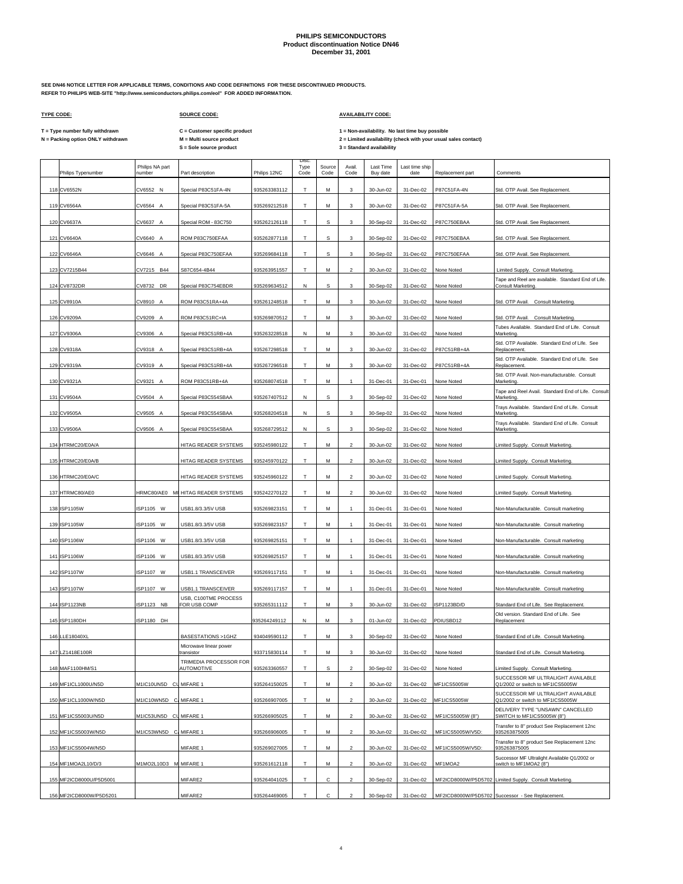# PHILIPS SEMICONDUCTORS
## Product discontinuation Notice DN46
### December 31, 2001

**SEE DN46 NOTICE LETTER FOR APPLICABLE TERMS, CONDITIONS AND CODE DEFINITIONS FOR THESE DISCONTINUED PRODUCTS.**
**REFER TO PHILIPS WEB-SITE "http://www.semiconductors.philips.com/eol" FOR ADDED INFORMATION.**

**TYPE CODE:**

**T = Type number fully withdrawn**
**N = Packing option ONLY withdrawn**

**SOURCE CODE:**

**C = Customer specific product**
**M = Multi source product**
**S = Sole source product**

**AVAILABILITY CODE:**

**1 = Non-availability. No last time buy possible**
**2 = Limited availability (check with your usual sales contact)**
**3 = Standard availability**

| | Philips Typenumber | Philips NA part number | Part description | Philips 12NC | Disc. Type Code | Source Code | Avail. Code | Last Time Buy date | Last time ship date | Replacement part | Comments |
|---|---|---|---|---|---|---|---|---|---|---|---|
| 118 | CV6552N | CV6552 N | Special P83C51FA-4N | 935263383112 | T | M | 3 | 30-Jun-02 | 31-Dec-02 | P87C51FA-4N | Std. OTP Avail. See Replacement. |
| 119 | CV6564A | CV6564 A | Special P83C51FA-5A | 935269212518 | T | M | 3 | 30-Jun-02 | 31-Dec-02 | P87C51FA-5A | Std. OTP Avail. See Replacement. |
| 120 | CV6637A | CV6637 A | Special ROM - 83C750 | 935262126118 | T | S | 3 | 30-Sep-02 | 31-Dec-02 | P87C750EBAA | Std. OTP Avail. See Replacement. |
| 121 | CV6640A | CV6640 A | ROM P83C750EFAA | 935262877118 | T | S | 3 | 30-Sep-02 | 31-Dec-02 | P87C750EBAA | Std. OTP Avail. See Replacement. |
| 122 | CV6646A | CV6646 A | Special P83C750EFAA | 935269684118 | T | S | 3 | 30-Sep-02 | 31-Dec-02 | P87C750EFAA | Std. OTP Avail. See Replacement. |
| 123 | CV7215B44 | CV7215 B44 | S87C654-4B44 | 935263951557 | T | M | 2 | 30-Jun-02 | 31-Dec-02 | None Noted | Limited Supply. Consult Marketing. |
| 124 | CV8732DR | CV8732 DR | Special P83C754EBDR | 935269634512 | N | S | 3 | 30-Sep-02 | 31-Dec-02 | None Noted | Tape and Reel are available. Standard End of Life. Consult Marketing. |
| 125 | CV8910A | CV8910 A | ROM P83C51RA+4A | 935261248518 | T | M | 3 | 30-Jun-02 | 31-Dec-02 | None Noted | Std. OTP Avail. Consult Marketing. |
| 126 | CV9209A | CV9209 A | ROM P83C51RC+IA | 935269870512 | T | M | 3 | 30-Jun-02 | 31-Dec-02 | None Noted | Std. OTP Avail. Consult Marketing. |
| 127 | CV9306A | CV9306 A | Special P83C51RB+4A | 935263228518 | N | M | 3 | 30-Jun-02 | 31-Dec-02 | None Noted | Tubes Available. Standard End of Life. Consult Marketing. |
| 128 | CV9318A | CV9318 A | Special P83C51RB+4A | 935267298518 | T | M | 3 | 30-Jun-02 | 31-Dec-02 | P87C51RB+4A | Std. OTP Available. Standard End of Life. See Replacement. |
| 129 | CV9319A | CV9319 A | Special P83C51RB+4A | 935267296518 | T | M | 3 | 30-Jun-02 | 31-Dec-02 | P87C51RB+4A | Std. OTP Available. Standard End of Life. See Replacement. |
| 130 | CV9321A | CV9321 A | ROM P83C51RB+4A | 935268074518 | T | M | 1 | 31-Dec-01 | 31-Dec-01 | None Noted | Std. OTP Avail. Non-manufacturable. Consult Marketing. |
| 131 | CV9504A | CV9504 A | Special P83C554SBAA | 935267407512 | N | S | 3 | 30-Sep-02 | 31-Dec-02 | None Noted | Tape and Reel Avail. Standard End of Life. Consult Marketing. |
| 132 | CV9505A | CV9505 A | Special P83C554SBAA | 935268204518 | N | S | 3 | 30-Sep-02 | 31-Dec-02 | None Noted | Trays Available. Standard End of Life. Consult Marketing. |
| 133 | CV9506A | CV9506 A | Special P83C554SBAA | 935268729512 | N | S | 3 | 30-Sep-02 | 31-Dec-02 | None Noted | Trays Available. Standard End of Life. Consult Marketing. |
| 134 | HTRMC20/E0A/A | | HITAG READER SYSTEMS | 935245980122 | T | M | 2 | 30-Jun-02 | 31-Dec-02 | None Noted | Limited Supply. Consult Marketing. |
| 135 | HTRMC20/E0A/B | | HITAG READER SYSTEMS | 935245970122 | T | M | 2 | 30-Jun-02 | 31-Dec-02 | None Noted | Limited Supply. Consult Marketing. |
| 136 | HTRMC20/E0A/C | | HITAG READER SYSTEMS | 935245960122 | T | M | 2 | 30-Jun-02 | 31-Dec-02 | None Noted | Limited Supply. Consult Marketing. |
| 137 | HTRMC80/AE0 | HRMC80/AE0 M | HITAG READER SYSTEMS | 935242270122 | T | M | 2 | 30-Jun-02 | 31-Dec-02 | None Noted | Limited Supply. Consult Marketing. |
| 138 | ISP1105W | ISP1105 W | USB1.8/3.3/5V USB | 935269823151 | T | M | 1 | 31-Dec-01 | 31-Dec-01 | None Noted | Non-Manufacturable. Consult marketing |
| 139 | ISP1105W | ISP1105 W | USB1.8/3.3/5V USB | 935269823157 | T | M | 1 | 31-Dec-01 | 31-Dec-01 | None Noted | Non-Manufacturable. Consult marketing |
| 140 | ISP1106W | ISP1106 W | USB1.8/3.3/5V USB | 935269825151 | T | M | 1 | 31-Dec-01 | 31-Dec-01 | None Noted | Non-Manufacturable. Consult marketing |
| 141 | ISP1106W | ISP1106 W | USB1.8/3.3/5V USB | 935269825157 | T | M | 1 | 31-Dec-01 | 31-Dec-01 | None Noted | Non-Manufacturable. Consult marketing |
| 142 | ISP1107W | ISP1107 W | USB1.1 TRANSCEIVER | 935269117151 | T | M | 1 | 31-Dec-01 | 31-Dec-01 | None Noted | Non-Manufacturable. Consult marketing |
| 143 | ISP1107W | ISP1107 W | USB1.1 TRANSCEIVER | 935269117157 | T | M | 1 | 31-Dec-01 | 31-Dec-01 | None Noted | Non-Manufacturable. Consult marketing |
| 144 | ISP1123NB | ISP1123 NB | USB, C100TME PROCESS FOR USB COMP | 935265311112 | T | M | 3 | 30-Jun-02 | 31-Dec-02 | ISP1123BD/D | Standard End of Life. See Replacement. |
| 145 | ISP1180DH | ISP1180 DH | | 935264249112 | N | M | 3 | 01-Jun-02 | 31-Dec-02 | PDIUSBD12 | Old version. Standard End of Life. See Replacement |
| 146 | LLE18040XL | | BASESTATIONS >1GHZ | 934049590112 | T | M | 3 | 30-Sep-02 | 31-Dec-02 | None Noted | Standard End of Life. Consult Marketing. |
| 147 | LZ1418E100R | | Microwave linear power transistor | 933715830114 | T | M | 3 | 30-Jun-02 | 31-Dec-02 | None Noted | Standard End of Life. Consult Marketing. |
| 148 | MAF1100HM/S1 | | TRIMEDIA PROCESSOR FOR AUTOMOTIVE | 935263360557 | T | S | 2 | 30-Sep-02 | 31-Dec-02 | None Noted | Limited Supply. Consult Marketing. |
| 149 | MF1ICL1000U/N5D | M1IC10UN5D CU | MIFARE 1 | 935264150025 | T | M | 2 | 30-Jun-02 | 31-Dec-02 | MF1ICS5005W | SUCCESSOR MF ULTRALIGHT AVAILABLE Q1/2002 or switch to MF1ICS5005W |
| 150 | MF1ICL1000W/N5D | M1IC10WN5D C | MIFARE 1 | 935266907005 | T | M | 2 | 30-Jun-02 | 31-Dec-02 | MF1ICS5005W | SUCCESSOR MF ULTRALIGHT AVAILABLE Q1/2002 or switch to MF1ICS5005W |
| 151 | MF1ICS5003U/N5D | M1IC53UN5D CU | MIFARE 1 | 935266905025 | T | M | 2 | 30-Jun-02 | 31-Dec-02 | MF1ICS5005W (8") | DELIVERY TYPE "UNSAWN" CANCELLED SWITCH to MF1ICS5005W (8") |
| 152 | MF1ICS5003W/N5D | M1IC53WN5D C | MIFARE 1 | 935266906005 | T | M | 2 | 30-Jun-02 | 31-Dec-02 | MF1ICS5005W/V5D: | Transfer to 8" product See Replacement 12nc 935263875005 |
| 153 | MF1ICS5004W/N5D | | MIFARE 1 | 935269027005 | T | M | 2 | 30-Jun-02 | 31-Dec-02 | MF1ICS5005W/V5D: | Transfer to 8" product See Replacement 12nc 935263875005 |
| 154 | MF1MOA2L10/D/3 | M1MO2L10D3 M | MIFARE 1 | 935261612118 | T | M | 2 | 30-Jun-02 | 31-Dec-02 | MF1MOA2 | Successor MF Ultralight Available Q1/2002 or switch to MF1MOA2 (8") |
| 155 | MF2ICD8000U/P5D5001 | | MIFARE2 | 935264041025 | T | C | 2 | 30-Sep-02 | 31-Dec-02 | MF2ICD8000W/P5D5702 | Limited Supply. Consult Marketing. |
| 156 | MF2ICD8000W/P5D5201 | | MIFARE2 | 935264469005 | T | C | 2 | 30-Sep-02 | 31-Dec-02 | MF2ICD8000W/P5D5702 | Successor - See Replacement. |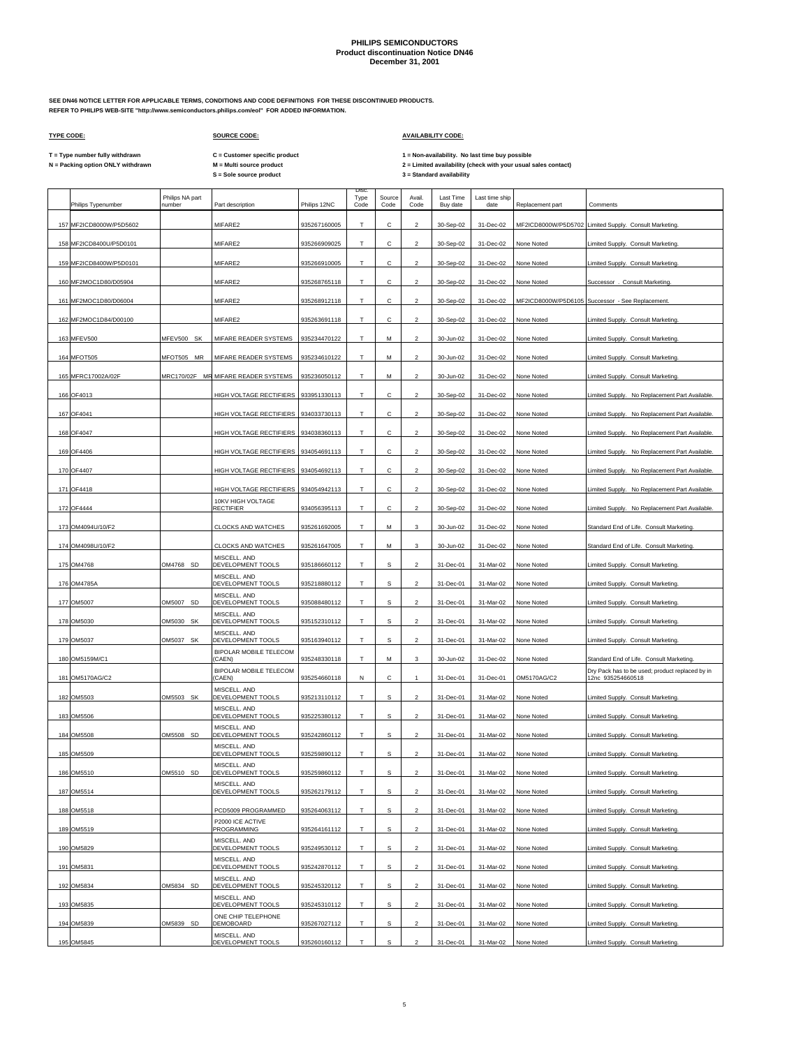**PHILIPS SEMICONDUCTORS**
**Product discontinuation Notice DN46**
**December 31, 2001**

**SEE DN46 NOTICE LETTER FOR APPLICABLE TERMS, CONDITIONS AND CODE DEFINITIONS FOR THESE DISCONTINUED PRODUCTS.**
**REFER TO PHILIPS WEB-SITE "http://www.semiconductors.philips.com/eol" FOR ADDED INFORMATION.**

**TYPE CODE:**

**T = Type number fully withdrawn**
**N = Packing option ONLY withdrawn**

**SOURCE CODE:**

**C = Customer specific product**
**M = Multi source product**
**S = Sole source product**

**AVAILABILITY CODE:**

**1 = Non-availability. No last time buy possible**
**2 = Limited availability (check with your usual sales contact)**
**3 = Standard availability**

| | Philips Typenumber | Philips NA part number | Part description | Philips 12NC | Disc. Type Code | Source Code | Avail. Code | Last Time Buy date | Last time ship date | Replacement part | Comments |
|---|---|---|---|---|---|---|---|---|---|---|---|
| 157 | MF2ICD8000W/P5D5602 | | MIFARE2 | 935267160005 | T | C | 2 | 30-Sep-02 | 31-Dec-02 | MF2ICD8000W/P5D5702 | Limited Supply. Consult Marketing. |
| 158 | MF2ICD8400U/P5D0101 | | MIFARE2 | 935266909025 | T | C | 2 | 30-Sep-02 | 31-Dec-02 | None Noted | Limited Supply. Consult Marketing. |
| 159 | MF2ICD8400W/P5D0101 | | MIFARE2 | 935266910005 | T | C | 2 | 30-Sep-02 | 31-Dec-02 | None Noted | Limited Supply. Consult Marketing. |
| 160 | MF2MOC1D80/D05904 | | MIFARE2 | 935268765118 | T | C | 2 | 30-Sep-02 | 31-Dec-02 | None Noted | Successor . Consult Marketing. |
| 161 | MF2MOC1D80/D06004 | | MIFARE2 | 935268912118 | T | C | 2 | 30-Sep-02 | 31-Dec-02 | MF2ICD8000W/P5D6105 | Successor - See Replacement. |
| 162 | MF2MOC1D84/D00100 | | MIFARE2 | 935263691118 | T | C | 2 | 30-Sep-02 | 31-Dec-02 | None Noted | Limited Supply. Consult Marketing. |
| 163 | MFEV500 | MFEV500 SK | MIFARE READER SYSTEMS | 935234470122 | T | M | 2 | 30-Jun-02 | 31-Dec-02 | None Noted | Limited Supply. Consult Marketing. |
| 164 | MFOT505 | MFOT505 MR | MIFARE READER SYSTEMS | 935234610122 | T | M | 2 | 30-Jun-02 | 31-Dec-02 | None Noted | Limited Supply. Consult Marketing. |
| 165 | MFRC17002A/02F | MRC170/02F MR | MIFARE READER SYSTEMS | 935236050112 | T | M | 2 | 30-Jun-02 | 31-Dec-02 | None Noted | Limited Supply. Consult Marketing. |
| 166 | OF4013 | | HIGH VOLTAGE RECTIFIERS | 933951330113 | T | C | 2 | 30-Sep-02 | 31-Dec-02 | None Noted | Limited Supply. No Replacement Part Available. |
| 167 | OF4041 | | HIGH VOLTAGE RECTIFIERS | 934033730113 | T | C | 2 | 30-Sep-02 | 31-Dec-02 | None Noted | Limited Supply. No Replacement Part Available. |
| 168 | OF4047 | | HIGH VOLTAGE RECTIFIERS | 934038360113 | T | C | 2 | 30-Sep-02 | 31-Dec-02 | None Noted | Limited Supply. No Replacement Part Available. |
| 169 | OF4406 | | HIGH VOLTAGE RECTIFIERS | 934054691113 | T | C | 2 | 30-Sep-02 | 31-Dec-02 | None Noted | Limited Supply. No Replacement Part Available. |
| 170 | OF4407 | | HIGH VOLTAGE RECTIFIERS | 934054692113 | T | C | 2 | 30-Sep-02 | 31-Dec-02 | None Noted | Limited Supply. No Replacement Part Available. |
| 171 | OF4418 | | HIGH VOLTAGE RECTIFIERS | 934054942113 | T | C | 2 | 30-Sep-02 | 31-Dec-02 | None Noted | Limited Supply. No Replacement Part Available. |
| 172 | OF4444 | | 10KV HIGH VOLTAGE RECTIFIER | 934056395113 | T | C | 2 | 30-Sep-02 | 31-Dec-02 | None Noted | Limited Supply. No Replacement Part Available. |
| 173 | OM4094U/10/F2 | | CLOCKS AND WATCHES | 935261692005 | T | M | 3 | 30-Jun-02 | 31-Dec-02 | None Noted | Standard End of Life. Consult Marketing. |
| 174 | OM4098U/10/F2 | | CLOCKS AND WATCHES | 935261647005 | T | M | 3 | 30-Jun-02 | 31-Dec-02 | None Noted | Standard End of Life. Consult Marketing. |
| 175 | OM4768 | OM4768 SD | MISCELL. AND DEVELOPMENT TOOLS | 935186660112 | T | S | 2 | 31-Dec-01 | 31-Mar-02 | None Noted | Limited Supply. Consult Marketing. |
| 176 | OM4785A | | MISCELL. AND DEVELOPMENT TOOLS | 935218880112 | T | S | 2 | 31-Dec-01 | 31-Mar-02 | None Noted | Limited Supply. Consult Marketing. |
| 177 | OM5007 | OM5007 SD | MISCELL. AND DEVELOPMENT TOOLS | 935088480112 | T | S | 2 | 31-Dec-01 | 31-Mar-02 | None Noted | Limited Supply. Consult Marketing. |
| 178 | OM5030 | OM5030 SK | MISCELL. AND DEVELOPMENT TOOLS | 935152310112 | T | S | 2 | 31-Dec-01 | 31-Mar-02 | None Noted | Limited Supply. Consult Marketing. |
| 179 | OM5037 | OM5037 SK | MISCELL. AND DEVELOPMENT TOOLS | 935163940112 | T | S | 2 | 31-Dec-01 | 31-Mar-02 | None Noted | Limited Supply. Consult Marketing. |
| 180 | OM5159M/C1 | | BIPOLAR MOBILE TELECOM (CAEN) | 935248330118 | T | M | 3 | 30-Jun-02 | 31-Dec-02 | None Noted | Standard End of Life. Consult Marketing. |
| 181 | OM5170AG/C2 | | BIPOLAR MOBILE TELECOM (CAEN) | 935254660118 | N | C | 1 | 31-Dec-01 | 31-Dec-01 | OM5170AG/C2 | Dry Pack has to be used; product replaced by in 12nc 935254660518 |
| 182 | OM5503 | OM5503 SK | MISCELL. AND DEVELOPMENT TOOLS | 935213110112 | T | S | 2 | 31-Dec-01 | 31-Mar-02 | None Noted | Limited Supply. Consult Marketing. |
| 183 | OM5506 | | MISCELL. AND DEVELOPMENT TOOLS | 935225380112 | T | S | 2 | 31-Dec-01 | 31-Mar-02 | None Noted | Limited Supply. Consult Marketing. |
| 184 | OM5508 | OM5508 SD | MISCELL. AND DEVELOPMENT TOOLS | 935242860112 | T | S | 2 | 31-Dec-01 | 31-Mar-02 | None Noted | Limited Supply. Consult Marketing. |
| 185 | OM5509 | | MISCELL. AND DEVELOPMENT TOOLS | 935259890112 | T | S | 2 | 31-Dec-01 | 31-Mar-02 | None Noted | Limited Supply. Consult Marketing. |
| 186 | OM5510 | OM5510 SD | MISCELL. AND DEVELOPMENT TOOLS | 935259860112 | T | S | 2 | 31-Dec-01 | 31-Mar-02 | None Noted | Limited Supply. Consult Marketing. |
| 187 | OM5514 | | MISCELL. AND DEVELOPMENT TOOLS | 935262179112 | T | S | 2 | 31-Dec-01 | 31-Mar-02 | None Noted | Limited Supply. Consult Marketing. |
| 188 | OM5518 | | PCD5009 PROGRAMMED | 935264063112 | T | S | 2 | 31-Dec-01 | 31-Mar-02 | None Noted | Limited Supply. Consult Marketing. |
| 189 | OM5519 | | P2000 ICE ACTIVE PROGRAMMING | 935264161112 | T | S | 2 | 31-Dec-01 | 31-Mar-02 | None Noted | Limited Supply. Consult Marketing. |
| 190 | OM5829 | | MISCELL. AND DEVELOPMENT TOOLS | 935249530112 | T | S | 2 | 31-Dec-01 | 31-Mar-02 | None Noted | Limited Supply. Consult Marketing. |
| 191 | OM5831 | | MISCELL. AND DEVELOPMENT TOOLS | 935242870112 | T | S | 2 | 31-Dec-01 | 31-Mar-02 | None Noted | Limited Supply. Consult Marketing. |
| 192 | OM5834 | OM5834 SD | MISCELL. AND DEVELOPMENT TOOLS | 935245320112 | T | S | 2 | 31-Dec-01 | 31-Mar-02 | None Noted | Limited Supply. Consult Marketing. |
| 193 | OM5835 | | MISCELL. AND DEVELOPMENT TOOLS | 935245310112 | T | S | 2 | 31-Dec-01 | 31-Mar-02 | None Noted | Limited Supply. Consult Marketing. |
| 194 | OM5839 | OM5839 SD | ONE CHIP TELEPHONE DEMOBOARD | 935267027112 | T | S | 2 | 31-Dec-01 | 31-Mar-02 | None Noted | Limited Supply. Consult Marketing. |
| 195 | OM5845 | | MISCELL. AND DEVELOPMENT TOOLS | 935260160112 | T | S | 2 | 31-Dec-01 | 31-Mar-02 | None Noted | Limited Supply. Consult Marketing. |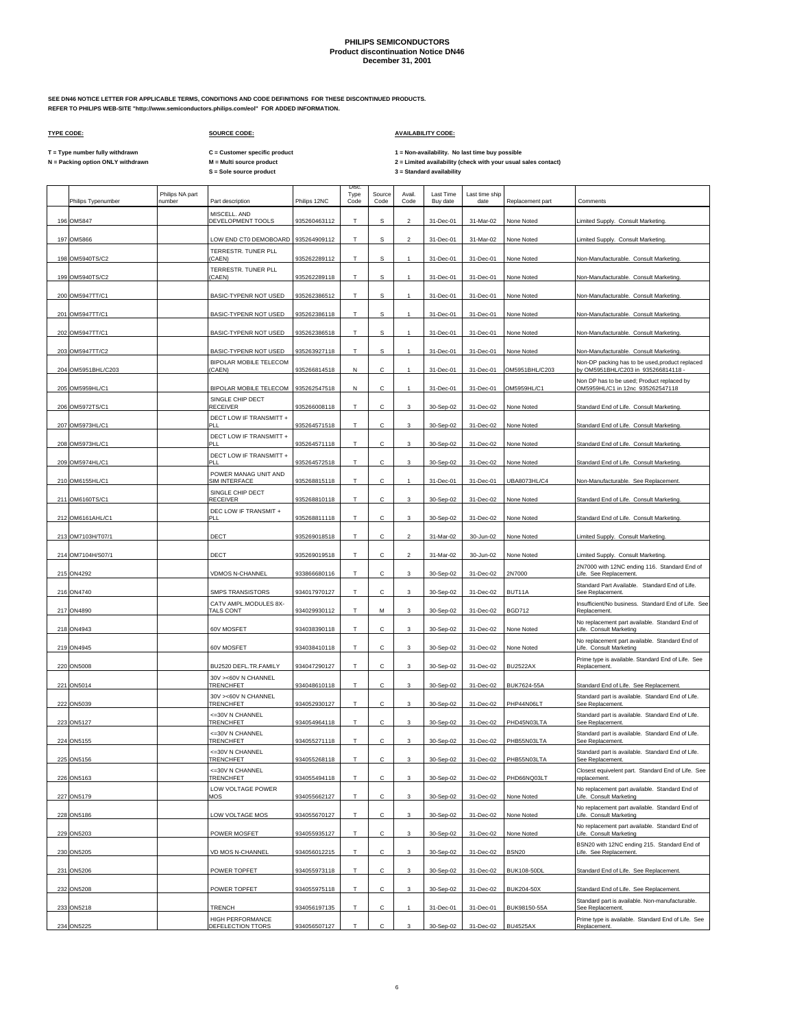# PHILIPS SEMICONDUCTORS
## Product discontinuation Notice DN46
## December 31, 2001

**SEE DN46 NOTICE LETTER FOR APPLICABLE TERMS, CONDITIONS AND CODE DEFINITIONS FOR THESE DISCONTINUED PRODUCTS.**
**REFER TO PHILIPS WEB-SITE "http://www.semiconductors.philips.com/eol" FOR ADDED INFORMATION.**

**TYPE CODE:**

T = Type number fully withdrawn
N = Packing option ONLY withdrawn

**SOURCE CODE:**

C = Customer specific product
M = Multi source product
S = Sole source product

**AVAILABILITY CODE:**

1 = Non-availability. No last time buy possible
2 = Limited availability (check with your usual sales contact)
3 = Standard availability

| | Philips Typenumber | Philips NA part number | Part description | Philips 12NC | Disc. Type Code | Source Code | Avail. Code | Last Time Buy date | Last time ship date | Replacement part | Comments |
|---|---|---|---|---|---|---|---|---|---|---|---|
| 196 | OM5847 | | MISCELL. AND DEVELOPMENT TOOLS | 935260463112 | T | S | 2 | 31-Dec-01 | 31-Mar-02 | None Noted | Limited Supply. Consult Marketing. |
| 197 | OM5866 | | LOW END CT0 DEMOBOARD | 935264909112 | T | S | 2 | 31-Dec-01 | 31-Mar-02 | None Noted | Limited Supply. Consult Marketing. |
| 198 | OM5940TS/C2 | | TERRESTR. TUNER PLL (CAEN) | 935262289112 | T | S | 1 | 31-Dec-01 | 31-Dec-01 | None Noted | Non-Manufacturable. Consult Marketing. |
| 199 | OM5940TS/C2 | | TERRESTR. TUNER PLL (CAEN) | 935262289118 | T | S | 1 | 31-Dec-01 | 31-Dec-01 | None Noted | Non-Manufacturable. Consult Marketing. |
| 200 | OM5947TT/C1 | | BASIC-TYPENR NOT USED | 935262386512 | T | S | 1 | 31-Dec-01 | 31-Dec-01 | None Noted | Non-Manufacturable. Consult Marketing. |
| 201 | OM5947TT/C1 | | BASIC-TYPENR NOT USED | 935262386118 | T | S | 1 | 31-Dec-01 | 31-Dec-01 | None Noted | Non-Manufacturable. Consult Marketing. |
| 202 | OM5947TT/C1 | | BASIC-TYPENR NOT USED | 935262386518 | T | S | 1 | 31-Dec-01 | 31-Dec-01 | None Noted | Non-Manufacturable. Consult Marketing. |
| 203 | OM5947TT/C2 | | BASIC-TYPENR NOT USED | 935263927118 | T | S | 1 | 31-Dec-01 | 31-Dec-01 | None Noted | Non-Manufacturable. Consult Marketing. |
| 204 | OM5951BHL/C203 | | BIPOLAR MOBILE TELECOM (CAEN) | 935266814518 | N | C | 1 | 31-Dec-01 | 31-Dec-01 | OM5951BHL/C203 | Non-DP packing has to be used,product replaced by OM5951BHL/C203 in 935266814118 - |
| 205 | OM5959HL/C1 | | BIPOLAR MOBILE TELECOM | 935262547518 | N | C | 1 | 31-Dec-01 | 31-Dec-01 | OM5959HL/C1 | Non DP has to be used; Product replaced by OM5959HL/C1 in 12nc 935262547118 |
| 206 | OM5972TS/C1 | | SINGLE CHIP DECT RECEIVER | 935266008118 | T | C | 3 | 30-Sep-02 | 31-Dec-02 | None Noted | Standard End of Life. Consult Marketing. |
| 207 | OM5973HL/C1 | | DECT LOW IF TRANSMITT + PLL | 935264571518 | T | C | 3 | 30-Sep-02 | 31-Dec-02 | None Noted | Standard End of Life. Consult Marketing. |
| 208 | OM5973HL/C1 | | DECT LOW IF TRANSMITT + PLL | 935264571118 | T | C | 3 | 30-Sep-02 | 31-Dec-02 | None Noted | Standard End of Life. Consult Marketing. |
| 209 | OM5974HL/C1 | | DECT LOW IF TRANSMITT + PLL | 935264572518 | T | C | 3 | 30-Sep-02 | 31-Dec-02 | None Noted | Standard End of Life. Consult Marketing. |
| 210 | OM6155HL/C1 | | POWER MANAG UNIT AND SIM INTERFACE | 935268815118 | T | C | 1 | 31-Dec-01 | 31-Dec-01 | UBA8073HL/C4 | Non-Manufacturable. See Replacement. |
| 211 | OM6160TS/C1 | | SINGLE CHIP DECT RECEIVER | 935268810118 | T | C | 3 | 30-Sep-02 | 31-Dec-02 | None Noted | Standard End of Life. Consult Marketing. |
| 212 | OM6161AHL/C1 | | DEC LOW IF TRANSMIT + PLL | 935268811118 | T | C | 3 | 30-Sep-02 | 31-Dec-02 | None Noted | Standard End of Life. Consult Marketing. |
| 213 | OM7103H/T07/1 | | DECT | 935269018518 | T | C | 2 | 31-Mar-02 | 30-Jun-02 | None Noted | Limited Supply. Consult Marketing. |
| 214 | OM7104H/S07/1 | | DECT | 935269019518 | T | C | 2 | 31-Mar-02 | 30-Jun-02 | None Noted | Limited Supply. Consult Marketing. |
| 215 | ON4292 | | VDMOS N-CHANNEL | 933866680116 | T | C | 3 | 30-Sep-02 | 31-Dec-02 | 2N7000 | 2N7000 with 12NC ending 116. Standard End of Life. See Replacement. |
| 216 | ON4740 | | SMPS TRANSISTORS | 934017970127 | T | C | 3 | 30-Sep-02 | 31-Dec-02 | BUT11A | Standard Part Available. Standard End of Life. See Replacement. |
| 217 | ON4890 | | CATV AMPL.MODULES 8X-TALS CONT | 934029930112 | T | M | 3 | 30-Sep-02 | 31-Dec-02 | BGD712 | Insufficient/No business. Standard End of Life. See Replacement. |
| 218 | ON4943 | | 60V MOSFET | 934038390118 | T | C | 3 | 30-Sep-02 | 31-Dec-02 | None Noted | No replacement part available. Standard End of Life. Consult Marketing |
| 219 | ON4945 | | 60V MOSFET | 934038410118 | T | C | 3 | 30-Sep-02 | 31-Dec-02 | None Noted | No replacement part available. Standard End of Life. Consult Marketing |
| 220 | ON5008 | | BU2520 DEFL.TR.FAMILY | 934047290127 | T | C | 3 | 30-Sep-02 | 31-Dec-02 | BU2522AX | Prime type is available. Standard End of Life. See Replacement. |
| 221 | ON5014 | | 30V ><60V N CHANNEL TRENCHFET | 934048610118 | T | C | 3 | 30-Sep-02 | 31-Dec-02 | BUK7624-55A | Standard End of Life. See Replacement. |
| 222 | ON5039 | | 30V ><60V N CHANNEL TRENCHFET | 934052930127 | T | C | 3 | 30-Sep-02 | 31-Dec-02 | PHP44N06LT | Standard part is available. Standard End of Life. See Replacement. |
| 223 | ON5127 | | <=30V N CHANNEL TRENCHFET | 934054964118 | T | C | 3 | 30-Sep-02 | 31-Dec-02 | PHD45N03LTA | Standard part is available. Standard End of Life. See Replacement. |
| 224 | ON5155 | | <=30V N CHANNEL TRENCHFET | 934055271118 | T | C | 3 | 30-Sep-02 | 31-Dec-02 | PHB55N03LTA | Standard part is available. Standard End of Life. See Replacement. |
| 225 | ON5156 | | <=30V N CHANNEL TRENCHFET | 934055268118 | T | C | 3 | 30-Sep-02 | 31-Dec-02 | PHB55N03LTA | Standard part is available. Standard End of Life. See Replacement. |
| 226 | ON5163 | | <=30V N CHANNEL TRENCHFET | 934055494118 | T | C | 3 | 30-Sep-02 | 31-Dec-02 | PHD66NQ03LT | Closest equivelent part. Standard End of Life. See replacement. |
| 227 | ON5179 | | LOW VOLTAGE POWER MOS | 934055662127 | T | C | 3 | 30-Sep-02 | 31-Dec-02 | None Noted | No replacement part available. Standard End of Life. Consult Marketing |
| 228 | ON5186 | | LOW VOLTAGE MOS | 934055670127 | T | C | 3 | 30-Sep-02 | 31-Dec-02 | None Noted | No replacement part available. Standard End of Life. Consult Marketing |
| 229 | ON5203 | | POWER MOSFET | 934055935127 | T | C | 3 | 30-Sep-02 | 31-Dec-02 | None Noted | No replacement part available. Standard End of Life. Consult Marketing |
| 230 | ON5205 | | VD MOS N-CHANNEL | 934056012215 | T | C | 3 | 30-Sep-02 | 31-Dec-02 | BSN20 | BSN20 with 12NC ending 215. Standard End of Life. See Replacement. |
| 231 | ON5206 | | POWER TOPFET | 934055973118 | T | C | 3 | 30-Sep-02 | 31-Dec-02 | BUK108-50DL | Standard End of Life. See Replacement. |
| 232 | ON5208 | | POWER TOPFET | 934055975118 | T | C | 3 | 30-Sep-02 | 31-Dec-02 | BUK204-50X | Standard End of Life. See Replacement. |
| 233 | ON5218 | | TRENCH | 934056197135 | T | C | 1 | 31-Dec-01 | 31-Dec-01 | BUK98150-55A | Standard part is available. Non-manufacturable. See Replacement. |
| 234 | ON5225 | | HIGH PERFORMANCE DEFELECTION TTORS | 934056507127 | T | C | 3 | 30-Sep-02 | 31-Dec-02 | BU4525AX | Prime type is available. Standard End of Life. See Replacement. |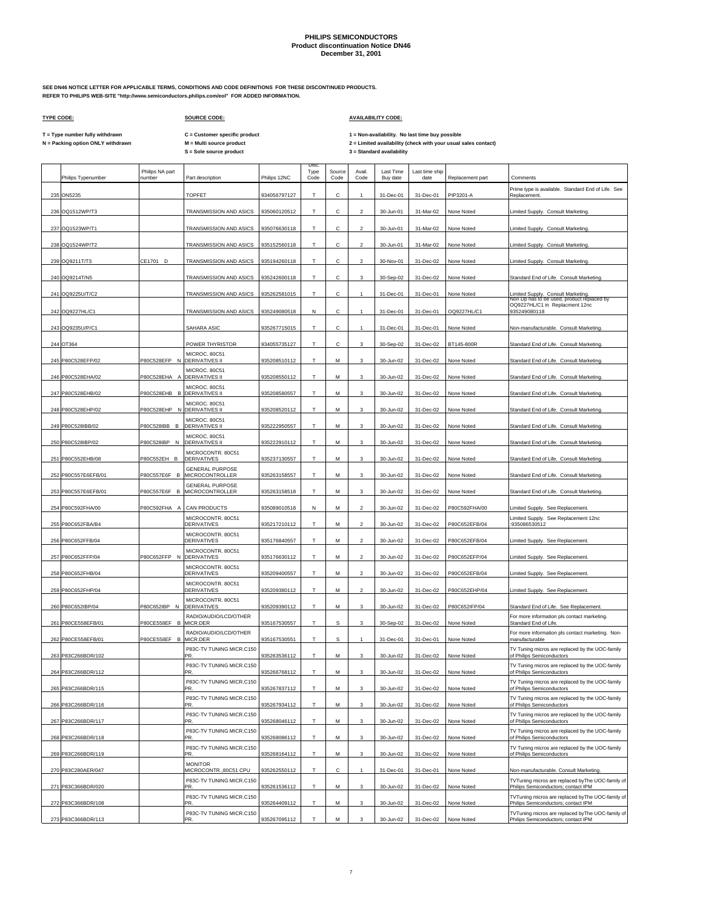# PHILIPS SEMICONDUCTORS
## Product discontinuation Notice DN46
## December 31, 2001

**SEE DN46 NOTICE LETTER FOR APPLICABLE TERMS, CONDITIONS AND CODE DEFINITIONS FOR THESE DISCONTINUED PRODUCTS.**
**REFER TO PHILIPS WEB-SITE "http://www.semiconductors.philips.com/eol" FOR ADDED INFORMATION.**

**TYPE CODE:**

T = Type number fully withdrawn
N = Packing option ONLY withdrawn

**SOURCE CODE:**

C = Customer specific product
M = Multi source product
S = Sole source product

**AVAILABILITY CODE:**

1 = Non-availability. No last time buy possible
2 = Limited availability (check with your usual sales contact)
3 = Standard availability

| | Philips Typenumber | Philips NA part number | Part description | Philips 12NC | Disc. Type Code | Source Code | Avail. Code | Last Time Buy date | Last time ship date | Replacement part | Comments |
|---|---|---|---|---|---|---|---|---|---|---|---|
| 235 | ON5235 | | TOPFET | 934056797127 | T | C | 1 | 31-Dec-01 | 31-Dec-01 | PIP3201-A | Prime type is available. Standard End of Life. See Replacement. |
| 236 | OQ1512WP/T3 | | TRANSMISSION AND ASICS | 935060120512 | T | C | 2 | 30-Jun-01 | 31-Mar-02 | None Noted | Limited Supply. Consult Marketing. |
| 237 | OQ1523WP/T1 | | TRANSMISSION AND ASICS | 935076630118 | T | C | 2 | 30-Jun-01 | 31-Mar-02 | None Noted | Limited Supply. Consult Marketing. |
| 238 | OQ1524WP/T2 | | TRANSMISSION AND ASICS | 935152560118 | T | C | 2 | 30-Jun-01 | 31-Mar-02 | None Noted | Limited Supply. Consult Marketing. |
| 239 | OQ9211T/T3 | CE1701 D | TRANSMISSION AND ASICS | 935194260118 | T | C | 2 | 30-Nov-01 | 31-Dec-02 | None Noted | Limited Supply. Consult Marketing. |
| 240 | OQ9214T/N5 | | TRANSMISSION AND ASICS | 935242600118 | T | C | 3 | 30-Sep-02 | 31-Dec-02 | None Noted | Standard End of Life. Consult Marketing. |
| 241 | OQ9225U/T/C2 | | TRANSMISSION AND ASICS | 935262581015 | T | C | 1 | 31-Dec-01 | 31-Dec-01 | None Noted | Limited Supply. Consult Marketing. |
| 242 | OQ9227HL/C1 | | TRANSMISSION AND ASICS | 935249080518 | N | C | 1 | 31-Dec-01 | 31-Dec-01 | OQ9227HL/C1 | Non Dp has to be used, product replaced by OQ9227HL/C1 in Replacment 12nc 935249080118 |
| 243 | OQ9235U/P/C1 | | SAHARA ASIC | 935267715015 | T | C | 1 | 31-Dec-01 | 31-Dec-01 | None Noted | Non-manufacturable. Consult Marketing. |
| 244 | OT364 | | POWER THYRISTOR | 934055735127 | T | C | 3 | 30-Sep-02 | 31-Dec-02 | BT145-800R | Standard End of Life. Consult Marketing. |
| 245 | P80C528EFP/02 | P80C528EFP N | MICROC. 80C51 DERIVATIVES II | 935208510112 | T | M | 3 | 30-Jun-02 | 31-Dec-02 | None Noted | Standard End of Life. Consult Marketing. |
| 246 | P80C528EHA/02 | P80C528EHA A | MICROC. 80C51 DERIVATIVES II | 935208550112 | T | M | 3 | 30-Jun-02 | 31-Dec-02 | None Noted | Standard End of Life. Consult Marketing. |
| 247 | P80C528EHB/02 | P80C528EHB B | MICROC. 80C51 DERIVATIVES II | 935208580557 | T | M | 3 | 30-Jun-02 | 31-Dec-02 | None Noted | Standard End of Life. Consult Marketing. |
| 248 | P80C528EHP/02 | P80C528EHP N | MICROC. 80C51 DERIVATIVES II | 935208520112 | T | M | 3 | 30-Jun-02 | 31-Dec-02 | None Noted | Standard End of Life. Consult Marketing. |
| 249 | P80C528IBB/02 | P80C528IBB B | MICROC. 80C51 DERIVATIVES II | 935222950557 | T | M | 3 | 30-Jun-02 | 31-Dec-02 | None Noted | Standard End of Life. Consult Marketing. |
| 250 | P80C528IBP/02 | P80C528IBP N | MICROC. 80C51 DERIVATIVES II | 935222910112 | T | M | 3 | 30-Jun-02 | 31-Dec-02 | None Noted | Standard End of Life. Consult Marketing. |
| 251 | P80C552EHB/08 | P80C552EH B | MICROCONTR. 80C51 DERIVATIVES | 935237130557 | T | M | 3 | 30-Jun-02 | 31-Dec-02 | None Noted | Standard End of Life. Consult Marketing. |
| 252 | P80C557E6EFB/01 | P80C557E6F B | GENERAL PURPOSE MICROCONTROLLER | 935263158557 | T | M | 3 | 30-Jun-02 | 31-Dec-02 | None Noted | Standard End of Life. Consult Marketing. |
| 253 | P80C557E6EFB/01 | P80C557E6F B | GENERAL PURPOSE MICROCONTROLLER | 935263158518 | T | M | 3 | 30-Jun-02 | 31-Dec-02 | None Noted | Standard End of Life. Consult Marketing. |
| 254 | P80C592FHA/00 | P80C592FHA A | CAN PRODUCTS | 935089010518 | N | M | 2 | 30-Jun-02 | 31-Dec-02 | P80C592FHA/00 | Limited Supply. See Replacement. |
| 255 | P80C652FBA/B4 | | MICROCONTR. 80C51 DERIVATIVES | 935217210112 | T | M | 2 | 30-Jun-02 | 31-Dec-02 | P80C652EFB/04 | Limited Supply. See Replacement 12nc :935086530512 |
| 256 | P80C652FFB/04 | | MICROCONTR. 80C51 DERIVATIVES | 935176840557 | T | M | 2 | 30-Jun-02 | 31-Dec-02 | P80C652EFB/04 | Limited Supply. See Replacement. |
| 257 | P80C652FFP/04 | P80C652FFP N | MICROCONTR. 80C51 DERIVATIVES | 935176630112 | T | M | 2 | 30-Jun-02 | 31-Dec-02 | P80C652EFP/04 | Limited Supply. See Replacement. |
| 258 | P80C652FHB/04 | | MICROCONTR. 80C51 DERIVATIVES | 935209400557 | T | M | 2 | 30-Jun-02 | 31-Dec-02 | P80C652EFB/04 | Limited Supply. See Replacement. |
| 259 | P80C652FHP/04 | | MICROCONTR. 80C51 DERIVATIVES | 935209380112 | T | M | 2 | 30-Jun-02 | 31-Dec-02 | P80C652EHP/04 | Limited Supply. See Replacement. |
| 260 | P80C652IBP/04 | P80C652IBP N | MICROCONTR. 80C51 DERIVATIVES | 935209390112 | T | M | 3 | 30-Jun-02 | 31-Dec-02 | P80C652IFP/04 | Standard End of Life. See Replacement. |
| 261 | P80CE558EFB/01 | P80CE558EF B | RADIO/AUDIO/LCD/OTHER MICR.DER | 935167530557 | T | S | 3 | 30-Sep-02 | 31-Dec-02 | None Noted | For more information pls contact marketing. Standard End of Life. |
| 262 | P80CE558EFB/01 | P80CE558EF B | RADIO/AUDIO/LCD/OTHER MICR.DER | 935167530551 | T | S | 1 | 31-Dec-01 | 31-Dec-01 | None Noted | For more information pls contact marketing. Non-manufacturable |
| 263 | P83C266BDR/102 | | P83C-TV TUNING MICR.C150 PR. | 935263536112 | T | M | 3 | 30-Jun-02 | 31-Dec-02 | None Noted | TV Tuning micros are replaced by the UOC-family of Philips Semiconductors |
| 264 | P83C266BDR/112 | | P83C-TV TUNING MICR.C150 PR. | 935266768112 | T | M | 3 | 30-Jun-02 | 31-Dec-02 | None Noted | TV Tuning micros are replaced by the UOC-family of Philips Semiconductors |
| 265 | P83C266BDR/115 | | P83C-TV TUNING MICR.C150 PR. | 935267837112 | T | M | 3 | 30-Jun-02 | 31-Dec-02 | None Noted | TV Tuning micros are replaced by the UOC-family of Philips Semiconductors |
| 266 | P83C266BDR/116 | | P83C-TV TUNING MICR.C150 PR. | 935267934112 | T | M | 3 | 30-Jun-02 | 31-Dec-02 | None Noted | TV Tuning micros are replaced by the UOC-family of Philips Semiconductors |
| 267 | P83C266BDR/117 | | P83C-TV TUNING MICR.C150 PR. | 935268046112 | T | M | 3 | 30-Jun-02 | 31-Dec-02 | None Noted | TV Tuning micros are replaced by the UOC-family of Philips Semiconductors |
| 268 | P83C266BDR/118 | | P83C-TV TUNING MICR.C150 PR. | 935268086112 | T | M | 3 | 30-Jun-02 | 31-Dec-02 | None Noted | TV Tuning micros are replaced by the UOC-family of Philips Semiconductors |
| 269 | P83C266BDR/119 | | P83C-TV TUNING MICR.C150 PR. | 935268164112 | T | M | 3 | 30-Jun-02 | 31-Dec-02 | None Noted | TV Tuning micros are replaced by the UOC-family of Philips Semiconductors |
| 270 | P83C280AER/047 | | MONITOR MICROCONTR.,80C51 CPU | 935262550112 | T | C | 1 | 31-Dec-01 | 31-Dec-01 | None Noted | Non-manufacturable. Consult Marketing. |
| 271 | P83C366BDR/020 | | P83C-TV TUNING MICR.C150 PR. | 935261536112 | T | M | 3 | 30-Jun-02 | 31-Dec-02 | None Noted | TVTuning micros are replaced byThe UOC-family of Philips Semiconductors; contact IPM |
| 272 | P83C366BDR/108 | | P83C-TV TUNING MICR.C150 PR. | 935264409112 | T | M | 3 | 30-Jun-02 | 31-Dec-02 | None Noted | TVTuning micros are replaced byThe UOC-family of Philips Semiconductors; contact IPM |
| 273 | P83C366BDR/113 | | P83C-TV TUNING MICR.C150 PR. | 935267095112 | T | M | 3 | 30-Jun-02 | 31-Dec-02 | None Noted | TVTuning micros are replaced byThe UOC-family of Philips Semiconductors; contact IPM |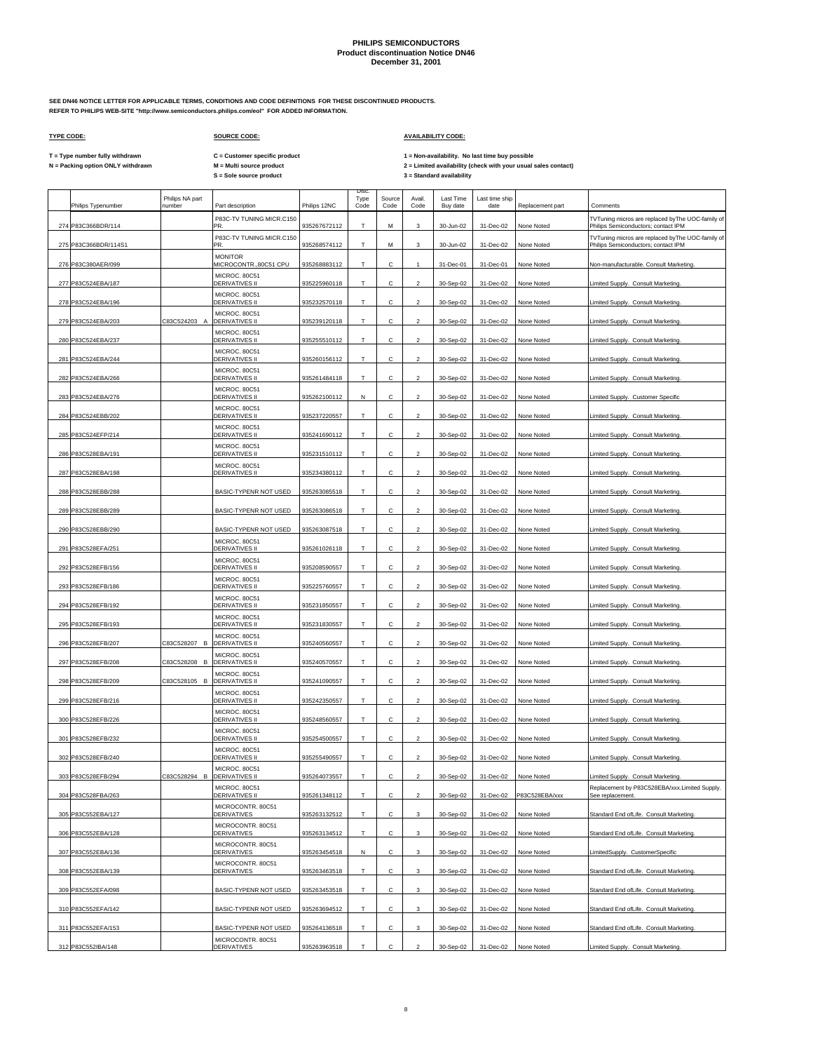# PHILIPS SEMICONDUCTORS
## Product discontinuation Notice DN46
### December 31, 2001

**SEE DN46 NOTICE LETTER FOR APPLICABLE TERMS, CONDITIONS AND CODE DEFINITIONS FOR THESE DISCONTINUED PRODUCTS.**
**REFER TO PHILIPS WEB-SITE "http://www.semiconductors.philips.com/eol" FOR ADDED INFORMATION.**

**TYPE CODE:**

T = Type number fully withdrawn
N = Packing option ONLY withdrawn

**SOURCE CODE:**

C = Customer specific product
M = Multi source product
S = Sole source product

**AVAILABILITY CODE:**

1 = Non-availability. No last time buy possible
2 = Limited availability (check with your usual sales contact)
3 = Standard availability

| | Philips Typenumber | Philips NA part number | Part description | Philips 12NC | Disc. Type Code | Source Code | Avail. Code | Last Time Buy date | Last time ship date | Replacement part | Comments |
|---|---|---|---|---|---|---|---|---|---|---|---|
| 274 | P83C366BDR/114 | | P83C-TV TUNING MICR.C150 PR. | 935267672112 | T | M | 3 | 30-Jun-02 | 31-Dec-02 | None Noted | TVTuning micros are replaced byThe UOC-family of Philips Semiconductors; contact IPM |
| 275 | P83C366BDR/114S1 | | P83C-TV TUNING MICR.C150 PR. | 935268574112 | T | M | 3 | 30-Jun-02 | 31-Dec-02 | None Noted | TVTuning micros are replaced byThe UOC-family of Philips Semiconductors; contact IPM |
| 276 | P83C380AER/099 | | MONITOR MICROCONTR.,80C51 CPU | 935268883112 | T | C | 1 | 31-Dec-01 | 31-Dec-01 | None Noted | Non-manufacturable. Consult Marketing. |
| 277 | P83C524EBA/187 | | MICROC. 80C51 DERIVATIVES II | 935225960118 | T | C | 2 | 30-Sep-02 | 31-Dec-02 | None Noted | Limited Supply. Consult Marketing. |
| 278 | P83C524EBA/196 | | MICROC. 80C51 DERIVATIVES II | 935232570118 | T | C | 2 | 30-Sep-02 | 31-Dec-02 | None Noted | Limited Supply. Consult Marketing. |
| 279 | P83C524EBA/203 | C83C524203 A | MICROC. 80C51 DERIVATIVES II | 935239120118 | T | C | 2 | 30-Sep-02 | 31-Dec-02 | None Noted | Limited Supply. Consult Marketing. |
| 280 | P83C524EBA/237 | | MICROC. 80C51 DERIVATIVES II | 935255510112 | T | C | 2 | 30-Sep-02 | 31-Dec-02 | None Noted | Limited Supply. Consult Marketing. |
| 281 | P83C524EBA/244 | | MICROC. 80C51 DERIVATIVES II | 935260156112 | T | C | 2 | 30-Sep-02 | 31-Dec-02 | None Noted | Limited Supply. Consult Marketing. |
| 282 | P83C524EBA/266 | | MICROC. 80C51 DERIVATIVES II | 935261484118 | T | C | 2 | 30-Sep-02 | 31-Dec-02 | None Noted | Limited Supply. Consult Marketing. |
| 283 | P83C524EBA/276 | | MICROC. 80C51 DERIVATIVES II | 935262100112 | N | C | 2 | 30-Sep-02 | 31-Dec-02 | None Noted | Limited Supply. Customer Specific |
| 284 | P83C524EBB/202 | | MICROC. 80C51 DERIVATIVES II | 935237220557 | T | C | 2 | 30-Sep-02 | 31-Dec-02 | None Noted | Limited Supply. Consult Marketing. |
| 285 | P83C524EFP/214 | | MICROC. 80C51 DERIVATIVES II | 935241690112 | T | C | 2 | 30-Sep-02 | 31-Dec-02 | None Noted | Limited Supply. Consult Marketing. |
| 286 | P83C528EBA/191 | | MICROC. 80C51 DERIVATIVES II | 935231510112 | T | C | 2 | 30-Sep-02 | 31-Dec-02 | None Noted | Limited Supply. Consult Marketing. |
| 287 | P83C528EBA/198 | | MICROC. 80C51 DERIVATIVES II | 935234380112 | T | C | 2 | 30-Sep-02 | 31-Dec-02 | None Noted | Limited Supply. Consult Marketing. |
| 288 | P83C528EBB/288 | | BASIC-TYPENR NOT USED | 935263085518 | T | C | 2 | 30-Sep-02 | 31-Dec-02 | None Noted | Limited Supply. Consult Marketing. |
| 289 | P83C528EBB/289 | | BASIC-TYPENR NOT USED | 935263086518 | T | C | 2 | 30-Sep-02 | 31-Dec-02 | None Noted | Limited Supply. Consult Marketing. |
| 290 | P83C528EBB/290 | | BASIC-TYPENR NOT USED | 935263087518 | T | C | 2 | 30-Sep-02 | 31-Dec-02 | None Noted | Limited Supply. Consult Marketing. |
| 291 | P83C528EFA/251 | | MICROC. 80C51 DERIVATIVES II | 935261026118 | T | C | 2 | 30-Sep-02 | 31-Dec-02 | None Noted | Limited Supply. Consult Marketing. |
| 292 | P83C528EFB/156 | | MICROC. 80C51 DERIVATIVES II | 935208590557 | T | C | 2 | 30-Sep-02 | 31-Dec-02 | None Noted | Limited Supply. Consult Marketing. |
| 293 | P83C528EFB/186 | | MICROC. 80C51 DERIVATIVES II | 935225760557 | T | C | 2 | 30-Sep-02 | 31-Dec-02 | None Noted | Limited Supply. Consult Marketing. |
| 294 | P83C528EFB/192 | | MICROC. 80C51 DERIVATIVES II | 935231850557 | T | C | 2 | 30-Sep-02 | 31-Dec-02 | None Noted | Limited Supply. Consult Marketing. |
| 295 | P83C528EFB/193 | | MICROC. 80C51 DERIVATIVES II | 935231830557 | T | C | 2 | 30-Sep-02 | 31-Dec-02 | None Noted | Limited Supply. Consult Marketing. |
| 296 | P83C528EFB/207 | C83C528207 B | MICROC. 80C51 DERIVATIVES II | 935240560557 | T | C | 2 | 30-Sep-02 | 31-Dec-02 | None Noted | Limited Supply. Consult Marketing. |
| 297 | P83C528EFB/208 | C83C528208 B | MICROC. 80C51 DERIVATIVES II | 935240570557 | T | C | 2 | 30-Sep-02 | 31-Dec-02 | None Noted | Limited Supply. Consult Marketing. |
| 298 | P83C528EFB/209 | C83C528105 B | MICROC. 80C51 DERIVATIVES II | 935241090557 | T | C | 2 | 30-Sep-02 | 31-Dec-02 | None Noted | Limited Supply. Consult Marketing. |
| 299 | P83C528EFB/216 | | MICROC. 80C51 DERIVATIVES II | 935242350557 | T | C | 2 | 30-Sep-02 | 31-Dec-02 | None Noted | Limited Supply. Consult Marketing. |
| 300 | P83C528EFB/226 | | MICROC. 80C51 DERIVATIVES II | 935248560557 | T | C | 2 | 30-Sep-02 | 31-Dec-02 | None Noted | Limited Supply. Consult Marketing. |
| 301 | P83C528EFB/232 | | MICROC. 80C51 DERIVATIVES II | 935254500557 | T | C | 2 | 30-Sep-02 | 31-Dec-02 | None Noted | Limited Supply. Consult Marketing. |
| 302 | P83C528EFB/240 | | MICROC. 80C51 DERIVATIVES II | 935255490557 | T | C | 2 | 30-Sep-02 | 31-Dec-02 | None Noted | Limited Supply. Consult Marketing. |
| 303 | P83C528EFB/294 | C83C528294 B | MICROC. 80C51 DERIVATIVES II | 935264073557 | T | C | 2 | 30-Sep-02 | 31-Dec-02 | None Noted | Limited Supply. Consult Marketing. |
| 304 | P83C528FBA/263 | | MICROC. 80C51 DERIVATIVES II | 935261348112 | T | C | 2 | 30-Sep-02 | 31-Dec-02 | P83C528EBA/xxx | Replacement by P83C528EBA/xxx.Limited Supply. See replacement. |
| 305 | P83C552EBA/127 | | MICROCONTR. 80C51 DERIVATIVES | 935263132512 | T | C | 3 | 30-Sep-02 | 31-Dec-02 | None Noted | Standard End ofLife. Consult Marketing. |
| 306 | P83C552EBA/128 | | MICROCONTR. 80C51 DERIVATIVES | 935263134512 | T | C | 3 | 30-Sep-02 | 31-Dec-02 | None Noted | Standard End ofLife. Consult Marketing. |
| 307 | P83C552EBA/136 | | MICROCONTR. 80C51 DERIVATIVES | 935263454518 | N | C | 3 | 30-Sep-02 | 31-Dec-02 | None Noted | LimitedSupply. CustomerSpecific |
| 308 | P83C552EBA/139 | | MICROCONTR. 80C51 DERIVATIVES | 935263463518 | T | C | 3 | 30-Sep-02 | 31-Dec-02 | None Noted | Standard End ofLife. Consult Marketing. |
| 309 | P83C552EFA/098 | | BASIC-TYPENR NOT USED | 935263453518 | T | C | 3 | 30-Sep-02 | 31-Dec-02 | None Noted | Standard End ofLife. Consult Marketing. |
| 310 | P83C552EFA/142 | | BASIC-TYPENR NOT USED | 935263694512 | T | C | 3 | 30-Sep-02 | 31-Dec-02 | None Noted | Standard End ofLife. Consult Marketing. |
| 311 | P83C552EFA/153 | | BASIC-TYPENR NOT USED | 935264136518 | T | C | 3 | 30-Sep-02 | 31-Dec-02 | None Noted | Standard End ofLife. Consult Marketing. |
| 312 | P83C552IBA/148 | | MICROCONTR. 80C51 DERIVATIVES | 935263963518 | T | C | 2 | 30-Sep-02 | 31-Dec-02 | None Noted | Limited Supply. Consult Marketing. |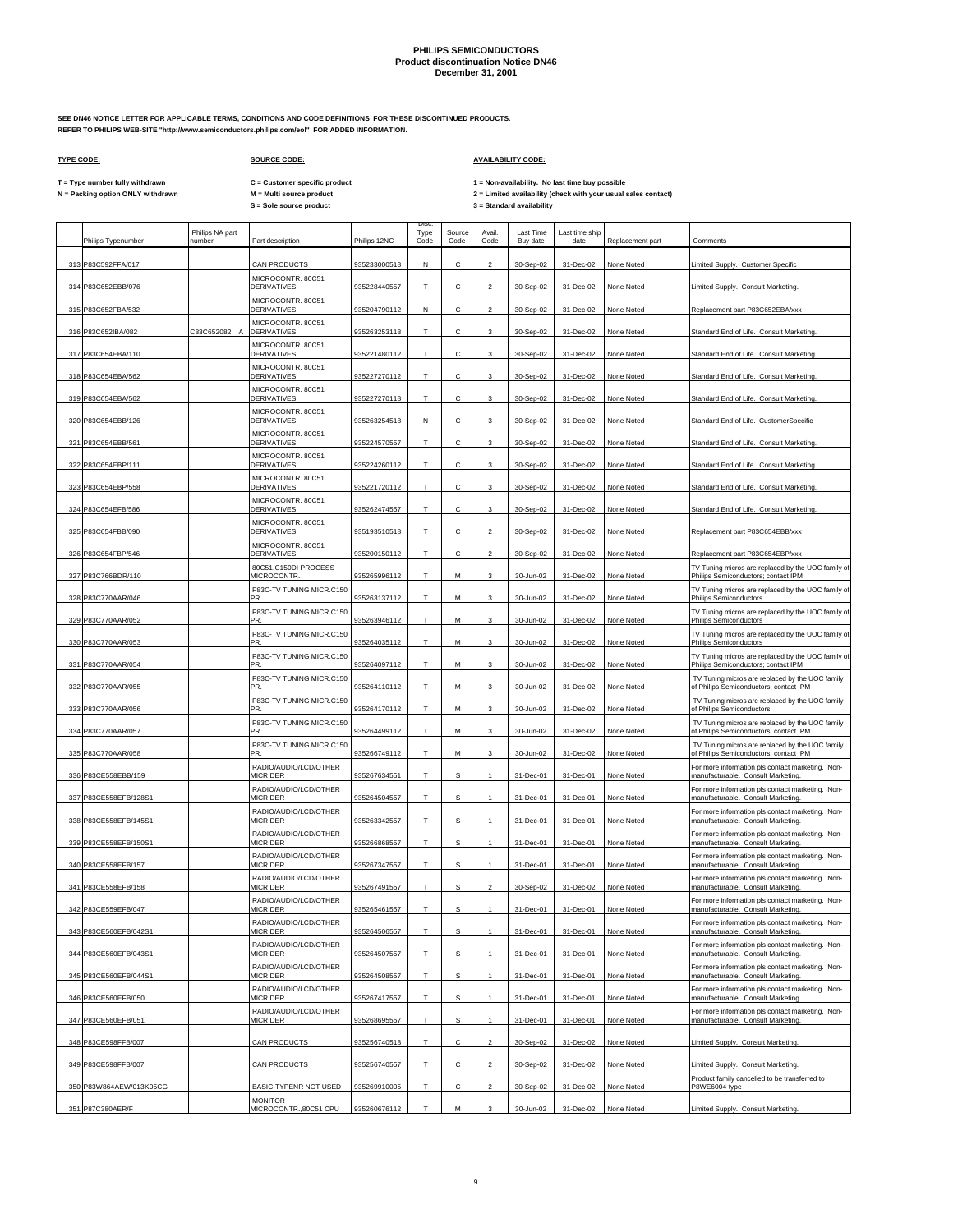# PHILIPS SEMICONDUCTORS
## Product discontinuation Notice DN46
### December 31, 2001

**SEE DN46 NOTICE LETTER FOR APPLICABLE TERMS, CONDITIONS AND CODE DEFINITIONS FOR THESE DISCONTINUED PRODUCTS.**
**REFER TO PHILIPS WEB-SITE "http://www.semiconductors.philips.com/eol" FOR ADDED INFORMATION.**

**TYPE CODE:**

T = Type number fully withdrawn
N = Packing option ONLY withdrawn

**SOURCE CODE:**

C = Customer specific product
M = Multi source product
S = Sole source product

**AVAILABILITY CODE:**

1 = Non-availability. No last time buy possible
2 = Limited availability (check with your usual sales contact)
3 = Standard availability

| | Philips Typenumber | Philips NA part number | Part description | Philips 12NC | Disc. Type Code | Source Code | Avail. Code | Last Time Buy date | Last time ship date | Replacement part | Comments |
|---|---|---|---|---|---|---|---|---|---|---|---|
| 313 | P83C592FFA/017 | | CAN PRODUCTS | 935233000518 | N | C | 2 | 30-Sep-02 | 31-Dec-02 | None Noted | Limited Supply. Customer Specific |
| 314 | P83C652EBB/076 | | MICROCONTR. 80C51 DERIVATIVES | 935228440557 | T | C | 2 | 30-Sep-02 | 31-Dec-02 | None Noted | Limited Supply. Consult Marketing. |
| 315 | P83C652FBA/532 | | MICROCONTR. 80C51 DERIVATIVES | 935204790112 | N | C | 2 | 30-Sep-02 | 31-Dec-02 | None Noted | Replacement part P83C652EBA/xxx |
| 316 | P83C652IBA/082 | C83C652082 A | MICROCONTR. 80C51 DERIVATIVES | 935263253118 | T | C | 3 | 30-Sep-02 | 31-Dec-02 | None Noted | Standard End of Life. Consult Marketing. |
| 317 | P83C654EBA/110 | | MICROCONTR. 80C51 DERIVATIVES | 935221480112 | T | C | 3 | 30-Sep-02 | 31-Dec-02 | None Noted | Standard End of Life. Consult Marketing. |
| 318 | P83C654EBA/562 | | MICROCONTR. 80C51 DERIVATIVES | 935227270112 | T | C | 3 | 30-Sep-02 | 31-Dec-02 | None Noted | Standard End of Life. Consult Marketing. |
| 319 | P83C654EBA/562 | | MICROCONTR. 80C51 DERIVATIVES | 935227270118 | T | C | 3 | 30-Sep-02 | 31-Dec-02 | None Noted | Standard End of Life. Consult Marketing. |
| 320 | P83C654EBB/126 | | MICROCONTR. 80C51 DERIVATIVES | 935263254518 | N | C | 3 | 30-Sep-02 | 31-Dec-02 | None Noted | Standard End of Life. CustomerSpecific |
| 321 | P83C654EBB/561 | | MICROCONTR. 80C51 DERIVATIVES | 935224570557 | T | C | 3 | 30-Sep-02 | 31-Dec-02 | None Noted | Standard End of Life. Consult Marketing. |
| 322 | P83C654EBP/111 | | MICROCONTR. 80C51 DERIVATIVES | 935224260112 | T | C | 3 | 30-Sep-02 | 31-Dec-02 | None Noted | Standard End of Life. Consult Marketing. |
| 323 | P83C654EBP/558 | | MICROCONTR. 80C51 DERIVATIVES | 935221720112 | T | C | 3 | 30-Sep-02 | 31-Dec-02 | None Noted | Standard End of Life. Consult Marketing. |
| 324 | P83C654EFB/586 | | MICROCONTR. 80C51 DERIVATIVES | 935262474557 | T | C | 3 | 30-Sep-02 | 31-Dec-02 | None Noted | Standard End of Life. Consult Marketing. |
| 325 | P83C654FBB/090 | | MICROCONTR. 80C51 DERIVATIVES | 935193510518 | T | C | 2 | 30-Sep-02 | 31-Dec-02 | None Noted | Replacement part P83C654EBB/xxx |
| 326 | P83C654FBP/546 | | MICROCONTR. 80C51 DERIVATIVES | 935200150112 | T | C | 2 | 30-Sep-02 | 31-Dec-02 | None Noted | Replacement part P83C654EBP/xxx |
| 327 | P83C766BDR/110 | | 80C51,C150DI PROCESS MICROCONTR. | 935265996112 | T | M | 3 | 30-Jun-02 | 31-Dec-02 | None Noted | TV Tuning micros are replaced by the UOC family of Philips Semiconductors; contact IPM |
| 328 | P83C770AAR/046 | | P83C-TV TUNING MICR.C150 PR. | 935263137112 | T | M | 3 | 30-Jun-02 | 31-Dec-02 | None Noted | TV Tuning micros are replaced by the UOC family of Philips Semiconductors |
| 329 | P83C770AAR/052 | | P83C-TV TUNING MICR.C150 PR. | 935263946112 | T | M | 3 | 30-Jun-02 | 31-Dec-02 | None Noted | TV Tuning micros are replaced by the UOC family of Philips Semiconductors |
| 330 | P83C770AAR/053 | | P83C-TV TUNING MICR.C150 PR. | 935264035112 | T | M | 3 | 30-Jun-02 | 31-Dec-02 | None Noted | TV Tuning micros are replaced by the UOC family of Philips Semiconductors |
| 331 | P83C770AAR/054 | | P83C-TV TUNING MICR.C150 PR. | 935264097112 | T | M | 3 | 30-Jun-02 | 31-Dec-02 | None Noted | TV Tuning micros are replaced by the UOC family of Philips Semiconductors; contact IPM |
| 332 | P83C770AAR/055 | | P83C-TV TUNING MICR.C150 PR. | 935264110112 | T | M | 3 | 30-Jun-02 | 31-Dec-02 | None Noted | TV Tuning micros are replaced by the UOC family of Philips Semiconductors; contact IPM |
| 333 | P83C770AAR/056 | | P83C-TV TUNING MICR.C150 PR. | 935264170112 | T | M | 3 | 30-Jun-02 | 31-Dec-02 | None Noted | TV Tuning micros are replaced by the UOC family of Philips Semiconductors |
| 334 | P83C770AAR/057 | | P83C-TV TUNING MICR.C150 PR. | 935264499112 | T | M | 3 | 30-Jun-02 | 31-Dec-02 | None Noted | TV Tuning micros are replaced by the UOC family of Philips Semiconductors; contact IPM |
| 335 | P83C770AAR/058 | | P83C-TV TUNING MICR.C150 PR. | 935266749112 | T | M | 3 | 30-Jun-02 | 31-Dec-02 | None Noted | TV Tuning micros are replaced by the UOC family of Philips Semiconductors; contact IPM |
| 336 | P83CE558EBB/159 | | RADIO/AUDIO/LCD/OTHER MICR.DER | 935267634551 | T | S | 1 | 31-Dec-01 | 31-Dec-01 | None Noted | For more information pls contact marketing. Non-manufacturable. Consult Marketing. |
| 337 | P83CE558EFB/128S1 | | RADIO/AUDIO/LCD/OTHER MICR.DER | 935264504557 | T | S | 1 | 31-Dec-01 | 31-Dec-01 | None Noted | For more information pls contact marketing. Non-manufacturable. Consult Marketing. |
| 338 | P83CE558EFB/145S1 | | RADIO/AUDIO/LCD/OTHER MICR.DER | 935263342557 | T | S | 1 | 31-Dec-01 | 31-Dec-01 | None Noted | For more information pls contact marketing. Non-manufacturable. Consult Marketing. |
| 339 | P83CE558EFB/150S1 | | RADIO/AUDIO/LCD/OTHER MICR.DER | 935266868557 | T | S | 1 | 31-Dec-01 | 31-Dec-01 | None Noted | For more information pls contact marketing. Non-manufacturable. Consult Marketing. |
| 340 | P83CE558EFB/157 | | RADIO/AUDIO/LCD/OTHER MICR.DER | 935267347557 | T | S | 1 | 31-Dec-01 | 31-Dec-01 | None Noted | For more information pls contact marketing. Non-manufacturable. Consult Marketing. |
| 341 | P83CE558EFB/158 | | RADIO/AUDIO/LCD/OTHER MICR.DER | 935267491557 | T | S | 2 | 30-Sep-02 | 31-Dec-02 | None Noted | For more information pls contact marketing. Non-manufacturable. Consult Marketing. |
| 342 | P83CE559EFB/047 | | RADIO/AUDIO/LCD/OTHER MICR.DER | 935265461557 | T | S | 1 | 31-Dec-01 | 31-Dec-01 | None Noted | For more information pls contact marketing. Non-manufacturable. Consult Marketing. |
| 343 | P83CE560EFB/042S1 | | RADIO/AUDIO/LCD/OTHER MICR.DER | 935264506557 | T | S | 1 | 31-Dec-01 | 31-Dec-01 | None Noted | For more information pls contact marketing. Non-manufacturable. Consult Marketing. |
| 344 | P83CE560EFB/043S1 | | RADIO/AUDIO/LCD/OTHER MICR.DER | 935264507557 | T | S | 1 | 31-Dec-01 | 31-Dec-01 | None Noted | For more information pls contact marketing. Non-manufacturable. Consult Marketing. |
| 345 | P83CE560EFB/044S1 | | RADIO/AUDIO/LCD/OTHER MICR.DER | 935264508557 | T | S | 1 | 31-Dec-01 | 31-Dec-01 | None Noted | For more information pls contact marketing. Non-manufacturable. Consult Marketing. |
| 346 | P83CE560EFB/050 | | RADIO/AUDIO/LCD/OTHER MICR.DER | 935267417557 | T | S | 1 | 31-Dec-01 | 31-Dec-01 | None Noted | For more information pls contact marketing. Non-manufacturable. Consult Marketing. |
| 347 | P83CE560EFB/051 | | RADIO/AUDIO/LCD/OTHER MICR.DER | 935268695557 | T | S | 1 | 31-Dec-01 | 31-Dec-01 | None Noted | For more information pls contact marketing. Non-manufacturable. Consult Marketing. |
| 348 | P83CE598FFB/007 | | CAN PRODUCTS | 935256740518 | T | C | 2 | 30-Sep-02 | 31-Dec-02 | None Noted | Limited Supply. Consult Marketing. |
| 349 | P83CE598FFB/007 | | CAN PRODUCTS | 935256740557 | T | C | 2 | 30-Sep-02 | 31-Dec-02 | None Noted | Limited Supply. Consult Marketing. |
| 350 | P83W864AEW/013K05CG | | BASIC-TYPENR NOT USED | 935269910005 | T | C | 2 | 30-Sep-02 | 31-Dec-02 | None Noted | Product family cancelled to be transferred to P8WE6004 type |
| 351 | P87C380AER/F | | MONITOR MICROCONTR.,80C51 CPU | 935260676112 | T | M | 3 | 30-Jun-02 | 31-Dec-02 | None Noted | Limited Supply. Consult Marketing. |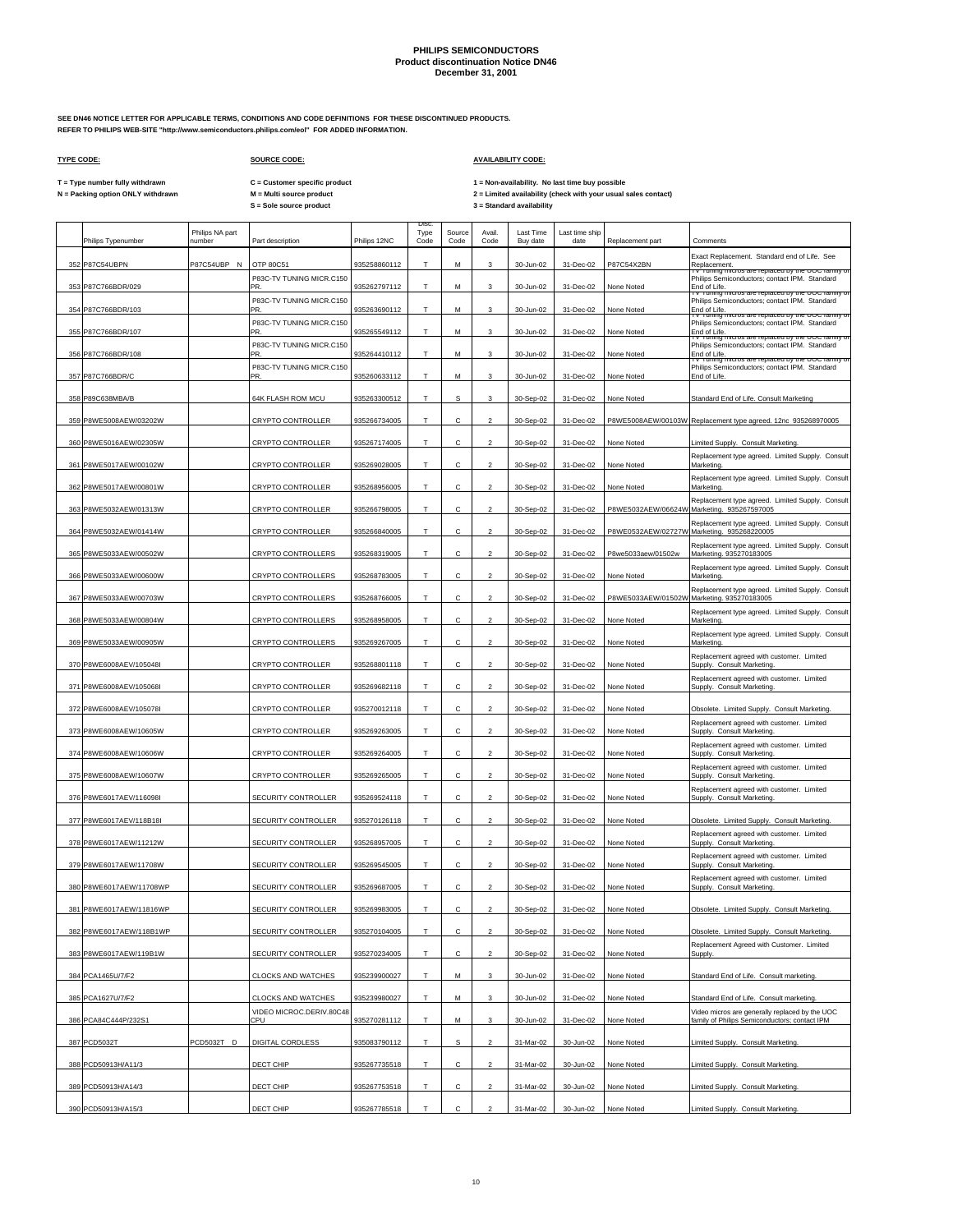# PHILIPS SEMICONDUCTORS
## Product discontinuation Notice DN46
## December 31, 2001

**SEE DN46 NOTICE LETTER FOR APPLICABLE TERMS, CONDITIONS AND CODE DEFINITIONS FOR THESE DISCONTINUED PRODUCTS.**
**REFER TO PHILIPS WEB-SITE "http://www.semiconductors.philips.com/eol" FOR ADDED INFORMATION.**

**TYPE CODE:**

T = Type number fully withdrawn
N = Packing option ONLY withdrawn

**SOURCE CODE:**

C = Customer specific product
M = Multi source product
S = Sole source product

**AVAILABILITY CODE:**

1 = Non-availability. No last time buy possible
2 = Limited availability (check with your usual sales contact)
3 = Standard availability

| | Philips Typenumber | Philips NA part number | Part description | Philips 12NC | Disc. Type Code | Source Code | Avail. Code | Last Time Buy date | Last time ship date | Replacement part | Comments |
|---|---|---|---|---|---|---|---|---|---|---|---|
| 352 | P87C54UBPN | P87C54UBP N | OTP 80C51 | 935258860112 | T | M | 3 | 30-Jun-02 | 31-Dec-02 | P87C54X2BN | Exact Replacement. Standard end of Life. See Replacement. |
| 353 | P87C766BDR/029 | | P83C-TV TUNING MICR.C150 PR. | 935262797112 | T | M | 3 | 30-Jun-02 | 31-Dec-02 | None Noted | TV Tuning micros are replaced by the UOC family of Philips Semiconductors; contact IPM. Standard End of Life. |
| 354 | P87C766BDR/103 | | P83C-TV TUNING MICR.C150 PR. | 935263690112 | T | M | 3 | 30-Jun-02 | 31-Dec-02 | None Noted | TV Tuning micros are replaced by the UOC family of Philips Semiconductors; contact IPM. Standard End of Life. |
| 355 | P87C766BDR/107 | | P83C-TV TUNING MICR.C150 PR. | 935265549112 | T | M | 3 | 30-Jun-02 | 31-Dec-02 | None Noted | TV Tuning micros are replaced by the UOC family of Philips Semiconductors; contact IPM. Standard End of Life. |
| 356 | P87C766BDR/108 | | P83C-TV TUNING MICR.C150 PR. | 935264410112 | T | M | 3 | 30-Jun-02 | 31-Dec-02 | None Noted | TV Tuning micros are replaced by the UOC family of Philips Semiconductors; contact IPM. Standard End of Life. |
| 357 | P87C766BDR/C | | P83C-TV TUNING MICR.C150 PR. | 935260633112 | T | M | 3 | 30-Jun-02 | 31-Dec-02 | None Noted | TV Tuning micros are replaced by the UOC family of Philips Semiconductors; contact IPM. Standard End of Life. |
| 358 | P89C638MBA/B | | 64K FLASH ROM MCU | 935263300512 | T | S | 3 | 30-Sep-02 | 31-Dec-02 | None Noted | Standard End of Life. Consult Marketing |
| 359 | P8WE5008AEW/03202W | | CRYPTO CONTROLLER | 935266734005 | T | C | 2 | 30-Sep-02 | 31-Dec-02 | P8WE5008AEW/00103W | Replacement type agreed. 12nc 935268970005 |
| 360 | P8WE5016AEW/02305W | | CRYPTO CONTROLLER | 935267174005 | T | C | 2 | 30-Sep-02 | 31-Dec-02 | None Noted | Limited Supply. Consult Marketing. |
| 361 | P8WE5017AEW/00102W | | CRYPTO CONTROLLER | 935269028005 | T | C | 2 | 30-Sep-02 | 31-Dec-02 | None Noted | Replacement type agreed. Limited Supply. Consult Marketing. |
| 362 | P8WE5017AEW/00801W | | CRYPTO CONTROLLER | 935268956005 | T | C | 2 | 30-Sep-02 | 31-Dec-02 | None Noted | Replacement type agreed. Limited Supply. Consult Marketing. |
| 363 | P8WE5032AEW/01313W | | CRYPTO CONTROLLER | 935266798005 | T | C | 2 | 30-Sep-02 | 31-Dec-02 | P8WE5032AEW/06624W | Replacement type agreed. Limited Supply. Consult Marketing. 935267597005 |
| 364 | P8WE5032AEW/01414W | | CRYPTO CONTROLLER | 935266840005 | T | C | 2 | 30-Sep-02 | 31-Dec-02 | P8WE0532AEW/02727W | Replacement type agreed. Limited Supply. Consult Marketing. 935268220005 |
| 365 | P8WE5033AEW/00502W | | CRYPTO CONTROLLERS | 935268319005 | T | C | 2 | 30-Sep-02 | 31-Dec-02 | P8we5033aew/01502w | Replacement type agreed. Limited Supply. Consult Marketing. 935270183005 |
| 366 | P8WE5033AEW/00600W | | CRYPTO CONTROLLERS | 935268783005 | T | C | 2 | 30-Sep-02 | 31-Dec-02 | None Noted | Replacement type agreed. Limited Supply. Consult Marketing. |
| 367 | P8WE5033AEW/00703W | | CRYPTO CONTROLLERS | 935268766005 | T | C | 2 | 30-Sep-02 | 31-Dec-02 | P8WE5033AEW/01502W | Replacement type agreed. Limited Supply. Consult Marketing. 935270183005 |
| 368 | P8WE5033AEW/00804W | | CRYPTO CONTROLLERS | 935268958005 | T | C | 2 | 30-Sep-02 | 31-Dec-02 | None Noted | Replacement type agreed. Limited Supply. Consult Marketing. |
| 369 | P8WE5033AEW/00905W | | CRYPTO CONTROLLERS | 935269267005 | T | C | 2 | 30-Sep-02 | 31-Dec-02 | None Noted | Replacement type agreed. Limited Supply. Consult Marketing. |
| 370 | P8WE6008AEV/105048I | | CRYPTO CONTROLLER | 935268801118 | T | C | 2 | 30-Sep-02 | 31-Dec-02 | None Noted | Replacement agreed with customer. Limited Supply. Consult Marketing. |
| 371 | P8WE6008AEV/105068I | | CRYPTO CONTROLLER | 935269682118 | T | C | 2 | 30-Sep-02 | 31-Dec-02 | None Noted | Replacement agreed with customer. Limited Supply. Consult Marketing. |
| 372 | P8WE6008AEV/105078I | | CRYPTO CONTROLLER | 935270012118 | T | C | 2 | 30-Sep-02 | 31-Dec-02 | None Noted | Obsolete. Limited Supply. Consult Marketing. |
| 373 | P8WE6008AEW/10605W | | CRYPTO CONTROLLER | 935269263005 | T | C | 2 | 30-Sep-02 | 31-Dec-02 | None Noted | Replacement agreed with customer. Limited Supply. Consult Marketing. |
| 374 | P8WE6008AEW/10606W | | CRYPTO CONTROLLER | 935269264005 | T | C | 2 | 30-Sep-02 | 31-Dec-02 | None Noted | Replacement agreed with customer. Limited Supply. Consult Marketing. |
| 375 | P8WE6008AEW/10607W | | CRYPTO CONTROLLER | 935269265005 | T | C | 2 | 30-Sep-02 | 31-Dec-02 | None Noted | Replacement agreed with customer. Limited Supply. Consult Marketing. |
| 376 | P8WE6017AEV/116098I | | SECURITY CONTROLLER | 935269524118 | T | C | 2 | 30-Sep-02 | 31-Dec-02 | None Noted | Replacement agreed with customer. Limited Supply. Consult Marketing. |
| 377 | P8WE6017AEV/118B18I | | SECURITY CONTROLLER | 935270126118 | T | C | 2 | 30-Sep-02 | 31-Dec-02 | None Noted | Obsolete. Limited Supply. Consult Marketing. |
| 378 | P8WE6017AEW/11212W | | SECURITY CONTROLLER | 935268957005 | T | C | 2 | 30-Sep-02 | 31-Dec-02 | None Noted | Replacement agreed with customer. Limited Supply. Consult Marketing. |
| 379 | P8WE6017AEW/11708W | | SECURITY CONTROLLER | 935269545005 | T | C | 2 | 30-Sep-02 | 31-Dec-02 | None Noted | Replacement agreed with customer. Limited Supply. Consult Marketing. |
| 380 | P8WE6017AEW/11708WP | | SECURITY CONTROLLER | 935269687005 | T | C | 2 | 30-Sep-02 | 31-Dec-02 | None Noted | Replacement agreed with customer. Limited Supply. Consult Marketing. |
| 381 | P8WE6017AEW/11816WP | | SECURITY CONTROLLER | 935269983005 | T | C | 2 | 30-Sep-02 | 31-Dec-02 | None Noted | Obsolete. Limited Supply. Consult Marketing. |
| 382 | P8WE6017AEW/118B1WP | | SECURITY CONTROLLER | 935270104005 | T | C | 2 | 30-Sep-02 | 31-Dec-02 | None Noted | Obsolete. Limited Supply. Consult Marketing. |
| 383 | P8WE6017AEW/119B1W | | SECURITY CONTROLLER | 935270234005 | T | C | 2 | 30-Sep-02 | 31-Dec-02 | None Noted | Replacement Agreed with Customer. Limited Supply. |
| 384 | PCA1465U/7/F2 | | CLOCKS AND WATCHES | 935239900027 | T | M | 3 | 30-Jun-02 | 31-Dec-02 | None Noted | Standard End of Life. Consult marketing. |
| 385 | PCA1627U/7/F2 | | CLOCKS AND WATCHES | 935239980027 | T | M | 3 | 30-Jun-02 | 31-Dec-02 | None Noted | Standard End of Life. Consult marketing. |
| 386 | PCA84C444P/232S1 | | VIDEO MICROC.DERIV.80C48 CPU | 935270281112 | T | M | 3 | 30-Jun-02 | 31-Dec-02 | None Noted | Video micros are generally replaced by the UOC family of Philips Semiconductors; contact IPM |
| 387 | PCD5032T | PCD5032T D | DIGITAL CORDLESS | 935083790112 | T | S | 2 | 31-Mar-02 | 30-Jun-02 | None Noted | Limited Supply. Consult Marketing. |
| 388 | PCD50913H/A11/3 | | DECT CHIP | 935267735518 | T | C | 2 | 31-Mar-02 | 30-Jun-02 | None Noted | Limited Supply. Consult Marketing. |
| 389 | PCD50913H/A14/3 | | DECT CHIP | 935267753518 | T | C | 2 | 31-Mar-02 | 30-Jun-02 | None Noted | Limited Supply. Consult Marketing. |
| 390 | PCD50913H/A15/3 | | DECT CHIP | 935267785518 | T | C | 2 | 31-Mar-02 | 30-Jun-02 | None Noted | Limited Supply. Consult Marketing. |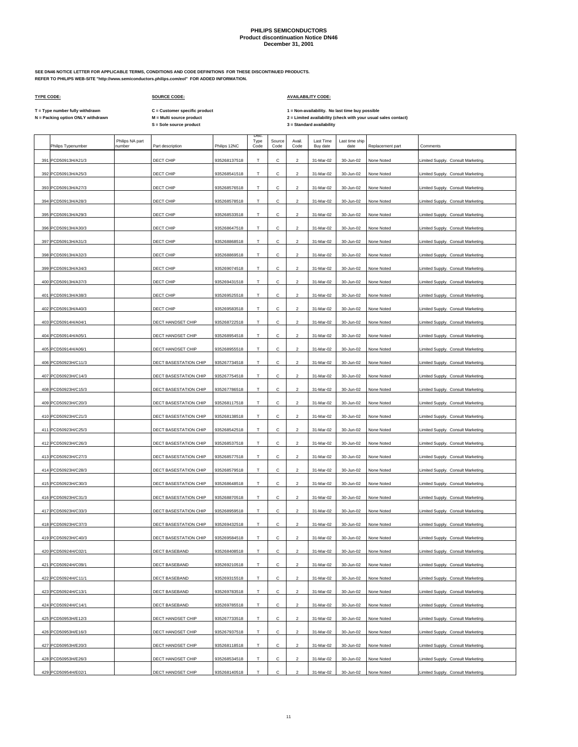**PHILIPS SEMICONDUCTORS**
**Product discontinuation Notice DN46**
**December 31, 2001**

**SEE DN46 NOTICE LETTER FOR APPLICABLE TERMS, CONDITIONS AND CODE DEFINITIONS FOR THESE DISCONTINUED PRODUCTS.**
**REFER TO PHILIPS WEB-SITE "http://www.semiconductors.philips.com/eol" FOR ADDED INFORMATION.**

| **TYPE CODE:** | **SOURCE CODE:** | **AVAILABILITY CODE:** |
|---|---|---|
| **T = Type number fully withdrawn** | **C = Customer specific product** | **1 = Non-availability. No last time buy possible** |
| **N = Packing option ONLY withdrawn** | **M = Multi source product** | **2 = Limited availability (check with your usual sales contact)** |
| | **S = Sole source product** | **3 = Standard availability** |

| | Philips Typenumber | Philips NA part number | Part description | Philips 12NC | Disc. Type Code | Source Code | Avail. Code | Last Time Buy date | Last time ship date | Replacement part | Comments |
|---|---|---|---|---|---|---|---|---|---|---|---|
| 391 | PCD50913H/A21/3 | | DECT CHIP | 935268137518 | T | C | 2 | 31-Mar-02 | 30-Jun-02 | None Noted | Limited Supply. Consult Marketing. |
| 392 | PCD50913H/A25/3 | | DECT CHIP | 935268541518 | T | C | 2 | 31-Mar-02 | 30-Jun-02 | None Noted | Limited Supply. Consult Marketing. |
| 393 | PCD50913H/A27/3 | | DECT CHIP | 935268576518 | T | C | 2 | 31-Mar-02 | 30-Jun-02 | None Noted | Limited Supply. Consult Marketing. |
| 394 | PCD50913H/A28/3 | | DECT CHIP | 935268578518 | T | C | 2 | 31-Mar-02 | 30-Jun-02 | None Noted | Limited Supply. Consult Marketing. |
| 395 | PCD50913H/A29/3 | | DECT CHIP | 935268533518 | T | C | 2 | 31-Mar-02 | 30-Jun-02 | None Noted | Limited Supply. Consult Marketing. |
| 396 | PCD50913H/A30/3 | | DECT CHIP | 935268647518 | T | C | 2 | 31-Mar-02 | 30-Jun-02 | None Noted | Limited Supply. Consult Marketing. |
| 397 | PCD50913H/A31/3 | | DECT CHIP | 935268868518 | T | C | 2 | 31-Mar-02 | 30-Jun-02 | None Noted | Limited Supply. Consult Marketing. |
| 398 | PCD50913H/A32/3 | | DECT CHIP | 935268869518 | T | C | 2 | 31-Mar-02 | 30-Jun-02 | None Noted | Limited Supply. Consult Marketing. |
| 399 | PCD50913H/A34/3 | | DECT CHIP | 935269074518 | T | C | 2 | 31-Mar-02 | 30-Jun-02 | None Noted | Limited Supply. Consult Marketing. |
| 400 | PCD50913H/A37/3 | | DECT CHIP | 935269431518 | T | C | 2 | 31-Mar-02 | 30-Jun-02 | None Noted | Limited Supply. Consult Marketing. |
| 401 | PCD50913H/A38/3 | | DECT CHIP | 935269525518 | T | C | 2 | 31-Mar-02 | 30-Jun-02 | None Noted | Limited Supply. Consult Marketing. |
| 402 | PCD50913H/A40/3 | | DECT CHIP | 935269583518 | T | C | 2 | 31-Mar-02 | 30-Jun-02 | None Noted | Limited Supply. Consult Marketing. |
| 403 | PCD50914H/A04/1 | | DECT HANDSET CHIP | 935268722518 | T | C | 2 | 31-Mar-02 | 30-Jun-02 | None Noted | Limited Supply. Consult Marketing. |
| 404 | PCD50914H/A05/1 | | DECT HANDSET CHIP | 935268954518 | T | C | 2 | 31-Mar-02 | 30-Jun-02 | None Noted | Limited Supply. Consult Marketing. |
| 405 | PCD50914H/A06/1 | | DECT HANDSET CHIP | 935268955518 | T | C | 2 | 31-Mar-02 | 30-Jun-02 | None Noted | Limited Supply. Consult Marketing. |
| 406 | PCD50923H/C11/3 | | DECT BASESTATION CHIP | 935267734518 | T | C | 2 | 31-Mar-02 | 30-Jun-02 | None Noted | Limited Supply. Consult Marketing. |
| 407 | PCD50923H/C14/3 | | DECT BASESTATION CHIP | 935267754518 | T | C | 2 | 31-Mar-02 | 30-Jun-02 | None Noted | Limited Supply. Consult Marketing. |
| 408 | PCD50923H/C15/3 | | DECT BASESTATION CHIP | 935267786518 | T | C | 2 | 31-Mar-02 | 30-Jun-02 | None Noted | Limited Supply. Consult Marketing. |
| 409 | PCD50923H/C20/3 | | DECT BASESTATION CHIP | 935268117518 | T | C | 2 | 31-Mar-02 | 30-Jun-02 | None Noted | Limited Supply. Consult Marketing. |
| 410 | PCD50923H/C21/3 | | DECT BASESTATION CHIP | 935268138518 | T | C | 2 | 31-Mar-02 | 30-Jun-02 | None Noted | Limited Supply. Consult Marketing. |
| 411 | PCD50923H/C25/3 | | DECT BASESTATION CHIP | 935268542518 | T | C | 2 | 31-Mar-02 | 30-Jun-02 | None Noted | Limited Supply. Consult Marketing. |
| 412 | PCD50923H/C26/3 | | DECT BASESTATION CHIP | 935268537518 | T | C | 2 | 31-Mar-02 | 30-Jun-02 | None Noted | Limited Supply. Consult Marketing. |
| 413 | PCD50923H/C27/3 | | DECT BASESTATION CHIP | 935268577518 | T | C | 2 | 31-Mar-02 | 30-Jun-02 | None Noted | Limited Supply. Consult Marketing. |
| 414 | PCD50923H/C28/3 | | DECT BASESTATION CHIP | 935268579518 | T | C | 2 | 31-Mar-02 | 30-Jun-02 | None Noted | Limited Supply. Consult Marketing. |
| 415 | PCD50923H/C30/3 | | DECT BASESTATION CHIP | 935268648518 | T | C | 2 | 31-Mar-02 | 30-Jun-02 | None Noted | Limited Supply. Consult Marketing. |
| 416 | PCD50923H/C31/3 | | DECT BASESTATION CHIP | 935268870518 | T | C | 2 | 31-Mar-02 | 30-Jun-02 | None Noted | Limited Supply. Consult Marketing. |
| 417 | PCD50923H/C33/3 | | DECT BASESTATION CHIP | 935268959518 | T | C | 2 | 31-Mar-02 | 30-Jun-02 | None Noted | Limited Supply. Consult Marketing. |
| 418 | PCD50923H/C37/3 | | DECT BASESTATION CHIP | 935269432518 | T | C | 2 | 31-Mar-02 | 30-Jun-02 | None Noted | Limited Supply. Consult Marketing. |
| 419 | PCD50923H/C40/3 | | DECT BASESTATION CHIP | 935269584518 | T | C | 2 | 31-Mar-02 | 30-Jun-02 | None Noted | Limited Supply. Consult Marketing. |
| 420 | PCD50924H/C02/1 | | DECT BASEBAND | 935268408518 | T | C | 2 | 31-Mar-02 | 30-Jun-02 | None Noted | Limited Supply. Consult Marketing. |
| 421 | PCD50924H/C09/1 | | DECT BASEBAND | 935269210518 | T | C | 2 | 31-Mar-02 | 30-Jun-02 | None Noted | Limited Supply. Consult Marketing. |
| 422 | PCD50924H/C11/1 | | DECT BASEBAND | 935269315518 | T | C | 2 | 31-Mar-02 | 30-Jun-02 | None Noted | Limited Supply. Consult Marketing. |
| 423 | PCD50924H/C13/1 | | DECT BASEBAND | 935269783518 | T | C | 2 | 31-Mar-02 | 30-Jun-02 | None Noted | Limited Supply. Consult Marketing. |
| 424 | PCD50924H/C14/1 | | DECT BASEBAND | 935269785518 | T | C | 2 | 31-Mar-02 | 30-Jun-02 | None Noted | Limited Supply. Consult Marketing. |
| 425 | PCD50953H/E12/3 | | DECT HANDSET CHIP | 935267733518 | T | C | 2 | 31-Mar-02 | 30-Jun-02 | None Noted | Limited Supply. Consult Marketing. |
| 426 | PCD50953H/E16/3 | | DECT HANDSET CHIP | 935267937518 | T | C | 2 | 31-Mar-02 | 30-Jun-02 | None Noted | Limited Supply. Consult Marketing. |
| 427 | PCD50953H/E20/3 | | DECT HANDSET CHIP | 935268118518 | T | C | 2 | 31-Mar-02 | 30-Jun-02 | None Noted | Limited Supply. Consult Marketing. |
| 428 | PCD50953H/E26/3 | | DECT HANDSET CHIP | 935268534518 | T | C | 2 | 31-Mar-02 | 30-Jun-02 | None Noted | Limited Supply. Consult Marketing. |
| 429 | PCD50954H/E02/1 | | DECT HANDSET CHIP | 935268140518 | T | C | 2 | 31-Mar-02 | 30-Jun-02 | None Noted | Limited Supply. Consult Marketing. |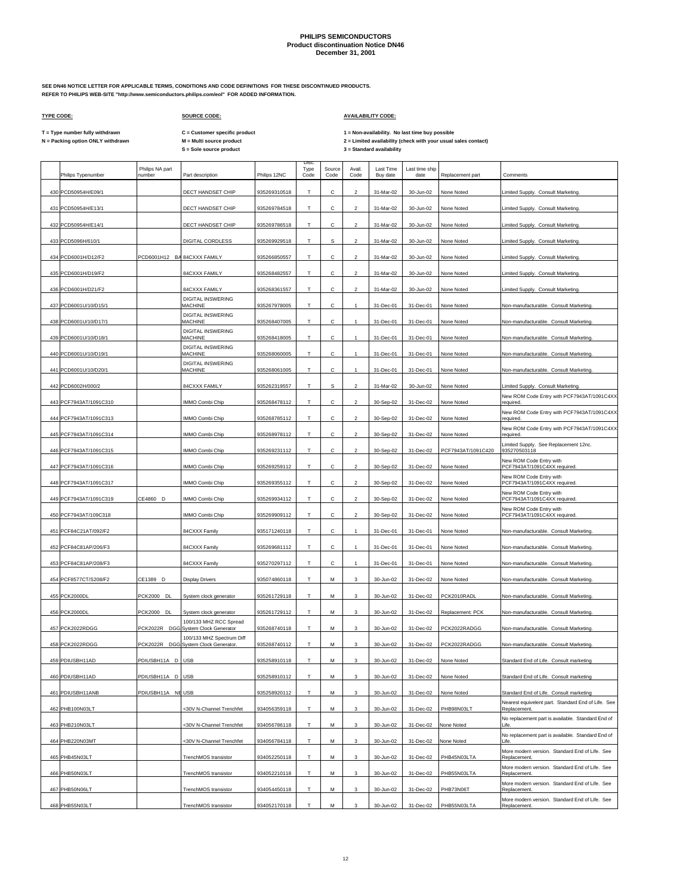# PHILIPS SEMICONDUCTORS
## Product discontinuation Notice DN46
## December 31, 2001

**SEE DN46 NOTICE LETTER FOR APPLICABLE TERMS, CONDITIONS AND CODE DEFINITIONS FOR THESE DISCONTINUED PRODUCTS.**
**REFER TO PHILIPS WEB-SITE "http://www.semiconductors.philips.com/eol" FOR ADDED INFORMATION.**

**TYPE CODE:**

T = Type number fully withdrawn
N = Packing option ONLY withdrawn

**SOURCE CODE:**

C = Customer specific product
M = Multi source product
S = Sole source product

**AVAILABILITY CODE:**

1 = Non-availability. No last time buy possible
2 = Limited availability (check with your usual sales contact)
3 = Standard availability

| | Philips Typenumber | Philips NA part number | Part description | Philips 12NC | Disc. Type Code | Source Code | Avail. Code | Last Time Buy date | Last time ship date | Replacement part | Comments |
|---|---|---|---|---|---|---|---|---|---|---|---|
| 430 | PCD50954H/E09/1 | | DECT HANDSET CHIP | 935269310518 | T | C | 2 | 31-Mar-02 | 30-Jun-02 | None Noted | Limited Supply. Consult Marketing. |
| 431 | PCD50954H/E13/1 | | DECT HANDSET CHIP | 935269784518 | T | C | 2 | 31-Mar-02 | 30-Jun-02 | None Noted | Limited Supply. Consult Marketing. |
| 432 | PCD50954H/E14/1 | | DECT HANDSET CHIP | 935269786518 | T | C | 2 | 31-Mar-02 | 30-Jun-02 | None Noted | Limited Supply. Consult Marketing. |
| 433 | PCD5096H/610/1 | | DIGITAL CORDLESS | 935269929518 | T | S | 2 | 31-Mar-02 | 30-Jun-02 | None Noted | Limited Supply. Consult Marketing. |
| 434 | PCD6001H/D12/F2 | PCD6001H12 BA | 84CXXX FAMILY | 935266850557 | T | C | 2 | 31-Mar-02 | 30-Jun-02 | None Noted | Limited Supply. Consult Marketing. |
| 435 | PCD6001H/D19/F2 | | 84CXXX FAMILY | 935268482557 | T | C | 2 | 31-Mar-02 | 30-Jun-02 | None Noted | Limited Supply. Consult Marketing. |
| 436 | PCD6001H/D21/F2 | | 84CXXX FAMILY | 935268361557 | T | C | 2 | 31-Mar-02 | 30-Jun-02 | None Noted | Limited Supply. Consult Marketing. |
| 437 | PCD6001U/10/D15/1 | | DIGITAL INSWERING MACHINE | 935267978005 | T | C | 1 | 31-Dec-01 | 31-Dec-01 | None Noted | Non-manufacturable. Consult Marketing. |
| 438 | PCD6001U/10/D17/1 | | DIGITAL INSWERING MACHINE | 935268407005 | T | C | 1 | 31-Dec-01 | 31-Dec-01 | None Noted | Non-manufacturable. Consult Marketing. |
| 439 | PCD6001U/10/D18/1 | | DIGITAL INSWERING MACHINE | 935268418005 | T | C | 1 | 31-Dec-01 | 31-Dec-01 | None Noted | Non-manufacturable. Consult Marketing. |
| 440 | PCD6001U/10/D19/1 | | DIGITAL INSWERING MACHINE | 935268060005 | T | C | 1 | 31-Dec-01 | 31-Dec-01 | None Noted | Non-manufacturable. Consult Marketing. |
| 441 | PCD6001U/10/D20/1 | | DIGITAL INSWERING MACHINE | 935268061005 | T | C | 1 | 31-Dec-01 | 31-Dec-01 | None Noted | Non-manufacturable. Consult Marketing. |
| 442 | PCD6002H/000/2 | | 84CXXX FAMILY | 935262319557 | T | S | 2 | 31-Mar-02 | 30-Jun-02 | None Noted | Limited Supply. Consult Marketing. |
| 443 | PCF7943AT/1091C310 | | IMMO Combi Chip | 935268478112 | T | C | 2 | 30-Sep-02 | 31-Dec-02 | None Noted | New ROM Code Entry with PCF7943AT/1091C4XX required. |
| 444 | PCF7943AT/1091C313 | | IMMO Combi Chip | 935268785112 | T | C | 2 | 30-Sep-02 | 31-Dec-02 | None Noted | New ROM Code Entry with PCF7943AT/1091C4XX required. |
| 445 | PCF7943AT/1091C314 | | IMMO Combi Chip | 935268978112 | T | C | 2 | 30-Sep-02 | 31-Dec-02 | None Noted | New ROM Code Entry with PCF7943AT/1091C4XX required. |
| 446 | PCF7943AT/1091C315 | | IMMO Combi Chip | 935269231112 | T | C | 2 | 30-Sep-02 | 31-Dec-02 | PCF7943AT/1091C420 | Limited Supply. See Replacement 12nc. 935270503118 |
| 447 | PCF7943AT/1091C316 | | IMMO Combi Chip | 935269259112 | T | C | 2 | 30-Sep-02 | 31-Dec-02 | None Noted | New ROM Code Entry with PCF7943AT/1091C4XX required. |
| 448 | PCF7943AT/1091C317 | | IMMO Combi Chip | 935269355112 | T | C | 2 | 30-Sep-02 | 31-Dec-02 | None Noted | New ROM Code Entry with PCF7943AT/1091C4XX required. |
| 449 | PCF7943AT/1091C319 | CE4860 D | IMMO Combi Chip | 935269934112 | T | C | 2 | 30-Sep-02 | 31-Dec-02 | None Noted | New ROM Code Entry with PCF7943AT/1091C4XX required. |
| 450 | PCF7943AT/109C318 | | IMMO Combi Chip | 935269909112 | T | C | 2 | 30-Sep-02 | 31-Dec-02 | None Noted | New ROM Code Entry with PCF7943AT/1091C4XX required. |
| 451 | PCF84C21AT/092/F2 | | 84CXXX Family | 935171240118 | T | C | 1 | 31-Dec-01 | 31-Dec-01 | None Noted | Non-manufacturable. Consult Marketing. |
| 452 | PCF84C81AP/206/F3 | | 84CXXX Family | 935269681112 | T | C | 1 | 31-Dec-01 | 31-Dec-01 | None Noted | Non-manufacturable. Consult Marketing. |
| 453 | PCF84C81AP/208/F3 | | 84CXXX Family | 935270297112 | T | C | 1 | 31-Dec-01 | 31-Dec-01 | None Noted | Non-manufacturable. Consult Marketing. |
| 454 | PCF8577CT/S208/F2 | CE1389 D | Display Drivers | 935074860118 | T | M | 3 | 30-Jun-02 | 31-Dec-02 | None Noted | Non-manufacturable. Consult Marketing. |
| 455 | PCK2000DL | PCK2000 DL | System clock generator | 935261729118 | T | M | 3 | 30-Jun-02 | 31-Dec-02 | PCK2010RADL | Non-manufacturable. Consult Marketing. |
| 456 | PCK2000DL | PCK2000 DL | System clock generator | 935261729112 | T | M | 3 | 30-Jun-02 | 31-Dec-02 | Replacement: PCK | Non-manufacturable. Consult Marketing. |
| 457 | PCK2022RDGG | PCK2022R DGG | 100/133 MHZ RCC Spread System Clock Generator | 935268740118 | T | M | 3 | 30-Jun-02 | 31-Dec-02 | PCK2022RADGG | Non-manufacturable. Consult Marketing. |
| 458 | PCK2022RDGG | PCK2022R DGG | 100/133 MHZ Spectrum Diff System Clock Generator. | 935268740112 | T | M | 3 | 30-Jun-02 | 31-Dec-02 | PCK2022RADGG | Non-manufacturable. Consult Marketing. |
| 459 | PDIUSBH11AD | PDIUSBH11A D | USB | 935258910118 | T | M | 3 | 30-Jun-02 | 31-Dec-02 | None Noted | Standard End of Life. Consult marketing |
| 460 | PDIUSBH11AD | PDIUSBH11A D | USB | 935258910112 | T | M | 3 | 30-Jun-02 | 31-Dec-02 | None Noted | Standard End of Life. Consult marketing |
| 461 | PDIUSBH11ANB | PDIUSBH11A NB | USB | 935258920112 | T | M | 3 | 30-Jun-02 | 31-Dec-02 | None Noted | Standard End of Life. Consult marketing |
| 462 | PHB100N03LT | | <30V N-Channel Trenchfet | 934056359118 | T | M | 3 | 30-Jun-02 | 31-Dec-02 | PHB98N03LT | Nearest equivelent part. Standard End of Life. See Replacement. |
| 463 | PHB210N03LT | | <30V N-Channel Trenchfet | 934056786118 | T | M | 3 | 30-Jun-02 | 31-Dec-02 | None Noted | No replacement part is available. Standard End of Life. |
| 464 | PHB220N03MT | | <30V N-Channel Trenchfet | 934056784118 | T | M | 3 | 30-Jun-02 | 31-Dec-02 | None Noted | No replacement part is available. Standard End of Life. |
| 465 | PHB45N03LT | | TrenchMOS transistor | 934052250118 | T | M | 3 | 30-Jun-02 | 31-Dec-02 | PHB45N03LTA | More modern version. Standard End of Life. See Replacement. |
| 466 | PHB50N03LT | | TrenchMOS transistor | 934052210118 | T | M | 3 | 30-Jun-02 | 31-Dec-02 | PHB55N03LTA | More modern version. Standard End of Life. See Replacement. |
| 467 | PHB50N06LT | | TrenchMOS transistor | 934054450118 | T | M | 3 | 30-Jun-02 | 31-Dec-02 | PHB73N06T | More modern version. Standard End of Life. See Replacement. |
| 468 | PHB55N03LT | | TrenchMOS transistor | 934052170118 | T | M | 3 | 30-Jun-02 | 31-Dec-02 | PHB55N03LTA | More modern version. Standard End of Life. See Replacement. |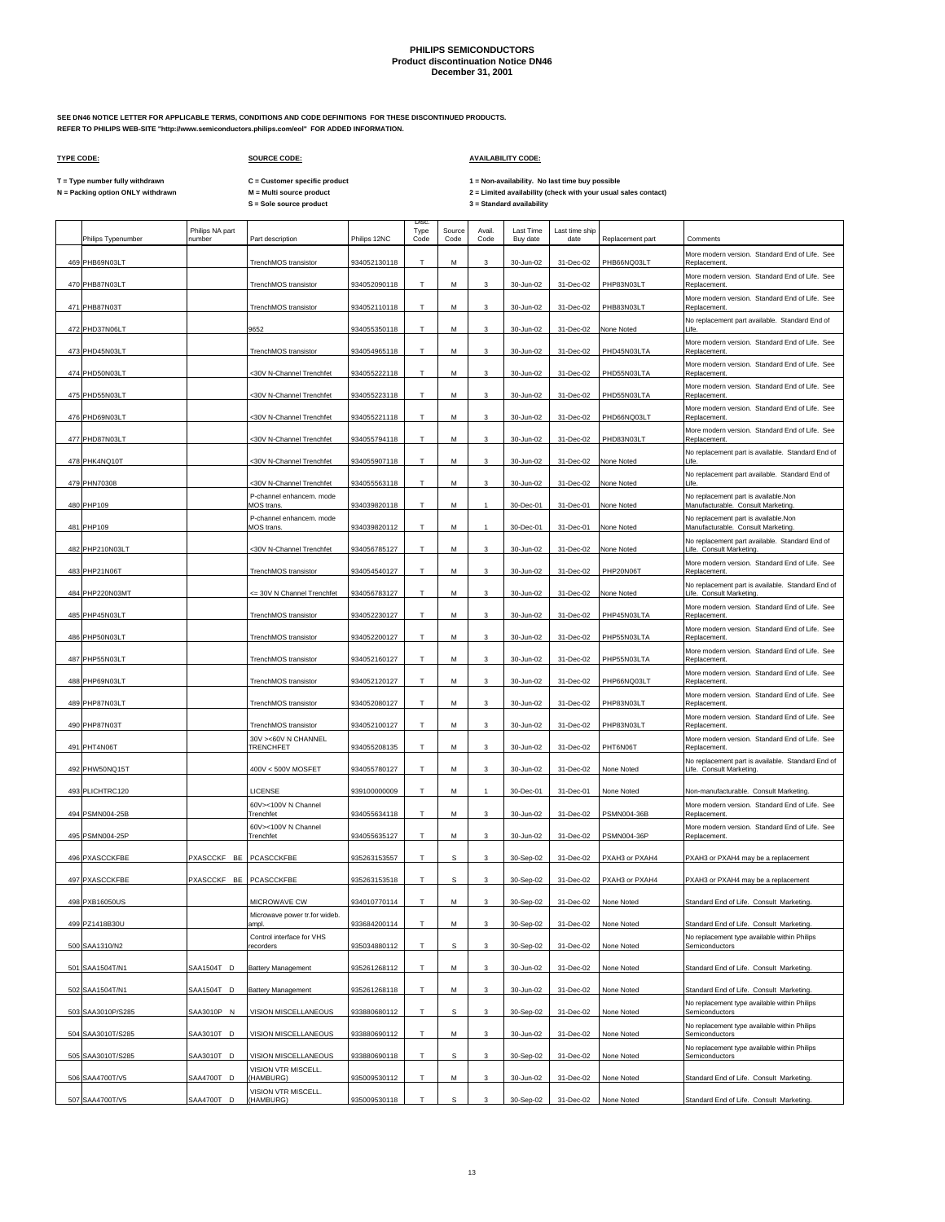# PHILIPS SEMICONDUCTORS
## Product discontinuation Notice DN46
## December 31, 2001

**SEE DN46 NOTICE LETTER FOR APPLICABLE TERMS, CONDITIONS AND CODE DEFINITIONS FOR THESE DISCONTINUED PRODUCTS.**
**REFER TO PHILIPS WEB-SITE "http://www.semiconductors.philips.com/eol" FOR ADDED INFORMATION.**

**TYPE CODE:**

T = Type number fully withdrawn
N = Packing option ONLY withdrawn

**SOURCE CODE:**

C = Customer specific product
M = Multi source product
S = Sole source product

**AVAILABILITY CODE:**

1 = Non-availability. No last time buy possible
2 = Limited availability (check with your usual sales contact)
3 = Standard availability

| | Philips Typenumber | Philips NA part number | Part description | Philips 12NC | Disc. Type Code | Source Code | Avail. Code | Last Time Buy date | Last time ship date | Replacement part | Comments |
|---|---|---|---|---|---|---|---|---|---|---|---|
| 469 | PHB69N03LT | | TrenchMOS transistor | 934052130118 | T | M | 3 | 30-Jun-02 | 31-Dec-02 | PHB66NQ03LT | More modern version. Standard End of Life. See Replacement. |
| 470 | PHB87N03LT | | TrenchMOS transistor | 934052090118 | T | M | 3 | 30-Jun-02 | 31-Dec-02 | PHP83N03LT | More modern version. Standard End of Life. See Replacement. |
| 471 | PHB87N03T | | TrenchMOS transistor | 934052110118 | T | M | 3 | 30-Jun-02 | 31-Dec-02 | PHB83N03LT | More modern version. Standard End of Life. See Replacement. |
| 472 | PHD37N06LT | | 9652 | 934055350118 | T | M | 3 | 30-Jun-02 | 31-Dec-02 | None Noted | No replacement part available. Standard End of Life. |
| 473 | PHD45N03LT | | TrenchMOS transistor | 934054965118 | T | M | 3 | 30-Jun-02 | 31-Dec-02 | PHD45N03LTA | More modern version. Standard End of Life. See Replacement. |
| 474 | PHD50N03LT | | <30V N-Channel Trenchfet | 934055222118 | T | M | 3 | 30-Jun-02 | 31-Dec-02 | PHD55N03LTA | More modern version. Standard End of Life. See Replacement. |
| 475 | PHD55N03LT | | <30V N-Channel Trenchfet | 934055223118 | T | M | 3 | 30-Jun-02 | 31-Dec-02 | PHD55N03LTA | More modern version. Standard End of Life. See Replacement. |
| 476 | PHD69N03LT | | <30V N-Channel Trenchfet | 934055221118 | T | M | 3 | 30-Jun-02 | 31-Dec-02 | PHD66NQ03LT | More modern version. Standard End of Life. See Replacement. |
| 477 | PHD87N03LT | | <30V N-Channel Trenchfet | 934055794118 | T | M | 3 | 30-Jun-02 | 31-Dec-02 | PHD83N03LT | More modern version. Standard End of Life. See Replacement. |
| 478 | PHK4NQ10T | | <30V N-Channel Trenchfet | 934055907118 | T | M | 3 | 30-Jun-02 | 31-Dec-02 | None Noted | No replacement part is available. Standard End of Life. |
| 479 | PHN70308 | | <30V N-Channel Trenchfet | 934055563118 | T | M | 3 | 30-Jun-02 | 31-Dec-02 | None Noted | No replacement part available. Standard End of Life. |
| 480 | PHP109 | | P-channel enhancem. mode MOS trans. | 934039820118 | T | M | 1 | 30-Dec-01 | 31-Dec-01 | None Noted | No replacement part is available.Non Manufacturable. Consult Marketing. |
| 481 | PHP109 | | P-channel enhancem. mode MOS trans. | 934039820112 | T | M | 1 | 30-Dec-01 | 31-Dec-01 | None Noted | No replacement part is available.Non Manufacturable. Consult Marketing. |
| 482 | PHP210N03LT | | <30V N-Channel Trenchfet | 934056785127 | T | M | 3 | 30-Jun-02 | 31-Dec-02 | None Noted | No replacement part available. Standard End of Life. Consult Marketing. |
| 483 | PHP21N06T | | TrenchMOS transistor | 934054540127 | T | M | 3 | 30-Jun-02 | 31-Dec-02 | PHP20N06T | More modern version. Standard End of Life. See Replacement. |
| 484 | PHP220N03MT | | <= 30V N Channel Trenchfet | 934056783127 | T | M | 3 | 30-Jun-02 | 31-Dec-02 | None Noted | No replacement part is available. Standard End of Life. Consult Marketing. |
| 485 | PHP45N03LT | | TrenchMOS transistor | 934052230127 | T | M | 3 | 30-Jun-02 | 31-Dec-02 | PHP45N03LTA | More modern version. Standard End of Life. See Replacement. |
| 486 | PHP50N03LT | | TrenchMOS transistor | 934052200127 | T | M | 3 | 30-Jun-02 | 31-Dec-02 | PHP55N03LTA | More modern version. Standard End of Life. See Replacement. |
| 487 | PHP55N03LT | | TrenchMOS transistor | 934052160127 | T | M | 3 | 30-Jun-02 | 31-Dec-02 | PHP55N03LTA | More modern version. Standard End of Life. See Replacement. |
| 488 | PHP69N03LT | | TrenchMOS transistor | 934052120127 | T | M | 3 | 30-Jun-02 | 31-Dec-02 | PHP66NQ03LT | More modern version. Standard End of Life. See Replacement. |
| 489 | PHP87N03LT | | TrenchMOS transistor | 934052080127 | T | M | 3 | 30-Jun-02 | 31-Dec-02 | PHP83N03LT | More modern version. Standard End of Life. See Replacement. |
| 490 | PHP87N03T | | TrenchMOS transistor | 934052100127 | T | M | 3 | 30-Jun-02 | 31-Dec-02 | PHP83N03LT | More modern version. Standard End of Life. See Replacement. |
| 491 | PHT4N06T | | 30V ><60V N CHANNEL TRENCHFET | 934055208135 | T | M | 3 | 30-Jun-02 | 31-Dec-02 | PHT6N06T | More modern version. Standard End of Life. See Replacement. |
| 492 | PHW50NQ15T | | 400V < 500V MOSFET | 934055780127 | T | M | 3 | 30-Jun-02 | 31-Dec-02 | None Noted | No replacement part is available. Standard End of Life. Consult Marketing. |
| 493 | PLICHTRC120 | | LICENSE | 939100000009 | T | M | 1 | 30-Dec-01 | 31-Dec-01 | None Noted | Non-manufacturable. Consult Marketing. |
| 494 | PSMN004-25B | | 60V><100V N Channel Trenchfet | 934055634118 | T | M | 3 | 30-Jun-02 | 31-Dec-02 | PSMN004-36B | More modern version. Standard End of Life. See Replacement. |
| 495 | PSMN004-25P | | 60V><100V N Channel Trenchfet | 934055635127 | T | M | 3 | 30-Jun-02 | 31-Dec-02 | PSMN004-36P | More modern version. Standard End of Life. See Replacement. |
| 496 | PXASCCKFBE | PXASCCKF BE | PCASCCKFBE | 935263153557 | T | S | 3 | 30-Sep-02 | 31-Dec-02 | PXAH3 or PXAH4 | PXAH3 or PXAH4 may be a replacement |
| 497 | PXASCCKFBE | PXASCCKF BE | PCASCCKFBE | 935263153518 | T | S | 3 | 30-Sep-02 | 31-Dec-02 | PXAH3 or PXAH4 | PXAH3 or PXAH4 may be a replacement |
| 498 | PXB16050US | | MICROWAVE CW | 934010770114 | T | M | 3 | 30-Sep-02 | 31-Dec-02 | None Noted | Standard End of Life. Consult Marketing. |
| 499 | PZ1418B30U | | Microwave power tr.for wideb. ampl. | 933684200114 | T | M | 3 | 30-Sep-02 | 31-Dec-02 | None Noted | Standard End of Life. Consult Marketing. |
| 500 | SAA1310/N2 | | Control interface for VHS recorders | 935034880112 | T | S | 3 | 30-Sep-02 | 31-Dec-02 | None Noted | No replacement type available within Philips Semiconductors |
| 501 | SAA1504T/N1 | SAA1504T D | Battery Management | 935261268112 | T | M | 3 | 30-Jun-02 | 31-Dec-02 | None Noted | Standard End of Life. Consult Marketing. |
| 502 | SAA1504T/N1 | SAA1504T D | Battery Management | 935261268118 | T | M | 3 | 30-Jun-02 | 31-Dec-02 | None Noted | Standard End of Life. Consult Marketing. |
| 503 | SAA3010P/S285 | SAA3010P N | VISION MISCELLANEOUS | 933880680112 | T | S | 3 | 30-Sep-02 | 31-Dec-02 | None Noted | No replacement type available within Philips Semiconductors |
| 504 | SAA3010T/S285 | SAA3010T D | VISION MISCELLANEOUS | 933880690112 | T | M | 3 | 30-Jun-02 | 31-Dec-02 | None Noted | No replacement type available within Philips Semiconductors |
| 505 | SAA3010T/S285 | SAA3010T D | VISION MISCELLANEOUS | 933880690118 | T | S | 3 | 30-Sep-02 | 31-Dec-02 | None Noted | No replacement type available within Philips Semiconductors |
| 506 | SAA4700T/V5 | SAA4700T D | VISION VTR MISCELL. (HAMBURG) | 935009530112 | T | M | 3 | 30-Jun-02 | 31-Dec-02 | None Noted | Standard End of Life. Consult Marketing. |
| 507 | SAA4700T/V5 | SAA4700T D | VISION VTR MISCELL. (HAMBURG) | 935009530118 | T | S | 3 | 30-Sep-02 | 31-Dec-02 | None Noted | Standard End of Life. Consult Marketing. |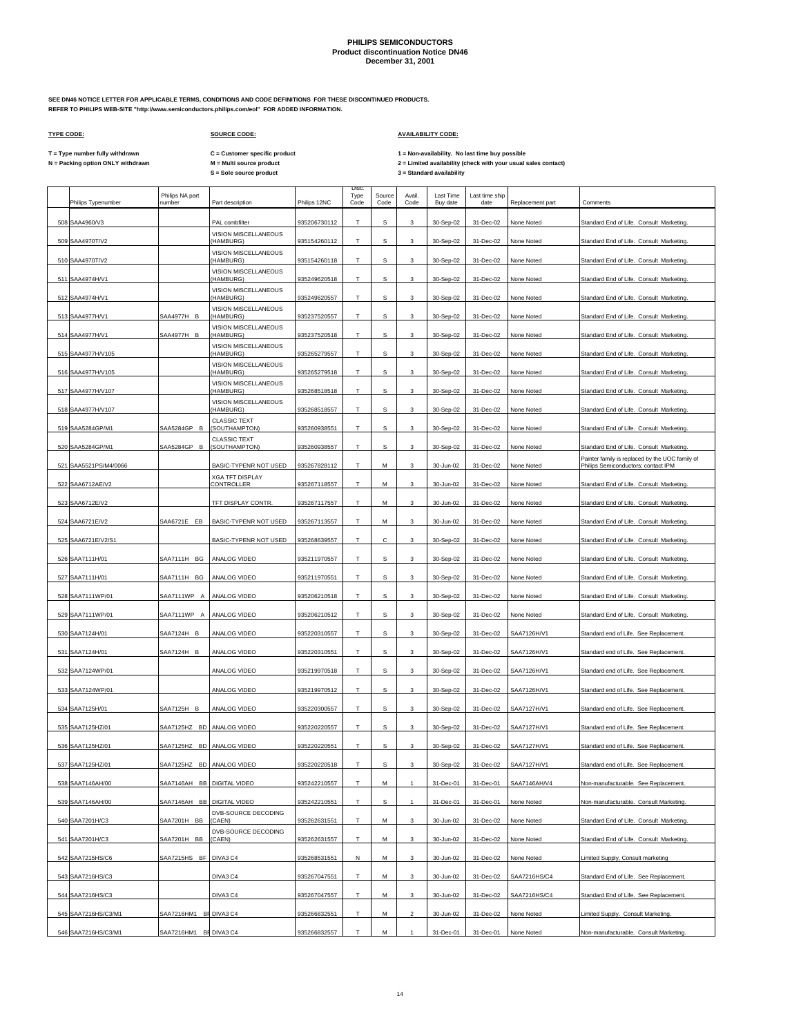# PHILIPS SEMICONDUCTORS
## Product discontinuation Notice DN46
## December 31, 2001

**SEE DN46 NOTICE LETTER FOR APPLICABLE TERMS, CONDITIONS AND CODE DEFINITIONS FOR THESE DISCONTINUED PRODUCTS.**
**REFER TO PHILIPS WEB-SITE "http://www.semiconductors.philips.com/eol" FOR ADDED INFORMATION.**

**TYPE CODE:**

T = Type number fully withdrawn
N = Packing option ONLY withdrawn

**SOURCE CODE:**

C = Customer specific product
M = Multi source product
S = Sole source product

**AVAILABILITY CODE:**

1 = Non-availability. No last time buy possible
2 = Limited availability (check with your usual sales contact)
3 = Standard availability

| | Philips Typenumber | Philips NA part number | Part description | Philips 12NC | Disc. Type Code | Source Code | Avail. Code | Last Time Buy date | Last time ship date | Replacement part | Comments |
|---|---|---|---|---|---|---|---|---|---|---|---|
| 508 | SAA4960/V3 | | PAL combfilter | 935206730112 | T | S | 3 | 30-Sep-02 | 31-Dec-02 | None Noted | Standard End of Life. Consult Marketing. |
| 509 | SAA4970T/V2 | | VISION MISCELLANEOUS (HAMBURG) | 935154260112 | T | S | 3 | 30-Sep-02 | 31-Dec-02 | None Noted | Standard End of Life. Consult Marketing. |
| 510 | SAA4970T/V2 | | VISION MISCELLANEOUS (HAMBURG) | 935154260118 | T | S | 3 | 30-Sep-02 | 31-Dec-02 | None Noted | Standard End of Life. Consult Marketing. |
| 511 | SAA4974H/V1 | | VISION MISCELLANEOUS (HAMBURG) | 935249620518 | T | S | 3 | 30-Sep-02 | 31-Dec-02 | None Noted | Standard End of Life. Consult Marketing. |
| 512 | SAA4974H/V1 | | VISION MISCELLANEOUS (HAMBURG) | 935249620557 | T | S | 3 | 30-Sep-02 | 31-Dec-02 | None Noted | Standard End of Life. Consult Marketing. |
| 513 | SAA4977H/V1 | SAA4977H B | VISION MISCELLANEOUS (HAMBURG) | 935237520557 | T | S | 3 | 30-Sep-02 | 31-Dec-02 | None Noted | Standard End of Life. Consult Marketing. |
| 514 | SAA4977H/V1 | SAA4977H B | VISION MISCELLANEOUS (HAMBURG) | 935237520518 | T | S | 3 | 30-Sep-02 | 31-Dec-02 | None Noted | Standard End of Life. Consult Marketing. |
| 515 | SAA4977H/V105 | | VISION MISCELLANEOUS (HAMBURG) | 935265279557 | T | S | 3 | 30-Sep-02 | 31-Dec-02 | None Noted | Standard End of Life. Consult Marketing. |
| 516 | SAA4977H/V105 | | VISION MISCELLANEOUS (HAMBURG) | 935265279518 | T | S | 3 | 30-Sep-02 | 31-Dec-02 | None Noted | Standard End of Life. Consult Marketing. |
| 517 | SAA4977H/V107 | | VISION MISCELLANEOUS (HAMBURG) | 935268518518 | T | S | 3 | 30-Sep-02 | 31-Dec-02 | None Noted | Standard End of Life. Consult Marketing. |
| 518 | SAA4977H/V107 | | VISION MISCELLANEOUS (HAMBURG) | 935268518557 | T | S | 3 | 30-Sep-02 | 31-Dec-02 | None Noted | Standard End of Life. Consult Marketing. |
| 519 | SAA5284GP/M1 | SAA5284GP B | CLASSIC TEXT (SOUTHAMPTON) | 935260938551 | T | S | 3 | 30-Sep-02 | 31-Dec-02 | None Noted | Standard End of Life. Consult Marketing. |
| 520 | SAA5284GP/M1 | SAA5284GP B | CLASSIC TEXT (SOUTHAMPTON) | 935260938557 | T | S | 3 | 30-Sep-02 | 31-Dec-02 | None Noted | Standard End of Life. Consult Marketing. |
| 521 | SAA5521PS/M4/0066 | | BASIC-TYPENR NOT USED | 935267828112 | T | M | 3 | 30-Jun-02 | 31-Dec-02 | None Noted | Painter family is replaced by the UOC family of Philips Semiconductors; contact IPM |
| 522 | SAA6712AE/V2 | | XGA TFT DISPLAY CONTROLLER | 935267118557 | T | M | 3 | 30-Jun-02 | 31-Dec-02 | None Noted | Standard End of Life. Consult Marketing. |
| 523 | SAA6712E/V2 | | TFT DISPLAY CONTR. | 935267117557 | T | M | 3 | 30-Jun-02 | 31-Dec-02 | None Noted | Standard End of Life. Consult Marketing. |
| 524 | SAA6721E/V2 | SAA6721E EB | BASIC-TYPENR NOT USED | 935267113557 | T | M | 3 | 30-Jun-02 | 31-Dec-02 | None Noted | Standard End of Life. Consult Marketing. |
| 525 | SAA6721E/V2/S1 | | BASIC-TYPENR NOT USED | 935268639557 | T | C | 3 | 30-Sep-02 | 31-Dec-02 | None Noted | Standard End of Life. Consult Marketing. |
| 526 | SAA7111H/01 | SAA7111H BG | ANALOG VIDEO | 935211970557 | T | S | 3 | 30-Sep-02 | 31-Dec-02 | None Noted | Standard End of Life. Consult Marketing. |
| 527 | SAA7111H/01 | SAA7111H BG | ANALOG VIDEO | 935211970551 | T | S | 3 | 30-Sep-02 | 31-Dec-02 | None Noted | Standard End of Life. Consult Marketing. |
| 528 | SAA7111WP/01 | SAA7111WP A | ANALOG VIDEO | 935206210518 | T | S | 3 | 30-Sep-02 | 31-Dec-02 | None Noted | Standard End of Life. Consult Marketing. |
| 529 | SAA7111WP/01 | SAA7111WP A | ANALOG VIDEO | 935206210512 | T | S | 3 | 30-Sep-02 | 31-Dec-02 | None Noted | Standard End of Life. Consult Marketing. |
| 530 | SAA7124H/01 | SAA7124H B | ANALOG VIDEO | 935220310557 | T | S | 3 | 30-Sep-02 | 31-Dec-02 | SAA7126H/V1 | Standard end of Life. See Replacement. |
| 531 | SAA7124H/01 | SAA7124H B | ANALOG VIDEO | 935220310551 | T | S | 3 | 30-Sep-02 | 31-Dec-02 | SAA7126H/V1 | Standard end of Life. See Replacement. |
| 532 | SAA7124WP/01 | | ANALOG VIDEO | 935219970518 | T | S | 3 | 30-Sep-02 | 31-Dec-02 | SAA7126H/V1 | Standard end of Life. See Replacement. |
| 533 | SAA7124WP/01 | | ANALOG VIDEO | 935219970512 | T | S | 3 | 30-Sep-02 | 31-Dec-02 | SAA7126H/V1 | Standard end of Life. See Replacement. |
| 534 | SAA7125H/01 | SAA7125H B | ANALOG VIDEO | 935220300557 | T | S | 3 | 30-Sep-02 | 31-Dec-02 | SAA7127H/V1 | Standard end of Life. See Replacement. |
| 535 | SAA7125HZ/01 | SAA7125HZ BD | ANALOG VIDEO | 935220220557 | T | S | 3 | 30-Sep-02 | 31-Dec-02 | SAA7127H/V1 | Standard end of Life. See Replacement. |
| 536 | SAA7125HZ/01 | SAA7125HZ BD | ANALOG VIDEO | 935220220551 | T | S | 3 | 30-Sep-02 | 31-Dec-02 | SAA7127H/V1 | Standard end of Life. See Replacement. |
| 537 | SAA7125HZ/01 | SAA7125HZ BD | ANALOG VIDEO | 935220220518 | T | S | 3 | 30-Sep-02 | 31-Dec-02 | SAA7127H/V1 | Standard end of Life. See Replacement. |
| 538 | SAA7146AH/00 | SAA7146AH BB | DIGITAL VIDEO | 935242210557 | T | M | 1 | 31-Dec-01 | 31-Dec-01 | SAA7146AH/V4 | Non-manufacturable. See Replacement. |
| 539 | SAA7146AH/00 | SAA7146AH BB | DIGITAL VIDEO | 935242210551 | T | S | 1 | 31-Dec-01 | 31-Dec-01 | None Noted | Non-manufacturable. Consult Marketing. |
| 540 | SAA7201H/C3 | SAA7201H BB | DVB-SOURCE DECODING (CAEN) | 935262631551 | T | M | 3 | 30-Jun-02 | 31-Dec-02 | None Noted | Standard End of Life. Consult Marketing. |
| 541 | SAA7201H/C3 | SAA7201H BB | DVB-SOURCE DECODING (CAEN) | 935262631557 | T | M | 3 | 30-Jun-02 | 31-Dec-02 | None Noted | Standard End of Life. Consult Marketing. |
| 542 | SAA7215HS/C6 | SAA7215HS BF | DIVA3 C4 | 935268531551 | N | M | 3 | 30-Jun-02 | 31-Dec-02 | None Noted | Limited Supply, Consult marketing |
| 543 | SAA7216HS/C3 | | DIVA3 C4 | 935267047551 | T | M | 3 | 30-Jun-02 | 31-Dec-02 | SAA7216HS/C4 | Standard End of Life. See Replacement. |
| 544 | SAA7216HS/C3 | | DIVA3 C4 | 935267047557 | T | M | 3 | 30-Jun-02 | 31-Dec-02 | SAA7216HS/C4 | Standard End of Life. See Replacement. |
| 545 | SAA7216HS/C3/M1 | SAA7216HM1 BF | DIVA3 C4 | 935266832551 | T | M | 2 | 30-Jun-02 | 31-Dec-02 | None Noted | Limited Supply. Consult Marketing. |
| 546 | SAA7216HS/C3/M1 | SAA7216HM1 BF | DIVA3 C4 | 935266832557 | T | M | 1 | 31-Dec-01 | 31-Dec-01 | None Noted | Non-manufacturable. Consult Marketing. |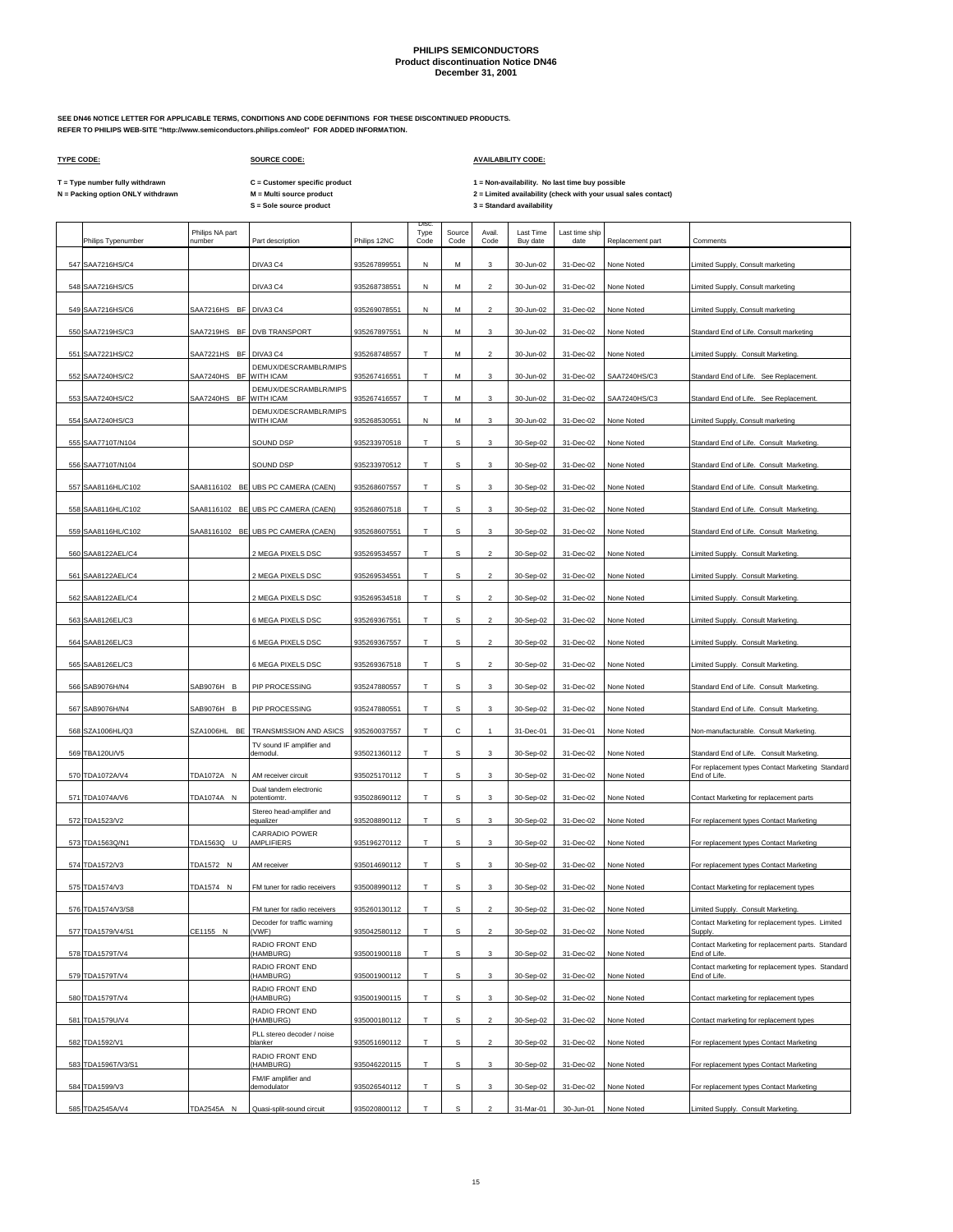# PHILIPS SEMICONDUCTORS
## Product discontinuation Notice DN46
### December 31, 2001

**SEE DN46 NOTICE LETTER FOR APPLICABLE TERMS, CONDITIONS AND CODE DEFINITIONS FOR THESE DISCONTINUED PRODUCTS.**
**REFER TO PHILIPS WEB-SITE "http://www.semiconductors.philips.com/eol" FOR ADDED INFORMATION.**

**TYPE CODE:**

**T = Type number fully withdrawn**
**N = Packing option ONLY withdrawn**

**SOURCE CODE:**

**C = Customer specific product**
**M = Multi source product**
**S = Sole source product**

**AVAILABILITY CODE:**

**1 = Non-availability. No last time buy possible**
**2 = Limited availability (check with your usual sales contact)**
**3 = Standard availability**

| | Philips Typenumber | Philips NA part number | Part description | Philips 12NC | Disc. Type Code | Source Code | Avail. Code | Last Time Buy date | Last time ship date | Replacement part | Comments |
|---|---|---|---|---|---|---|---|---|---|---|---|
| 547 | SAA7216HS/C4 | | DIVA3 C4 | 935267899551 | N | M | 3 | 30-Jun-02 | 31-Dec-02 | None Noted | Limited Supply, Consult marketing |
| 548 | SAA7216HS/C5 | | DIVA3 C4 | 935268738551 | N | M | 2 | 30-Jun-02 | 31-Dec-02 | None Noted | Limited Supply, Consult marketing |
| 549 | SAA7216HS/C6 | SAA7216HS BF | DIVA3 C4 | 935269078551 | N | M | 2 | 30-Jun-02 | 31-Dec-02 | None Noted | Limited Supply, Consult marketing |
| 550 | SAA7219HS/C3 | SAA7219HS BF | DVB TRANSPORT | 935267897551 | N | M | 3 | 30-Jun-02 | 31-Dec-02 | None Noted | Standard End of Life. Consult marketing |
| 551 | SAA7221HS/C2 | SAA7221HS BF | DIVA3 C4 | 935268748557 | T | M | 2 | 30-Jun-02 | 31-Dec-02 | None Noted | Limited Supply. Consult Marketing. |
| 552 | SAA7240HS/C2 | SAA7240HS BF | DEMUX/DESCRAMBLR/MIPS WITH ICAM | 935267416551 | T | M | 3 | 30-Jun-02 | 31-Dec-02 | SAA7240HS/C3 | Standard End of Life. See Replacement. |
| 553 | SAA7240HS/C2 | SAA7240HS BF | DEMUX/DESCRAMBLR/MIPS WITH ICAM | 935267416557 | T | M | 3 | 30-Jun-02 | 31-Dec-02 | SAA7240HS/C3 | Standard End of Life. See Replacement. |
| 554 | SAA7240HS/C3 | | DEMUX/DESCRAMBLR/MIPS WITH ICAM | 935268530551 | N | M | 3 | 30-Jun-02 | 31-Dec-02 | None Noted | Limited Supply, Consult marketing |
| 555 | SAA7710T/N104 | | SOUND DSP | 935233970518 | T | S | 3 | 30-Sep-02 | 31-Dec-02 | None Noted | Standard End of Life. Consult Marketing. |
| 556 | SAA7710T/N104 | | SOUND DSP | 935233970512 | T | S | 3 | 30-Sep-02 | 31-Dec-02 | None Noted | Standard End of Life. Consult Marketing. |
| 557 | SAA8116HL/C102 | SAA8116102 BE | UBS PC CAMERA (CAEN) | 935268607557 | T | S | 3 | 30-Sep-02 | 31-Dec-02 | None Noted | Standard End of Life. Consult Marketing. |
| 558 | SAA8116HL/C102 | SAA8116102 BE | UBS PC CAMERA (CAEN) | 935268607518 | T | S | 3 | 30-Sep-02 | 31-Dec-02 | None Noted | Standard End of Life. Consult Marketing. |
| 559 | SAA8116HL/C102 | SAA8116102 BE | UBS PC CAMERA (CAEN) | 935268607551 | T | S | 3 | 30-Sep-02 | 31-Dec-02 | None Noted | Standard End of Life. Consult Marketing. |
| 560 | SAA8122AEL/C4 | | 2 MEGA PIXELS DSC | 935269534557 | T | S | 2 | 30-Sep-02 | 31-Dec-02 | None Noted | Limited Supply. Consult Marketing. |
| 561 | SAA8122AEL/C4 | | 2 MEGA PIXELS DSC | 935269534551 | T | S | 2 | 30-Sep-02 | 31-Dec-02 | None Noted | Limited Supply. Consult Marketing. |
| 562 | SAA8122AEL/C4 | | 2 MEGA PIXELS DSC | 935269534518 | T | S | 2 | 30-Sep-02 | 31-Dec-02 | None Noted | Limited Supply. Consult Marketing. |
| 563 | SAA8126EL/C3 | | 6 MEGA PIXELS DSC | 935269367551 | T | S | 2 | 30-Sep-02 | 31-Dec-02 | None Noted | Limited Supply. Consult Marketing. |
| 564 | SAA8126EL/C3 | | 6 MEGA PIXELS DSC | 935269367557 | T | S | 2 | 30-Sep-02 | 31-Dec-02 | None Noted | Limited Supply. Consult Marketing. |
| 565 | SAA8126EL/C3 | | 6 MEGA PIXELS DSC | 935269367518 | T | S | 2 | 30-Sep-02 | 31-Dec-02 | None Noted | Limited Supply. Consult Marketing. |
| 566 | SAB9076H/N4 | SAB9076H B | PIP PROCESSING | 935247880557 | T | S | 3 | 30-Sep-02 | 31-Dec-02 | None Noted | Standard End of Life. Consult Marketing. |
| 567 | SAB9076H/N4 | SAB9076H B | PIP PROCESSING | 935247880551 | T | S | 3 | 30-Sep-02 | 31-Dec-02 | None Noted | Standard End of Life. Consult Marketing. |
| 568 | SZA1006HL/Q3 | SZA1006HL BE | TRANSMISSION AND ASICS | 935260037557 | T | C | 1 | 31-Dec-01 | 31-Dec-01 | None Noted | Non-manufacturable. Consult Marketing. |
| 569 | TBA120U/V5 | | TV sound IF amplifier and demodul. | 935021360112 | T | S | 3 | 30-Sep-02 | 31-Dec-02 | None Noted | Standard End of Life. Consult Marketing. |
| 570 | TDA1072A/V4 | TDA1072A N | AM receiver circuit | 935025170112 | T | S | 3 | 30-Sep-02 | 31-Dec-02 | None Noted | For replacement types Contact Marketing Standard End of Life. |
| 571 | TDA1074A/V6 | TDA1074A N | Dual tandem electronic potentiomtr. | 935028690112 | T | S | 3 | 30-Sep-02 | 31-Dec-02 | None Noted | Contact Marketing for replacement parts |
| 572 | TDA1523/V2 | | Stereo head-amplifier and equalizer | 935208890112 | T | S | 3 | 30-Sep-02 | 31-Dec-02 | None Noted | For replacement types Contact Marketing |
| 573 | TDA1563Q/N1 | TDA1563Q U | CARRADIO POWER AMPLIFIERS | 935196270112 | T | S | 3 | 30-Sep-02 | 31-Dec-02 | None Noted | For replacement types Contact Marketing |
| 574 | TDA1572/V3 | TDA1572 N | AM receiver | 935014690112 | T | S | 3 | 30-Sep-02 | 31-Dec-02 | None Noted | For replacement types Contact Marketing |
| 575 | TDA1574/V3 | TDA1574 N | FM tuner for radio receivers | 935008990112 | T | S | 3 | 30-Sep-02 | 31-Dec-02 | None Noted | Contact Marketing for replacement types |
| 576 | TDA1574/V3/S8 | | FM tuner for radio receivers | 935260130112 | T | S | 2 | 30-Sep-02 | 31-Dec-02 | None Noted | Limited Supply. Consult Marketing. |
| 577 | TDA1579/V4/S1 | CE1155 N | Decoder for traffic warning (VWF) | 935042580112 | T | S | 2 | 30-Sep-02 | 31-Dec-02 | None Noted | Contact Marketing for replacement types. Limited Supply. |
| 578 | TDA1579T/V4 | | RADIO FRONT END (HAMBURG) | 935001900118 | T | S | 3 | 30-Sep-02 | 31-Dec-02 | None Noted | Contact Marketing for replacement parts. Standard End of Life. |
| 579 | TDA1579T/V4 | | RADIO FRONT END (HAMBURG) | 935001900112 | T | S | 3 | 30-Sep-02 | 31-Dec-02 | None Noted | Contact marketing for replacement types. Standard End of Life. |
| 580 | TDA1579T/V4 | | RADIO FRONT END (HAMBURG) | 935001900115 | T | S | 3 | 30-Sep-02 | 31-Dec-02 | None Noted | Contact marketing for replacement types |
| 581 | TDA1579U/V4 | | RADIO FRONT END (HAMBURG) | 935000180112 | T | S | 2 | 30-Sep-02 | 31-Dec-02 | None Noted | Contact marketing for replacement types |
| 582 | TDA1592/V1 | | PLL stereo decoder / noise blanker | 935051690112 | T | S | 2 | 30-Sep-02 | 31-Dec-02 | None Noted | For replacement types Contact Marketing |
| 583 | TDA1596T/V3/S1 | | RADIO FRONT END (HAMBURG) | 935046220115 | T | S | 3 | 30-Sep-02 | 31-Dec-02 | None Noted | For replacement types Contact Marketing |
| 584 | TDA1599/V3 | | FM/IF amplifier and demodulator | 935026540112 | T | S | 3 | 30-Sep-02 | 31-Dec-02 | None Noted | For replacement types Contact Marketing |
| 585 | TDA2545A/V4 | TDA2545A N | Quasi-split-sound circuit | 935020800112 | T | S | 2 | 31-Mar-01 | 30-Jun-01 | None Noted | Limited Supply. Consult Marketing. |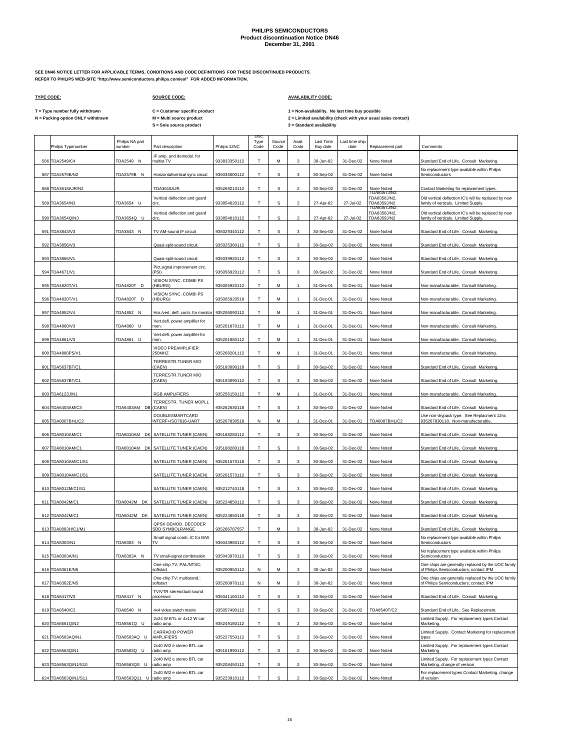**PHILIPS SEMICONDUCTORS**
**Product discontinuation Notice DN46**
**December 31, 2001**

**SEE DN46 NOTICE LETTER FOR APPLICABLE TERMS, CONDITIONS AND CODE DEFINITIONS FOR THESE DISCONTINUED PRODUCTS.**
**REFER TO PHILIPS WEB-SITE "http://www.semiconductors.philips.com/eol" FOR ADDED INFORMATION.**

**TYPE CODE:**

T = Type number fully withdrawn
N = Packing option ONLY withdrawn

**SOURCE CODE:**

C = Customer specific product
M = Multi source product
S = Sole source product

**AVAILABILITY CODE:**

1 = Non-availability. No last time buy possible
2 = Limited availability (check with your usual sales contact)
3 = Standard availability

| | Philips Typenumber | Philips NA part number | Part description | Philips 12NC | Disc. Type Code | Source Code | Avail. Code | Last Time Buy date | Last time ship date | Replacement part | Comments |
|---|---|---|---|---|---|---|---|---|---|---|---|
| 586 | TDA2549/C4 | TDA2549 N | IF amp. and demodul. for multist.TV | 933833350112 | T | M | 3 | 30-Jun-02 | 31-Dec-02 | None Noted | Standard End of Life. Consult Marketing. |
| 587 | TDA2579B/N2 | TDA2579B N | Horizontal/vertical sync circuit | 935036000112 | T | S | 3 | 30-Sep-02 | 31-Dec-02 | None Noted | No replacement type available within Philips Semiconductors |
| 588 | TDA3618AJR/N2 | | TDA3618AJR | 935269213112 | T | S | 2 | 30-Sep-02 | 31-Dec-02 | None Noted | Contact Marketing for replacement types. |
| 589 | TDA3654/N3 | TDA3654 U | Vertical deflection and guard circ. | 933854020112 | T | S | 2 | 27-Apr-02 | 27-Jul-02 | TDA8357J/N2, TDA8358J/N2, TDA8359J/N2 | Old vertical deflection IC's will be replaced by new family of verticals. Limited Supply. |
| 590 | TDA3654Q/N3 | TDA3654Q U | Vertical deflection and guard circ. | 933854010112 | T | S | 2 | 27-Apr-02 | 27-Jul-02 | TDA8357J/N2, TDA8358J/N2, TDA8359J/N2 | Old vertical deflection IC's will be replaced by new family of verticals. Limited Supply. |
| 591 | TDA3843/V3 | TDA3843 N | TV AM-sound IF circuit | 935029340112 | T | S | 3 | 30-Sep-02 | 31-Dec-02 | None Noted | Standard End of Life. Consult Marketing. |
| 592 | TDA3856/V3 | | Quasi-split-sound circuit | 935025360112 | T | S | 3 | 30-Sep-02 | 31-Dec-02 | None Noted | Standard End of Life. Consult Marketing. |
| 593 | TDA3866/V1 | | Quasi-split-sound circuit | 935039920112 | T | S | 3 | 30-Sep-02 | 31-Dec-02 | None Noted | Standard End of Life. Consult Marketing. |
| 594 | TDA4671/V1 | | Pict.signal improvement circ. (PSI) | 935056920112 | T | S | 3 | 30-Sep-02 | 31-Dec-02 | None Noted | Standard End of Life. Consult Marketing. |
| 595 | TDA4820T/V1 | TDA4820T D | VISION SYNC. COMBI PS (HBURG) | 935005920112 | T | M | 1 | 31-Dec-01 | 31-Dec-01 | None Noted | Non-manufacturable. Consult Marketing. |
| 596 | TDA4820T/V1 | TDA4820T D | VISION SYNC. COMBI PS (HBURG) | 935005920518 | T | M | 1 | 31-Dec-01 | 31-Dec-01 | None Noted | Non-manufacturable. Consult Marketing. |
| 597 | TDA4852/V4 | TDA4852 N | Hor./vert. defl. contr. for monitor | 935206090112 | T | M | 1 | 31-Dec-01 | 31-Dec-01 | None Noted | Non-manufacturable. Consult Marketing. |
| 598 | TDA4860/V3 | TDA4860 U | Vert.defl. power amplifier for mon. | 935201870112 | T | M | 1 | 31-Dec-01 | 31-Dec-01 | None Noted | Non-manufacturable. Consult Marketing. |
| 599 | TDA4861/V3 | TDA4861 U | Vert.defl. power amplifier for mon. | 935201880112 | T | M | 1 | 31-Dec-01 | 31-Dec-01 | None Noted | Non-manufacturable. Consult Marketing. |
| 600 | TDA4888PS/V1 | | VIDEO PREAMPLIFIER 250MHZ | 935268201112 | T | M | 1 | 31-Dec-01 | 31-Dec-01 | None Noted | Non-manufacturable. Consult Marketing. |
| 601 | TDA5637BT/C1 | | TERRESTR.TUNER M/O (CAEN) | 935193090118 | T | S | 3 | 30-Sep-02 | 31-Dec-02 | None Noted | Standard End of Life. Consult Marketing. |
| 602 | TDA5637BT/C1 | | TERRESTR.TUNER M/O (CAEN) | 935193090112 | T | S | 3 | 30-Sep-02 | 31-Dec-02 | None Noted | Standard End of Life. Consult Marketing. |
| 603 | TDA6123J/N1 | | RGB AMPLIFIERS | 935256150112 | T | M | 1 | 31-Dec-01 | 31-Dec-01 | None Noted | Non-manufacturable. Consult Marketing. |
| 604 | TDA6403AM/C3 | TDA6403AM DB | TERRESTR. TUNER MOPLL (CAEN) | 935262630118 | T | S | 3 | 30-Sep-02 | 31-Dec-02 | None Noted | Standard End of Life. Consult Marketing. |
| 605 | TDA8007BHL/C2 | | DOUBLESMARTCARD INTERF+ISO7816-UART | 935267830518 | N | M | 1 | 31-Dec-01 | 31-Dec-01 | TDA8007BHL/C2 | Use non-drypack type. See Replacment 12nc 935267830118. Non-manufacturable. |
| 606 | TDA8010AM/C1 | TDA8010AM DK | SATELLITE TUNER (CAEN) | 935188280112 | T | S | 3 | 30-Sep-02 | 31-Dec-02 | None Noted | Standard End of Life. Consult Marketing. |
| 607 | TDA8010AM/C1 | TDA8010AM DK | SATELLITE TUNER (CAEN) | 935188280118 | T | S | 3 | 30-Sep-02 | 31-Dec-02 | None Noted | Standard End of Life. Consult Marketing. |
| 608 | TDA8010AM/C1/S1 | | SATELLITE TUNER (CAEN) | 935261573118 | T | S | 3 | 30-Sep-02 | 31-Dec-02 | None Noted | Standard End of Life. Consult Marketing. |
| 609 | TDA8010AM/C1/S1 | | SATELLITE TUNER (CAEN) | 935261573112 | T | S | 3 | 30-Sep-02 | 31-Dec-02 | None Noted | Standard End of Life. Consult Marketing. |
| 610 | TDA8012M/C1/S1 | | SATELLITE TUNER (CAEN) | 935212740118 | T | S | 3 | 30-Sep-02 | 31-Dec-02 | None Noted | Standard End of Life. Consult Marketing. |
| 611 | TDA8042M/C1 | TDA8042M DK | SATELLITE TUNER (CAEN) | 935224850112 | T | S | 3 | 30-Sep-02 | 31-Dec-02 | None Noted | Standard End of Life. Consult Marketing. |
| 612 | TDA8042M/C1 | TDA8042M DK | SATELLITE TUNER (CAEN) | 935224850118 | T | S | 3 | 30-Sep-02 | 31-Dec-02 | None Noted | Standard End of Life. Consult Marketing. |
| 613 | TDA8083H/C1/M1 | | QPSK DEMOD. DECODER SDD SYMBOLRANGE | 935266787557 | T | M | 3 | 30-Jun-02 | 31-Dec-02 | None Noted | Standard End of Life. Consult Marketing. |
| 614 | TDA8303/N1 | TDA8303 N | Small signal comb. IC for B/W TV | 935043980112 | T | S | 3 | 30-Sep-02 | 31-Dec-02 | None Noted | No replacement type available within Philips Semiconductors |
| 615 | TDA8303A/N1 | TDA8303A N | TV small-signal combination | 935043970112 | T | S | 3 | 30-Sep-02 | 31-Dec-02 | None Noted | No replacement type available within Philips Semiconductors |
| 616 | TDA8361E/N5 | | One-chip TV; PAL/NTSC; softstart | 935200950112 | N | M | 3 | 30-Jun-02 | 31-Dec-02 | None Noted | One chips are generally replaced by the UOC family of Philips Semiconductors; contact IPM |
| 617 | TDA8362E/N5 | | One-chip TV; multistand.; softstart | 935200970112 | N | M | 3 | 30-Jun-02 | 31-Dec-02 | None Noted | One chips are generally replaced by the UOC family of Philips Semiconductors; contact IPM |
| 618 | TDA8417/V3 | TDA8417 N | TV/VTR stereo/dual sound processor | 935041160112 | T | S | 3 | 30-Sep-02 | 31-Dec-02 | None Noted | Standard End of Life. Consult Marketing. |
| 619 | TDA8540/C2 | TDA8540 N | 4x4 video switch matrix | 935057490112 | T | S | 3 | 30-Sep-02 | 31-Dec-02 | TDA8540T/C2 | Standard End of Life. See Replacement. |
| 620 | TDA8561Q/N2 | TDA8561Q U | 2x24 W BTL or 4x12 W car radio amp. | 935249180112 | T | S | 2 | 30-Sep-02 | 31-Dec-02 | None Noted | Limited Supply. For replacement types Contact Marketing. |
| 621 | TDA8563AQ/N1 | TDA8563AQ U | CARRADIO POWER AMPLIFIERS | 935227550112 | T | S | 2 | 30-Sep-02 | 31-Dec-02 | None Noted | Limited Supply. Contact Marketing for replacement types |
| 622 | TDA8563Q/N1 | TDA8563Q U | 2x40 W/2 e stereo BTL car radio amp | 935161990112 | T | S | 2 | 30-Sep-02 | 31-Dec-02 | None Noted | Limited Supply. For replacement types Contact Marketing |
| 623 | TDA8563Q/N1/S10 | TDA8563QS U | 2x40 W/2 e stereo BTL car radio amp | 935208450112 | T | S | 2 | 30-Sep-02 | 31-Dec-02 | None Noted | Limited Supply. For replacement types Contact Marketing, change of version |
| 624 | TDA8563Q/N1/S11 | TDA8563Q11 U | 2x40 W/2 e stereo BTL car radio amp | 935223910112 | T | S | 2 | 30-Sep-02 | 31-Dec-02 | None Noted | For replacement types Contact Marketing, change of version |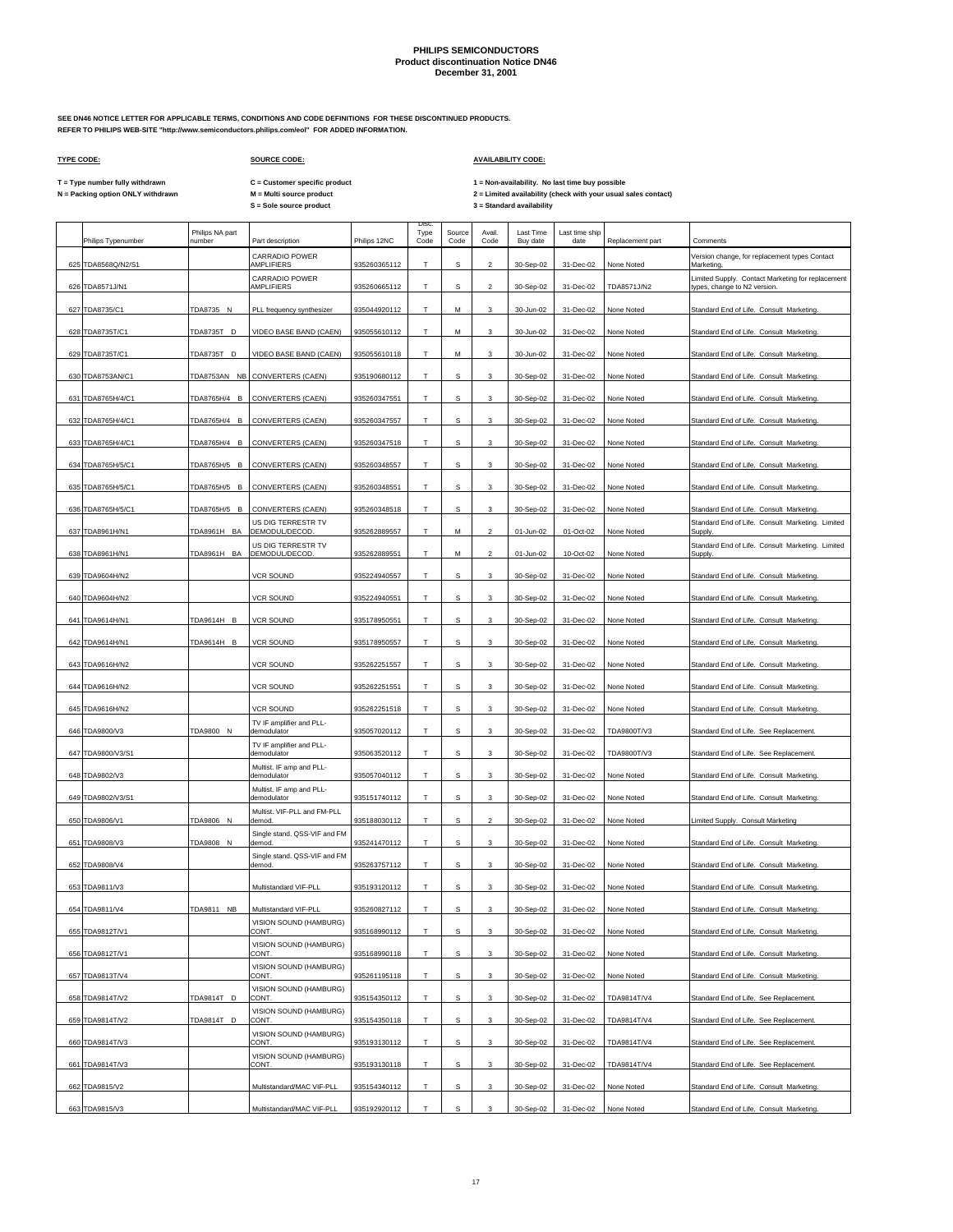# PHILIPS SEMICONDUCTORS
## Product discontinuation Notice DN46
### December 31, 2001

**SEE DN46 NOTICE LETTER FOR APPLICABLE TERMS, CONDITIONS AND CODE DEFINITIONS FOR THESE DISCONTINUED PRODUCTS.**
**REFER TO PHILIPS WEB-SITE "http://www.semiconductors.philips.com/eol" FOR ADDED INFORMATION.**

**TYPE CODE:**

T = Type number fully withdrawn
N = Packing option ONLY withdrawn

**SOURCE CODE:**

C = Customer specific product
M = Multi source product
S = Sole source product

**AVAILABILITY CODE:**

1 = Non-availability. No last time buy possible
2 = Limited availability (check with your usual sales contact)
3 = Standard availability

| | Philips Typenumber | Philips NA part number | Part description | Philips 12NC | Disc. Type Code | Source Code | Avail. Code | Last Time Buy date | Last time ship date | Replacement part | Comments |
|---|---|---|---|---|---|---|---|---|---|---|---|
| 625 | TDA8568Q/N2/S1 | | CARRADIO POWER AMPLIFIERS | 935260365112 | T | S | 2 | 30-Sep-02 | 31-Dec-02 | None Noted | Version change, for replacement types Contact Marketing. |
| 626 | TDA8571J/N1 | | CARRADIO POWER AMPLIFIERS | 935260665112 | T | S | 2 | 30-Sep-02 | 31-Dec-02 | TDA8571J/N2 | Limited Supply. Contact Marketing for replacement types, change to N2 version. |
| 627 | TDA8735/C1 | TDA8735 N | PLL frequency synthesizer | 935044920112 | T | M | 3 | 30-Jun-02 | 31-Dec-02 | None Noted | Standard End of Life. Consult Marketing. |
| 628 | TDA8735T/C1 | TDA8735T D | VIDEO BASE BAND (CAEN) | 935055610112 | T | M | 3 | 30-Jun-02 | 31-Dec-02 | None Noted | Standard End of Life. Consult Marketing. |
| 629 | TDA8735T/C1 | TDA8735T D | VIDEO BASE BAND (CAEN) | 935055610118 | T | M | 3 | 30-Jun-02 | 31-Dec-02 | None Noted | Standard End of Life. Consult Marketing. |
| 630 | TDA8753AN/C1 | TDA8753AN NB | CONVERTERS (CAEN) | 935190680112 | T | S | 3 | 30-Sep-02 | 31-Dec-02 | None Noted | Standard End of Life. Consult Marketing. |
| 631 | TDA8765H/4/C1 | TDA8765H/4 B | CONVERTERS (CAEN) | 935260347551 | T | S | 3 | 30-Sep-02 | 31-Dec-02 | None Noted | Standard End of Life. Consult Marketing. |
| 632 | TDA8765H/4/C1 | TDA8765H/4 B | CONVERTERS (CAEN) | 935260347557 | T | S | 3 | 30-Sep-02 | 31-Dec-02 | None Noted | Standard End of Life. Consult Marketing. |
| 633 | TDA8765H/4/C1 | TDA8765H/4 B | CONVERTERS (CAEN) | 935260347518 | T | S | 3 | 30-Sep-02 | 31-Dec-02 | None Noted | Standard End of Life. Consult Marketing. |
| 634 | TDA8765H/5/C1 | TDA8765H/5 B | CONVERTERS (CAEN) | 935260348557 | T | S | 3 | 30-Sep-02 | 31-Dec-02 | None Noted | Standard End of Life. Consult Marketing. |
| 635 | TDA8765H/5/C1 | TDA8765H/5 B | CONVERTERS (CAEN) | 935260348551 | T | S | 3 | 30-Sep-02 | 31-Dec-02 | None Noted | Standard End of Life. Consult Marketing. |
| 636 | TDA8765H/5/C1 | TDA8765H/5 B | CONVERTERS (CAEN) | 935260348518 | T | S | 3 | 30-Sep-02 | 31-Dec-02 | None Noted | Standard End of Life. Consult Marketing. |
| 637 | TDA8961H/N1 | TDA8961H BA | US DIG TERRESTR TV DEMODUL/DECOD. | 935262889557 | T | M | 2 | 01-Jun-02 | 01-Oct-02 | None Noted | Standard End of Life. Consult Marketing. Limited Supply. |
| 638 | TDA8961H/N1 | TDA8961H BA | US DIG TERRESTR TV DEMODUL/DECOD. | 935262889551 | T | M | 2 | 01-Jun-02 | 10-Oct-02 | None Noted | Standard End of Life. Consult Marketing. Limited Supply. |
| 639 | TDA9604H/N2 | | VCR SOUND | 935224940557 | T | S | 3 | 30-Sep-02 | 31-Dec-02 | None Noted | Standard End of Life. Consult Marketing. |
| 640 | TDA9604H/N2 | | VCR SOUND | 935224940551 | T | S | 3 | 30-Sep-02 | 31-Dec-02 | None Noted | Standard End of Life. Consult Marketing. |
| 641 | TDA9614H/N1 | TDA9614H B | VCR SOUND | 935178950551 | T | S | 3 | 30-Sep-02 | 31-Dec-02 | None Noted | Standard End of Life. Consult Marketing. |
| 642 | TDA9614H/N1 | TDA9614H B | VCR SOUND | 935178950557 | T | S | 3 | 30-Sep-02 | 31-Dec-02 | None Noted | Standard End of Life. Consult Marketing. |
| 643 | TDA9616H/N2 | | VCR SOUND | 935262251557 | T | S | 3 | 30-Sep-02 | 31-Dec-02 | None Noted | Standard End of Life. Consult Marketing. |
| 644 | TDA9616H/N2 | | VCR SOUND | 935262251551 | T | S | 3 | 30-Sep-02 | 31-Dec-02 | None Noted | Standard End of Life. Consult Marketing. |
| 645 | TDA9616H/N2 | | VCR SOUND | 935262251518 | T | S | 3 | 30-Sep-02 | 31-Dec-02 | None Noted | Standard End of Life. Consult Marketing. |
| 646 | TDA9800/V3 | TDA9800 N | TV IF amplifier and PLL-demodulator | 935057020112 | T | S | 3 | 30-Sep-02 | 31-Dec-02 | TDA9800T/V3 | Standard End of Life. See Replacement. |
| 647 | TDA9800/V3/S1 | | TV IF amplifier and PLL-demodulator | 935063520112 | T | S | 3 | 30-Sep-02 | 31-Dec-02 | TDA9800T/V3 | Standard End of Life. See Replacement. |
| 648 | TDA9802/V3 | | Multist. IF amp and PLL-demodulator | 935057040112 | T | S | 3 | 30-Sep-02 | 31-Dec-02 | None Noted | Standard End of Life. Consult Marketing. |
| 649 | TDA9802/V3/S1 | | Multist. IF amp and PLL-demodulator | 935151740112 | T | S | 3 | 30-Sep-02 | 31-Dec-02 | None Noted | Standard End of Life. Consult Marketing. |
| 650 | TDA9806/V1 | TDA9806 N | Multist. VIF-PLL and FM-PLL demod. | 935188030112 | T | S | 2 | 30-Sep-02 | 31-Dec-02 | None Noted | Limited Supply. Consult Marketing |
| 651 | TDA9808/V3 | TDA9808 N | Single stand. QSS-VIF and FM demod. | 935241470112 | T | S | 3 | 30-Sep-02 | 31-Dec-02 | None Noted | Standard End of Life. Consult Marketing. |
| 652 | TDA9808/V4 | | Single stand. QSS-VIF and FM demod. | 935263757112 | T | S | 3 | 30-Sep-02 | 31-Dec-02 | None Noted | Standard End of Life. Consult Marketing. |
| 653 | TDA9811/V3 | | Multistandard VIF-PLL | 935193120112 | T | S | 3 | 30-Sep-02 | 31-Dec-02 | None Noted | Standard End of Life. Consult Marketing. |
| 654 | TDA9811/V4 | TDA9811 NB | Multistandard VIF-PLL | 935260827112 | T | S | 3 | 30-Sep-02 | 31-Dec-02 | None Noted | Standard End of Life. Consult Marketing. |
| 655 | TDA9812T/V1 | | VISION SOUND (HAMBURG) CONT. | 935168990112 | T | S | 3 | 30-Sep-02 | 31-Dec-02 | None Noted | Standard End of Life. Consult Marketing. |
| 656 | TDA9812T/V1 | | VISION SOUND (HAMBURG) CONT. | 935168990118 | T | S | 3 | 30-Sep-02 | 31-Dec-02 | None Noted | Standard End of Life. Consult Marketing. |
| 657 | TDA9813T/V4 | | VISION SOUND (HAMBURG) CONT. | 935261195118 | T | S | 3 | 30-Sep-02 | 31-Dec-02 | None Noted | Standard End of Life. Consult Marketing. |
| 658 | TDA9814T/V2 | TDA9814T D | VISION SOUND (HAMBURG) CONT. | 935154350112 | T | S | 3 | 30-Sep-02 | 31-Dec-02 | TDA9814T/V4 | Standard End of Life. See Replacement. |
| 659 | TDA9814T/V2 | TDA9814T D | VISION SOUND (HAMBURG) CONT. | 935154350118 | T | S | 3 | 30-Sep-02 | 31-Dec-02 | TDA9814T/V4 | Standard End of Life. See Replacement. |
| 660 | TDA9814T/V3 | | VISION SOUND (HAMBURG) CONT. | 935193130112 | T | S | 3 | 30-Sep-02 | 31-Dec-02 | TDA9814T/V4 | Standard End of Life. See Replacement. |
| 661 | TDA9814T/V3 | | VISION SOUND (HAMBURG) CONT. | 935193130118 | T | S | 3 | 30-Sep-02 | 31-Dec-02 | TDA9814T/V4 | Standard End of Life. See Replacement. |
| 662 | TDA9815/V2 | | Multistandard/MAC VIF-PLL | 935154340112 | T | S | 3 | 30-Sep-02 | 31-Dec-02 | None Noted | Standard End of Life. Consult Marketing. |
| 663 | TDA9815/V3 | | Multistandard/MAC VIF-PLL | 935192920112 | T | S | 3 | 30-Sep-02 | 31-Dec-02 | None Noted | Standard End of Life. Consult Marketing. |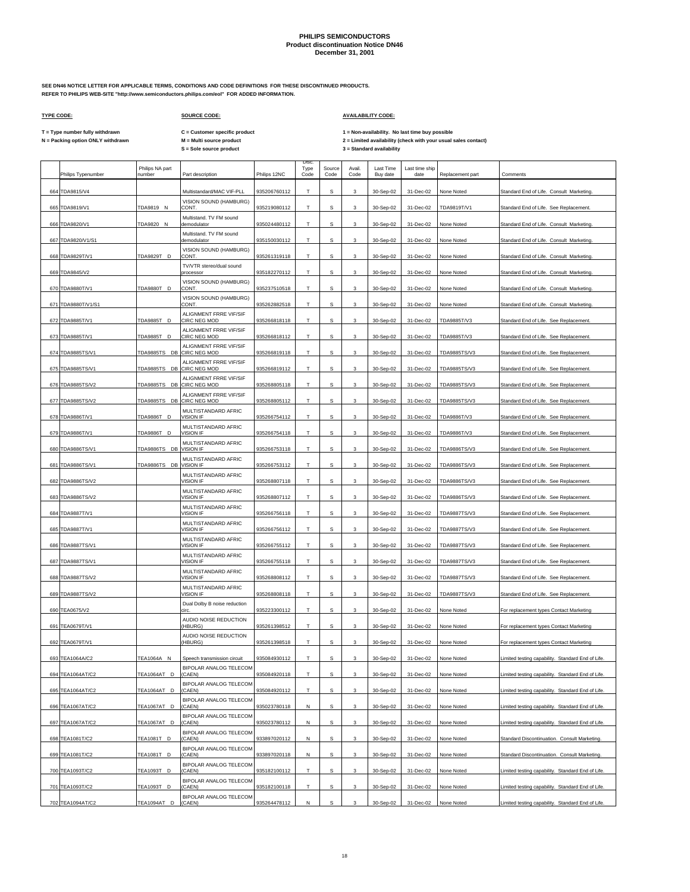# PHILIPS SEMICONDUCTORS
## Product discontinuation Notice DN46
## December 31, 2001

**SEE DN46 NOTICE LETTER FOR APPLICABLE TERMS, CONDITIONS AND CODE DEFINITIONS FOR THESE DISCONTINUED PRODUCTS.**
**REFER TO PHILIPS WEB-SITE "http://www.semiconductors.philips.com/eol" FOR ADDED INFORMATION.**

**TYPE CODE:**

T = Type number fully withdrawn
N = Packing option ONLY withdrawn

**SOURCE CODE:**

C = Customer specific product
M = Multi source product
S = Sole source product

**AVAILABILITY CODE:**

1 = Non-availability. No last time buy possible
2 = Limited availability (check with your usual sales contact)
3 = Standard availability

| | Philips Typenumber | Philips NA part number | Part description | Philips 12NC | Disc. Type Code | Source Code | Avail. Code | Last Time Buy date | Last time ship date | Replacement part | Comments |
|---|---|---|---|---|---|---|---|---|---|---|---|
| 664 | TDA9815/V4 | | Multistandard/MAC VIF-PLL | 935206760112 | T | S | 3 | 30-Sep-02 | 31-Dec-02 | None Noted | Standard End of Life. Consult Marketing. |
| 665 | TDA9819/V1 | TDA9819 N | VISION SOUND (HAMBURG) CONT. | 935219080112 | T | S | 3 | 30-Sep-02 | 31-Dec-02 | TDA9819T/V1 | Standard End of Life. See Replacement. |
| 666 | TDA9820/V1 | TDA9820 N | Multistand. TV FM sound demodulator | 935024480112 | T | S | 3 | 30-Sep-02 | 31-Dec-02 | None Noted | Standard End of Life. Consult Marketing. |
| 667 | TDA9820/V1/S1 | | Multistand. TV FM sound demodulator | 935150030112 | T | S | 3 | 30-Sep-02 | 31-Dec-02 | None Noted | Standard End of Life. Consult Marketing. |
| 668 | TDA9829T/V1 | TDA9829T D | VISION SOUND (HAMBURG) CONT. | 935261319118 | T | S | 3 | 30-Sep-02 | 31-Dec-02 | None Noted | Standard End of Life. Consult Marketing. |
| 669 | TDA9845/V2 | | TV/VTR stereo/dual sound processor | 935182270112 | T | S | 3 | 30-Sep-02 | 31-Dec-02 | None Noted | Standard End of Life. Consult Marketing. |
| 670 | TDA9880T/V1 | TDA9880T D | VISION SOUND (HAMBURG) CONT. | 935237510518 | T | S | 3 | 30-Sep-02 | 31-Dec-02 | None Noted | Standard End of Life. Consult Marketing. |
| 671 | TDA9880T/V1/S1 | | VISION SOUND (HAMBURG) CONT. | 935262882518 | T | S | 3 | 30-Sep-02 | 31-Dec-02 | None Noted | Standard End of Life. Consult Marketing. |
| 672 | TDA9885T/V1 | TDA9885T D | ALIGNMENT FRRE VIF/SIF CIRC NEG MOD | 935266818118 | T | S | 3 | 30-Sep-02 | 31-Dec-02 | TDA9885T/V3 | Standard End of Life. See Replacement. |
| 673 | TDA9885T/V1 | TDA9885T D | ALIGNMENT FRRE VIF/SIF CIRC NEG MOD | 935266818112 | T | S | 3 | 30-Sep-02 | 31-Dec-02 | TDA9885T/V3 | Standard End of Life. See Replacement. |
| 674 | TDA9885TS/V1 | TDA9885TS DB | ALIGNMENT FRRE VIF/SIF CIRC NEG MOD | 935266819118 | T | S | 3 | 30-Sep-02 | 31-Dec-02 | TDA9885TS/V3 | Standard End of Life. See Replacement. |
| 675 | TDA9885TS/V1 | TDA9885TS DB | ALIGNMENT FRRE VIF/SIF CIRC NEG MOD | 935266819112 | T | S | 3 | 30-Sep-02 | 31-Dec-02 | TDA9885TS/V3 | Standard End of Life. See Replacement. |
| 676 | TDA9885TS/V2 | TDA9885TS DB | ALIGNMENT FRRE VIF/SIF CIRC NEG MOD | 935268805118 | T | S | 3 | 30-Sep-02 | 31-Dec-02 | TDA9885TS/V3 | Standard End of Life. See Replacement. |
| 677 | TDA9885TS/V2 | TDA9885TS DB | ALIGNMENT FRRE VIF/SIF CIRC NEG MOD | 935268805112 | T | S | 3 | 30-Sep-02 | 31-Dec-02 | TDA9885TS/V3 | Standard End of Life. See Replacement. |
| 678 | TDA9886T/V1 | TDA9886T D | MULTISTANDARD AFRIC VISION IF | 935266754112 | T | S | 3 | 30-Sep-02 | 31-Dec-02 | TDA9886T/V3 | Standard End of Life. See Replacement. |
| 679 | TDA9886T/V1 | TDA9886T D | MULTISTANDARD AFRIC VISION IF | 935266754118 | T | S | 3 | 30-Sep-02 | 31-Dec-02 | TDA9886T/V3 | Standard End of Life. See Replacement. |
| 680 | TDA9886TS/V1 | TDA9886TS DB | MULTISTANDARD AFRIC VISION IF | 935266753118 | T | S | 3 | 30-Sep-02 | 31-Dec-02 | TDA9886TS/V3 | Standard End of Life. See Replacement. |
| 681 | TDA9886TS/V1 | TDA9886TS DB | MULTISTANDARD AFRIC VISION IF | 935266753112 | T | S | 3 | 30-Sep-02 | 31-Dec-02 | TDA9886TS/V3 | Standard End of Life. See Replacement. |
| 682 | TDA9886TS/V2 | | MULTISTANDARD AFRIC VISION IF | 935268807118 | T | S | 3 | 30-Sep-02 | 31-Dec-02 | TDA9886TS/V3 | Standard End of Life. See Replacement. |
| 683 | TDA9886TS/V2 | | MULTISTANDARD AFRIC VISION IF | 935268807112 | T | S | 3 | 30-Sep-02 | 31-Dec-02 | TDA9886TS/V3 | Standard End of Life. See Replacement. |
| 684 | TDA9887T/V1 | | MULTISTANDARD AFRIC VISION IF | 935266756118 | T | S | 3 | 30-Sep-02 | 31-Dec-02 | TDA9887TS/V3 | Standard End of Life. See Replacement. |
| 685 | TDA9887T/V1 | | MULTISTANDARD AFRIC VISION IF | 935266756112 | T | S | 3 | 30-Sep-02 | 31-Dec-02 | TDA9887TS/V3 | Standard End of Life. See Replacement. |
| 686 | TDA9887TS/V1 | | MULTISTANDARD AFRIC VISION IF | 935266755112 | T | S | 3 | 30-Sep-02 | 31-Dec-02 | TDA9887TS/V3 | Standard End of Life. See Replacement. |
| 687 | TDA9887TS/V1 | | MULTISTANDARD AFRIC VISION IF | 935266755118 | T | S | 3 | 30-Sep-02 | 31-Dec-02 | TDA9887TS/V3 | Standard End of Life. See Replacement. |
| 688 | TDA9887TS/V2 | | MULTISTANDARD AFRIC VISION IF | 935268808112 | T | S | 3 | 30-Sep-02 | 31-Dec-02 | TDA9887TS/V3 | Standard End of Life. See Replacement. |
| 689 | TDA9887TS/V2 | | MULTISTANDARD AFRIC VISION IF | 935268808118 | T | S | 3 | 30-Sep-02 | 31-Dec-02 | TDA9887TS/V3 | Standard End of Life. See Replacement. |
| 690 | TEA0675/V2 | | Dual Dolby B noise reduction circ. | 935223300112 | T | S | 3 | 30-Sep-02 | 31-Dec-02 | None Noted | For replacement types Contact Marketing |
| 691 | TEA0679T/V1 | | AUDIO NOISE REDUCTION (HBURG) | 935261398512 | T | S | 3 | 30-Sep-02 | 31-Dec-02 | None Noted | For replacement types Contact Marketing |
| 692 | TEA0679T/V1 | | AUDIO NOISE REDUCTION (HBURG) | 935261398518 | T | S | 3 | 30-Sep-02 | 31-Dec-02 | None Noted | For replacement types Contact Marketing |
| 693 | TEA1064A/C2 | TEA1064A N | Speech transmission circuit | 935084930112 | T | S | 3 | 30-Sep-02 | 31-Dec-02 | None Noted | Limited testing capability. Standard End of Life. |
| 694 | TEA1064AT/C2 | TEA1064AT D | BIPOLAR ANALOG TELECOM (CAEN) | 935084920118 | T | S | 3 | 30-Sep-02 | 31-Dec-02 | None Noted | Limited testing capability. Standard End of Life. |
| 695 | TEA1064AT/C2 | TEA1064AT D | BIPOLAR ANALOG TELECOM (CAEN) | 935084920112 | T | S | 3 | 30-Sep-02 | 31-Dec-02 | None Noted | Limited testing capability. Standard End of Life. |
| 696 | TEA1067AT/C2 | TEA1067AT D | BIPOLAR ANALOG TELECOM (CAEN) | 935023780118 | N | S | 3 | 30-Sep-02 | 31-Dec-02 | None Noted | Limited testing capability. Standard End of Life. |
| 697 | TEA1067AT/C2 | TEA1067AT D | BIPOLAR ANALOG TELECOM (CAEN) | 935023780112 | N | S | 3 | 30-Sep-02 | 31-Dec-02 | None Noted | Limited testing capability. Standard End of Life. |
| 698 | TEA1081T/C2 | TEA1081T D | BIPOLAR ANALOG TELECOM (CAEN) | 933897020112 | N | S | 3 | 30-Sep-02 | 31-Dec-02 | None Noted | Standard Discontinuation. Consult Marketing. |
| 699 | TEA1081T/C2 | TEA1081T D | BIPOLAR ANALOG TELECOM (CAEN) | 933897020118 | N | S | 3 | 30-Sep-02 | 31-Dec-02 | None Noted | Standard Discontinuation. Consult Marketing. |
| 700 | TEA1093T/C2 | TEA1093T D | BIPOLAR ANALOG TELECOM (CAEN) | 935182100112 | T | S | 3 | 30-Sep-02 | 31-Dec-02 | None Noted | Limited testing capability. Standard End of Life. |
| 701 | TEA1093T/C2 | TEA1093T D | BIPOLAR ANALOG TELECOM (CAEN) | 935182100118 | T | S | 3 | 30-Sep-02 | 31-Dec-02 | None Noted | Limited testing capability. Standard End of Life. |
| 702 | TEA1094AT/C2 | TEA1094AT D | BIPOLAR ANALOG TELECOM (CAEN) | 935264478112 | N | S | 3 | 30-Sep-02 | 31-Dec-02 | None Noted | Limited testing capability. Standard End of Life. |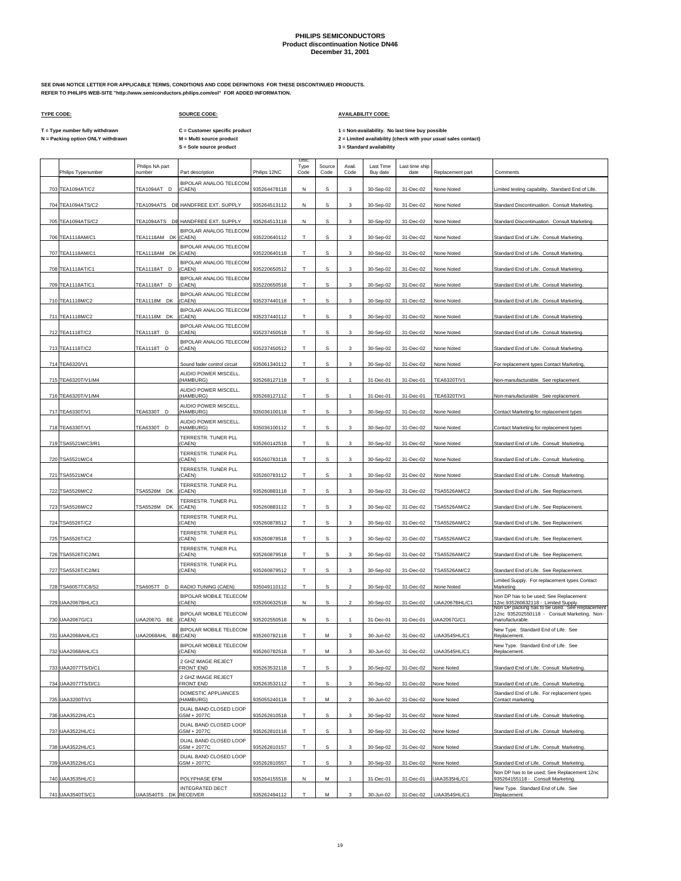# PHILIPS SEMICONDUCTORS
## Product discontinuation Notice DN46
### December 31, 2001

**SEE DN46 NOTICE LETTER FOR APPLICABLE TERMS, CONDITIONS AND CODE DEFINITIONS FOR THESE DISCONTINUED PRODUCTS.**
**REFER TO PHILIPS WEB-SITE "http://www.semiconductors.philips.com/eol" FOR ADDED INFORMATION.**

**TYPE CODE:**

**T = Type number fully withdrawn**
**N = Packing option ONLY withdrawn**

**SOURCE CODE:**

**C = Customer specific product**
**M = Multi source product**
**S = Sole source product**

**AVAILABILITY CODE:**

**1 = Non-availability. No last time buy possible**
**2 = Limited availability (check with your usual sales contact)**
**3 = Standard availability**

| | Philips Typenumber | Philips NA part number | Part description | Philips 12NC | Disc. Type Code | Source Code | Avail. Code | Last Time Buy date | Last time ship date | Replacement part | Comments |
|---|---|---|---|---|---|---|---|---|---|---|---|
| 703 | TEA1094AT/C2 | TEA1094AT D | BIPOLAR ANALOG TELECOM (CAEN) | 935264478118 | N | S | 3 | 30-Sep-02 | 31-Dec-02 | None Noted | Limited testing capability. Standard End of Life. |
| 704 | TEA1094ATS/C2 | TEA1094ATS DB | HANDFREE EXT. SUPPLY | 935264513112 | N | S | 3 | 30-Sep-02 | 31-Dec-02 | None Noted | Standard Discontinuation. Consult Marketing. |
| 705 | TEA1094ATS/C2 | TEA1094ATS DB | HANDFREE EXT. SUPPLY | 935264513118 | N | S | 3 | 30-Sep-02 | 31-Dec-02 | None Noted | Standard Discontinuation. Consult Marketing. |
| 706 | TEA1118AM/C1 | TEA1118AM DK | BIPOLAR ANALOG TELECOM (CAEN) | 935220640112 | T | S | 3 | 30-Sep-02 | 31-Dec-02 | None Noted | Standard End of Life. Consult Marketing. |
| 707 | TEA1118AM/C1 | TEA1118AM DK | BIPOLAR ANALOG TELECOM (CAEN) | 935220640118 | T | S | 3 | 30-Sep-02 | 31-Dec-02 | None Noted | Standard End of Life. Consult Marketing. |
| 708 | TEA1118AT/C1 | TEA1118AT D | BIPOLAR ANALOG TELECOM (CAEN) | 935220650512 | T | S | 3 | 30-Sep-02 | 31-Dec-02 | None Noted | Standard End of Life. Consult Marketing. |
| 709 | TEA1118AT/C1 | TEA1118AT D | BIPOLAR ANALOG TELECOM (CAEN) | 935220650518 | T | S | 3 | 30-Sep-02 | 31-Dec-02 | None Noted | Standard End of Life. Consult Marketing. |
| 710 | TEA1118M/C2 | TEA1118M DK | BIPOLAR ANALOG TELECOM (CAEN) | 935237440118 | T | S | 3 | 30-Sep-02 | 31-Dec-02 | None Noted | Standard End of Life. Consult Marketing. |
| 711 | TEA1118M/C2 | TEA1118M DK | BIPOLAR ANALOG TELECOM (CAEN) | 935237440112 | T | S | 3 | 30-Sep-02 | 31-Dec-02 | None Noted | Standard End of Life. Consult Marketing. |
| 712 | TEA1118T/C2 | TEA1118T D | BIPOLAR ANALOG TELECOM (CAEN) | 935237450518 | T | S | 3 | 30-Sep-02 | 31-Dec-02 | None Noted | Standard End of Life. Consult Marketing. |
| 713 | TEA1118T/C2 | TEA1118T D | BIPOLAR ANALOG TELECOM (CAEN) | 935237450512 | T | S | 3 | 30-Sep-02 | 31-Dec-02 | None Noted | Standard End of Life. Consult Marketing. |
| 714 | TEA6320/V1 | | Sound fader control circuit | 935061340112 | T | S | 3 | 30-Sep-02 | 31-Dec-02 | None Noted | For replacement types Contact Marketing, |
| 715 | TEA6320T/V1/M4 | | AUDIO POWER MISCELL. (HAMBURG) | 935268127118 | T | S | 1 | 31-Dec-01 | 31-Dec-01 | TEA6320T/V1 | Non-manufacturable. See replacement. |
| 716 | TEA6320T/V1/M4 | | AUDIO POWER MISCELL. (HAMBURG) | 935268127112 | T | S | 1 | 31-Dec-01 | 31-Dec-01 | TEA6320T/V1 | Non-manufacturable. See replacement. |
| 717 | TEA6330T/V1 | TEA6330T D | AUDIO POWER MISCELL. (HAMBURG) | 935036100118 | T | S | 3 | 30-Sep-02 | 31-Dec-02 | None Noted | Contact Marketing for replacement types |
| 718 | TEA6330T/V1 | TEA6330T D | AUDIO POWER MISCELL. (HAMBURG) | 935036100112 | T | S | 3 | 30-Sep-02 | 31-Dec-02 | None Noted | Contact Marketing for replacement types |
| 719 | TSA5521M/C3/R1 | | TERRESTR. TUNER PLL (CAEN) | 935260142518 | T | S | 3 | 30-Sep-02 | 31-Dec-02 | None Noted | Standard End of Life. Consult Marketing. |
| 720 | TSA5521M/C4 | | TERRESTR. TUNER PLL (CAEN) | 935260783118 | T | S | 3 | 30-Sep-02 | 31-Dec-02 | None Noted | Standard End of Life. Consult Marketing. |
| 721 | TSA5521M/C4 | | TERRESTR. TUNER PLL (CAEN) | 935260783112 | T | S | 3 | 30-Sep-02 | 31-Dec-02 | None Noted | Standard End of Life. Consult Marketing. |
| 722 | TSA5526M/C2 | TSA5526M DK | TERRESTR. TUNER PLL (CAEN) | 935260883118 | T | S | 3 | 30-Sep-02 | 31-Dec-02 | TSA5526AM/C2 | Standard End of Life. See Replacement. |
| 723 | TSA5526M/C2 | TSA5526M DK | TERRESTR. TUNER PLL (CAEN) | 935260883112 | T | S | 3 | 30-Sep-02 | 31-Dec-02 | TSA5526AM/C2 | Standard End of Life. See Replacement. |
| 724 | TSA5526T/C2 | | TERRESTR. TUNER PLL (CAEN) | 935260878512 | T | S | 3 | 30-Sep-02 | 31-Dec-02 | TSA5526AM/C2 | Standard End of Life. See Replacement. |
| 725 | TSA5526T/C2 | | TERRESTR. TUNER PLL (CAEN) | 935260878518 | T | S | 3 | 30-Sep-02 | 31-Dec-02 | TSA5526AM/C2 | Standard End of Life. See Replacement. |
| 726 | TSA5526T/C2/M1 | | TERRESTR. TUNER PLL (CAEN) | 935260879518 | T | S | 3 | 30-Sep-02 | 31-Dec-02 | TSA5526AM/C2 | Standard End of Life. See Replacement. |
| 727 | TSA5526T/C2/M1 | | TERRESTR. TUNER PLL (CAEN) | 935260879512 | T | S | 3 | 30-Sep-02 | 31-Dec-02 | TSA5526AM/C2 | Standard End of Life. See Replacement. |
| 728 | TSA6057T/C8/S2 | TSA6057T D | RADIO TUNING (CAEN) | 935049110112 | T | S | 2 | 30-Sep-02 | 31-Dec-02 | None Noted | Limited Supply. For replacement types Contact Marketing |
| 729 | UAA2067BHL/C1 | | BIPOLAR MOBILE TELECOM (CAEN) | 935260632518 | N | S | 2 | 30-Sep-02 | 31-Dec-02 | UAA2067BHL/C1 | Non DP has to be used; See Replacement 12nc.935260632118 - Limited Supply. |
| 730 | UAA2067G/C1 | UAA2067G BE | BIPOLAR MOBILE TELECOM (CAEN) | 935202550518 | N | S | 1 | 31-Dec-01 | 31-Dec-01 | UAA2067G/C1 | Non DP packing has to be used. See Replacement 12nc 935202550118 - Consult Marketing. Non-manufacturable. |
| 731 | UAA2068AHL/C1 | UAA2068AHL BE | BIPOLAR MOBILE TELECOM (CAEN) | 935260782118 | T | M | 3 | 30-Jun-02 | 31-Dec-02 | UAA3545HL/C1 | New Type. Standard End of Life. See Replacement. |
| 732 | UAA2068AHL/C1 | | BIPOLAR MOBILE TELECOM (CAEN) | 935260782518 | T | M | 3 | 30-Jun-02 | 31-Dec-02 | UAA3545HL/C1 | New Type. Standard End of Life. See Replacement. |
| 733 | UAA2077TS/D/C1 | | 2 GHZ IMAGE REJECT FRONT END | 935263532118 | T | S | 3 | 30-Sep-02 | 31-Dec-02 | None Noted | Standard End of Life. Consult Marketing. |
| 734 | UAA2077TS/D/C1 | | 2 GHZ IMAGE REJECT FRONT END | 935263532112 | T | S | 3 | 30-Sep-02 | 31-Dec-02 | None Noted | Standard End of Life. Consult Marketing. |
| 735 | UAA3200T/V1 | | DOMESTIC APPLIANCES (HAMBURG) | 935055240118 | T | M | 2 | 30-Jun-02 | 31-Dec-02 | None Noted | Standard End of Life. For replacement types Contact marketing |
| 736 | UAA3522HL/C1 | | DUAL BAND CLOSED LOOP GSM + 2077C | 935262810518 | T | S | 3 | 30-Sep-02 | 31-Dec-02 | None Noted | Standard End of Life. Consult Marketing. |
| 737 | UAA3522HL/C1 | | DUAL BAND CLOSED LOOP GSM + 2077C | 935262810118 | T | S | 3 | 30-Sep-02 | 31-Dec-02 | None Noted | Standard End of Life. Consult Marketing. |
| 738 | UAA3522HL/C1 | | DUAL BAND CLOSED LOOP GSM + 2077C | 935262810157 | T | S | 3 | 30-Sep-02 | 31-Dec-02 | None Noted | Standard End of Life. Consult Marketing. |
| 739 | UAA3522HL/C1 | | DUAL BAND CLOSED LOOP GSM + 2077C | 935262810557 | T | S | 3 | 30-Sep-02 | 31-Dec-02 | None Noted | Standard End of Life. Consult Marketing. |
| 740 | UAA3535HL/C1 | | POLYPHASE EFM | 935264155518 | N | M | 1 | 31-Dec-01 | 31-Dec-01 | UAA3535HL/C1 | Non DP has to be used; See Replacement 12nc 935264155118 - Consult Marketing. |
| 741 | UAA3540TS/C1 | UAA3540TS DK | INTEGRATED DECT RECEIVER | 935262494112 | T | M | 3 | 30-Jun-02 | 31-Dec-02 | UAA3545HL/C1 | New Type. Standard End of Life. See Replacement. |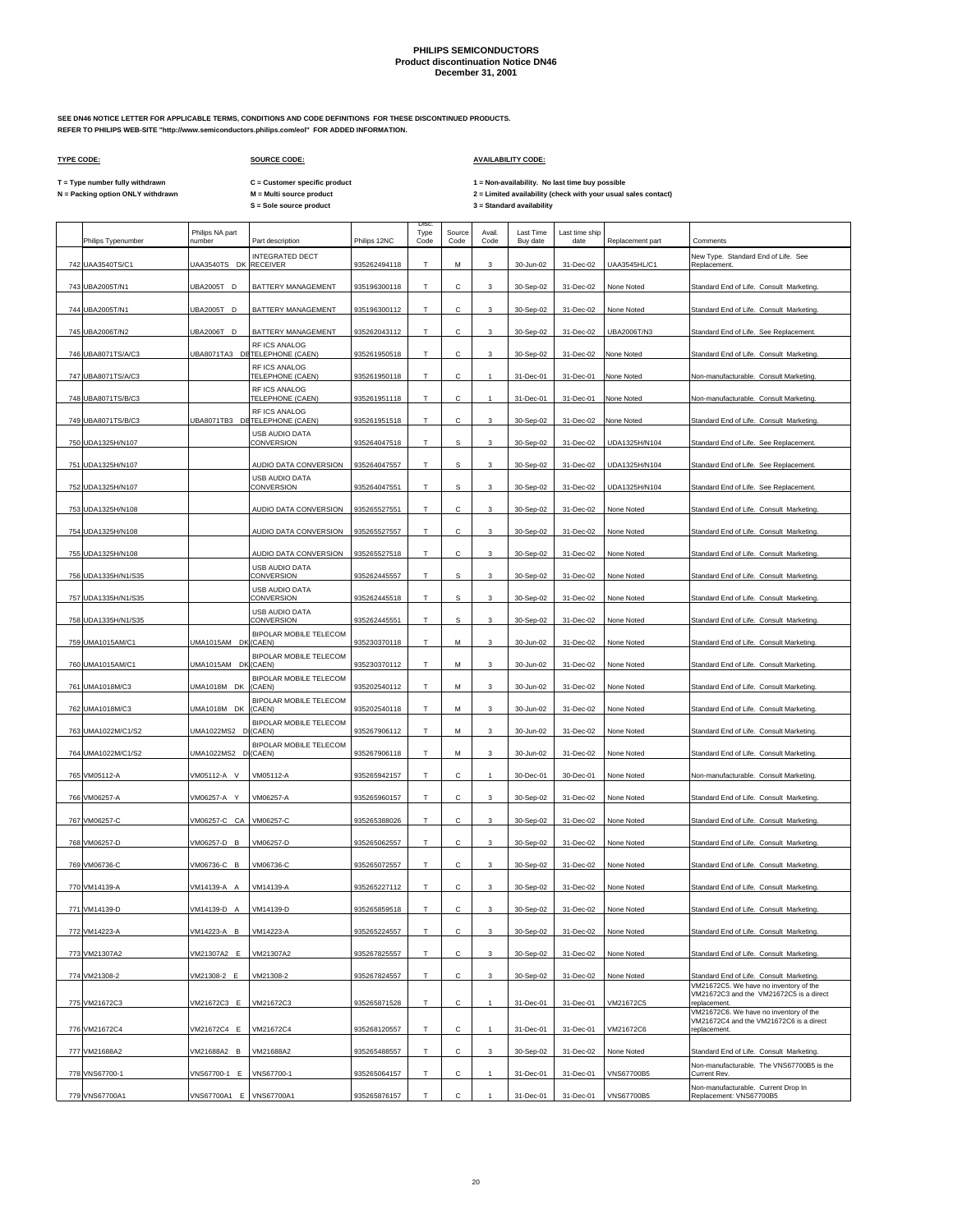# PHILIPS SEMICONDUCTORS
## Product discontinuation Notice DN46
### December 31, 2001

**SEE DN46 NOTICE LETTER FOR APPLICABLE TERMS, CONDITIONS AND CODE DEFINITIONS FOR THESE DISCONTINUED PRODUCTS.**
**REFER TO PHILIPS WEB-SITE "http://www.semiconductors.philips.com/eol" FOR ADDED INFORMATION.**

**TYPE CODE:**

T = Type number fully withdrawn
N = Packing option ONLY withdrawn

**SOURCE CODE:**

C = Customer specific product
M = Multi source product
S = Sole source product

**AVAILABILITY CODE:**

1 = Non-availability. No last time buy possible
2 = Limited availability (check with your usual sales contact)
3 = Standard availability

| | Philips Typenumber | Philips NA part number | Part description | Philips 12NC | Disc. Type Code | Source Code | Avail. Code | Last Time Buy date | Last time ship date | Replacement part | Comments |
|---|---|---|---|---|---|---|---|---|---|---|---|
| 742 | UAA3540TS/C1 | UAA3540TS DK | INTEGRATED DECT RECEIVER | 935262494118 | T | M | 3 | 30-Jun-02 | 31-Dec-02 | UAA3545HL/C1 | New Type. Standard End of Life. See Replacement. |
| 743 | UBA2005T/N1 | UBA2005T D | BATTERY MANAGEMENT | 935196300118 | T | C | 3 | 30-Sep-02 | 31-Dec-02 | None Noted | Standard End of Life. Consult Marketing. |
| 744 | UBA2005T/N1 | UBA2005T D | BATTERY MANAGEMENT | 935196300112 | T | C | 3 | 30-Sep-02 | 31-Dec-02 | None Noted | Standard End of Life. Consult Marketing. |
| 745 | UBA2006T/N2 | UBA2006T D | BATTERY MANAGEMENT | 935262043112 | T | C | 3 | 30-Sep-02 | 31-Dec-02 | UBA2006T/N3 | Standard End of Life. See Replacement. |
| 746 | UBA8071TS/A/C3 | UBA8071TA3 DE | RF ICS ANALOG TELEPHONE (CAEN) | 935261950518 | T | C | 3 | 30-Sep-02 | 31-Dec-02 | None Noted | Standard End of Life. Consult Marketing. |
| 747 | UBA8071TS/A/C3 | | RF ICS ANALOG TELEPHONE (CAEN) | 935261950118 | T | C | 1 | 31-Dec-01 | 31-Dec-01 | None Noted | Non-manufacturable. Consult Marketing. |
| 748 | UBA8071TS/B/C3 | | RF ICS ANALOG TELEPHONE (CAEN) | 935261951118 | T | C | 1 | 31-Dec-01 | 31-Dec-01 | None Noted | Non-manufacturable. Consult Marketing. |
| 749 | UBA8071TS/B/C3 | UBA8071TB3 DE | RF ICS ANALOG TELEPHONE (CAEN) | 935261951518 | T | C | 3 | 30-Sep-02 | 31-Dec-02 | None Noted | Standard End of Life. Consult Marketing. |
| 750 | UDA1325H/N107 | | USB AUDIO DATA CONVERSION | 935264047518 | T | S | 3 | 30-Sep-02 | 31-Dec-02 | UDA1325H/N104 | Standard End of Life. See Replacement. |
| 751 | UDA1325H/N107 | | AUDIO DATA CONVERSION | 935264047557 | T | S | 3 | 30-Sep-02 | 31-Dec-02 | UDA1325H/N104 | Standard End of Life. See Replacement. |
| 752 | UDA1325H/N107 | | USB AUDIO DATA CONVERSION | 935264047551 | T | S | 3 | 30-Sep-02 | 31-Dec-02 | UDA1325H/N104 | Standard End of Life. See Replacement. |
| 753 | UDA1325H/N108 | | AUDIO DATA CONVERSION | 935265527551 | T | C | 3 | 30-Sep-02 | 31-Dec-02 | None Noted | Standard End of Life. Consult Marketing. |
| 754 | UDA1325H/N108 | | AUDIO DATA CONVERSION | 935265527557 | T | C | 3 | 30-Sep-02 | 31-Dec-02 | None Noted | Standard End of Life. Consult Marketing. |
| 755 | UDA1325H/N108 | | AUDIO DATA CONVERSION | 935265527518 | T | C | 3 | 30-Sep-02 | 31-Dec-02 | None Noted | Standard End of Life. Consult Marketing. |
| 756 | UDA1335H/N1/S35 | | USB AUDIO DATA CONVERSION | 935262445557 | T | S | 3 | 30-Sep-02 | 31-Dec-02 | None Noted | Standard End of Life. Consult Marketing. |
| 757 | UDA1335H/N1/S35 | | USB AUDIO DATA CONVERSION | 935262445518 | T | S | 3 | 30-Sep-02 | 31-Dec-02 | None Noted | Standard End of Life. Consult Marketing. |
| 758 | UDA1335H/N1/S35 | | USB AUDIO DATA CONVERSION | 935262445551 | T | S | 3 | 30-Sep-02 | 31-Dec-02 | None Noted | Standard End of Life. Consult Marketing. |
| 759 | UMA1015AM/C1 | UMA1015AM DK | BIPOLAR MOBILE TELECOM (CAEN) | 935230370118 | T | M | 3 | 30-Jun-02 | 31-Dec-02 | None Noted | Standard End of Life. Consult Marketing. |
| 760 | UMA1015AM/C1 | UMA1015AM DK | BIPOLAR MOBILE TELECOM (CAEN) | 935230370112 | T | M | 3 | 30-Jun-02 | 31-Dec-02 | None Noted | Standard End of Life. Consult Marketing. |
| 761 | UMA1018M/C3 | UMA1018M DK | BIPOLAR MOBILE TELECOM (CAEN) | 935202540112 | T | M | 3 | 30-Jun-02 | 31-Dec-02 | None Noted | Standard End of Life. Consult Marketing. |
| 762 | UMA1018M/C3 | UMA1018M DK | BIPOLAR MOBILE TELECOM (CAEN) | 935202540118 | T | M | 3 | 30-Jun-02 | 31-Dec-02 | None Noted | Standard End of Life. Consult Marketing. |
| 763 | UMA1022M/C1/S2 | UMA1022MS2 D | BIPOLAR MOBILE TELECOM (CAEN) | 935267906112 | T | M | 3 | 30-Jun-02 | 31-Dec-02 | None Noted | Standard End of Life. Consult Marketing. |
| 764 | UMA1022M/C1/S2 | UMA1022MS2 D | BIPOLAR MOBILE TELECOM (CAEN) | 935267906118 | T | M | 3 | 30-Jun-02 | 31-Dec-02 | None Noted | Standard End of Life. Consult Marketing. |
| 765 | VM05112-A | VM05112-A V | VM05112-A | 935265942157 | T | C | 1 | 30-Dec-01 | 30-Dec-01 | None Noted | Non-manufacturable. Consult Marketing. |
| 766 | VM06257-A | VM06257-A Y | VM06257-A | 935265960157 | T | C | 3 | 30-Sep-02 | 31-Dec-02 | None Noted | Standard End of Life. Consult Marketing. |
| 767 | VM06257-C | VM06257-C CA | VM06257-C | 935265388026 | T | C | 3 | 30-Sep-02 | 31-Dec-02 | None Noted | Standard End of Life. Consult Marketing. |
| 768 | VM06257-D | VM06257-D B | VM06257-D | 935265062557 | T | C | 3 | 30-Sep-02 | 31-Dec-02 | None Noted | Standard End of Life. Consult Marketing. |
| 769 | VM06736-C | VM06736-C B | VM06736-C | 935265072557 | T | C | 3 | 30-Sep-02 | 31-Dec-02 | None Noted | Standard End of Life. Consult Marketing. |
| 770 | VM14139-A | VM14139-A A | VM14139-A | 935265227112 | T | C | 3 | 30-Sep-02 | 31-Dec-02 | None Noted | Standard End of Life. Consult Marketing. |
| 771 | VM14139-D | VM14139-D A | VM14139-D | 935265859518 | T | C | 3 | 30-Sep-02 | 31-Dec-02 | None Noted | Standard End of Life. Consult Marketing. |
| 772 | VM14223-A | VM14223-A B | VM14223-A | 935265224557 | T | C | 3 | 30-Sep-02 | 31-Dec-02 | None Noted | Standard End of Life. Consult Marketing. |
| 773 | VM21307A2 | VM21307A2 E | VM21307A2 | 935267825557 | T | C | 3 | 30-Sep-02 | 31-Dec-02 | None Noted | Standard End of Life. Consult Marketing. |
| 774 | VM21308-2 | VM21308-2 E | VM21308-2 | 935267824557 | T | C | 3 | 30-Sep-02 | 31-Dec-02 | None Noted | Standard End of Life. Consult Marketing. |
| 775 | VM21672C3 | VM21672C3 E | VM21672C3 | 935265871528 | T | C | 1 | 31-Dec-01 | 31-Dec-01 | VM21672C5 | VM21672C5. We have no inventory of the VM21672C3 and the VM21672C5 is a direct replacement. |
| 776 | VM21672C4 | VM21672C4 E | VM21672C4 | 935268120557 | T | C | 1 | 31-Dec-01 | 31-Dec-01 | VM21672C6 | VM21672C6. We have no inventory of the VM21672C4 and the VM21672C6 is a direct replacement. |
| 777 | VM21688A2 | VM21688A2 B | VM21688A2 | 935265488557 | T | C | 3 | 30-Sep-02 | 31-Dec-02 | None Noted | Standard End of Life. Consult Marketing. |
| 778 | VNS67700-1 | VNS67700-1 E | VNS67700-1 | 935265064157 | T | C | 1 | 31-Dec-01 | 31-Dec-01 | VNS67700B5 | Non-manufacturable. The VNS67700B5 is the Current Rev. |
| 779 | VNS67700A1 | VNS67700A1 E | VNS67700A1 | 935265876157 | T | C | 1 | 31-Dec-01 | 31-Dec-01 | VNS67700B5 | Non-manufacturable. Current Drop In Replacement: VNS67700B5 |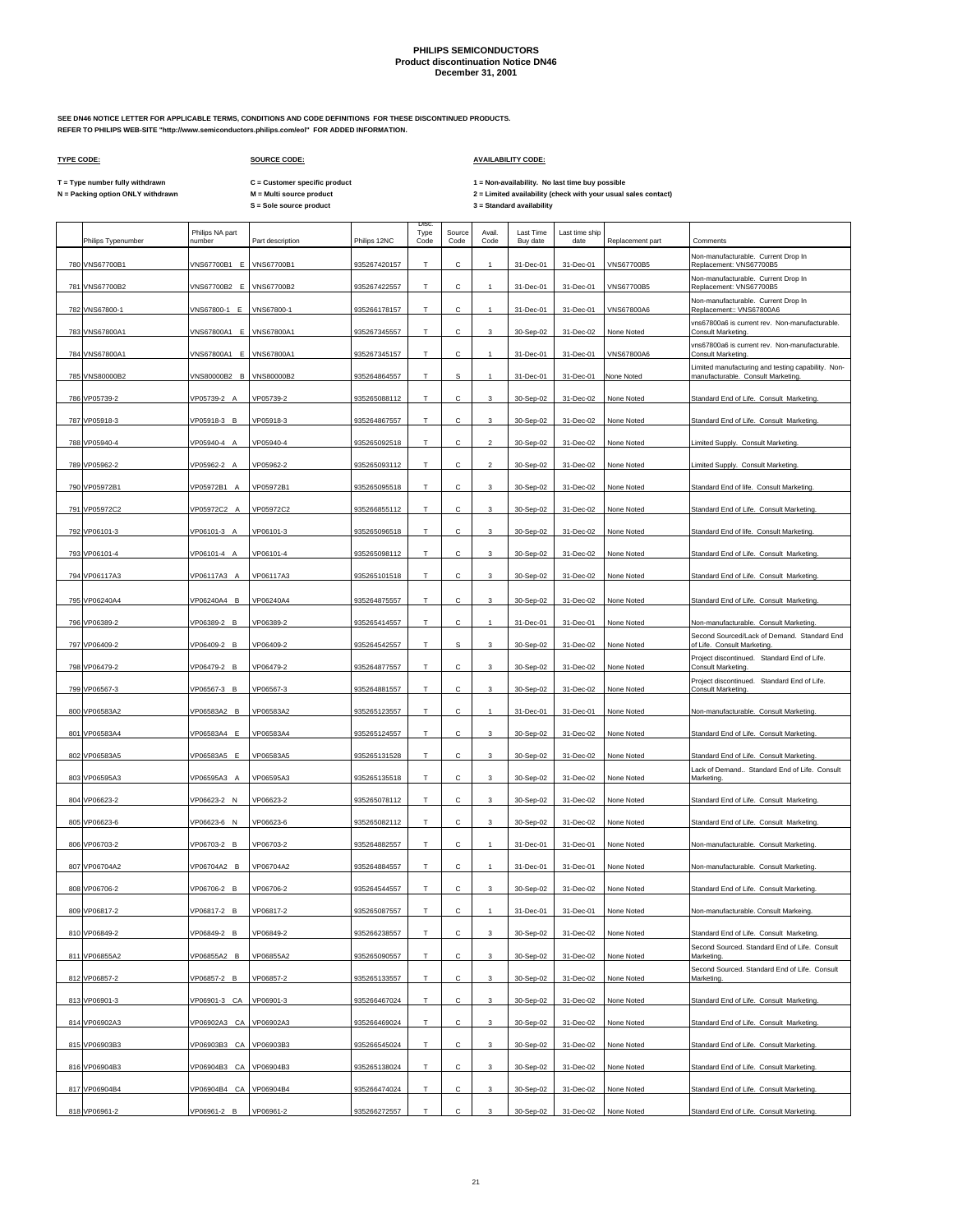# PHILIPS SEMICONDUCTORS
## Product discontinuation Notice DN46
### December 31, 2001

**SEE DN46 NOTICE LETTER FOR APPLICABLE TERMS, CONDITIONS AND CODE DEFINITIONS FOR THESE DISCONTINUED PRODUCTS.**
**REFER TO PHILIPS WEB-SITE "http://www.semiconductors.philips.com/eol" FOR ADDED INFORMATION.**

**TYPE CODE:**

T = Type number fully withdrawn
N = Packing option ONLY withdrawn

**SOURCE CODE:**

C = Customer specific product
M = Multi source product
S = Sole source product

**AVAILABILITY CODE:**

1 = Non-availability. No last time buy possible
2 = Limited availability (check with your usual sales contact)
3 = Standard availability

| | Philips Typenumber | Philips NA part number | Part description | Philips 12NC | Disc. Type Code | Source Code | Avail. Code | Last Time Buy date | Last time ship date | Replacement part | Comments |
|---|---|---|---|---|---|---|---|---|---|---|---|
| 780 | VNS67700B1 | VNS67700B1 E | VNS67700B1 | 935267420157 | T | C | 1 | 31-Dec-01 | 31-Dec-01 | VNS67700B5 | Non-manufacturable. Current Drop In Replacement: VNS67700B5 |
| 781 | VNS67700B2 | VNS67700B2 E | VNS67700B2 | 935267422557 | T | C | 1 | 31-Dec-01 | 31-Dec-01 | VNS67700B5 | Non-manufacturable. Current Drop In Replacement: VNS67700B5 |
| 782 | VNS67800-1 | VNS67800-1 E | VNS67800-1 | 935266178157 | T | C | 1 | 31-Dec-01 | 31-Dec-01 | VNS67800A6 | Non-manufacturable. Current Drop In Replacement:: VNS67800A6 |
| 783 | VNS67800A1 | VNS67800A1 E | VNS67800A1 | 935267345557 | T | C | 3 | 30-Sep-02 | 31-Dec-02 | None Noted | vns67800a6 is current rev. Non-manufacturable. Consult Marketing. |
| 784 | VNS67800A1 | VNS67800A1 E | VNS67800A1 | 935267345157 | T | C | 1 | 31-Dec-01 | 31-Dec-01 | VNS67800A6 | vns67800a6 is current rev. Non-manufacturable. Consult Marketing. |
| 785 | VNS80000B2 | VNS80000B2 B | VNS80000B2 | 935264864557 | T | S | 1 | 31-Dec-01 | 31-Dec-01 | None Noted | Limited manufacturing and testing capability. Non-manufacturable. Consult Marketing. |
| 786 | VP05739-2 | VP05739-2 A | VP05739-2 | 935265088112 | T | C | 3 | 30-Sep-02 | 31-Dec-02 | None Noted | Standard End of Life. Consult Marketing. |
| 787 | VP05918-3 | VP05918-3 B | VP05918-3 | 935264867557 | T | C | 3 | 30-Sep-02 | 31-Dec-02 | None Noted | Standard End of Life. Consult Marketing. |
| 788 | VP05940-4 | VP05940-4 A | VP05940-4 | 935265092518 | T | C | 2 | 30-Sep-02 | 31-Dec-02 | None Noted | Limited Supply. Consult Marketing. |
| 789 | VP05962-2 | VP05962-2 A | VP05962-2 | 935265093112 | T | C | 2 | 30-Sep-02 | 31-Dec-02 | None Noted | Limited Supply. Consult Marketing. |
| 790 | VP05972B1 | VP05972B1 A | VP05972B1 | 935265095518 | T | C | 3 | 30-Sep-02 | 31-Dec-02 | None Noted | Standard End of life. Consult Marketing. |
| 791 | VP05972C2 | VP05972C2 A | VP05972C2 | 935266855112 | T | C | 3 | 30-Sep-02 | 31-Dec-02 | None Noted | Standard End of Life. Consult Marketing. |
| 792 | VP06101-3 | VP06101-3 A | VP06101-3 | 935265096518 | T | C | 3 | 30-Sep-02 | 31-Dec-02 | None Noted | Standard End of life. Consult Marketing. |
| 793 | VP06101-4 | VP06101-4 A | VP06101-4 | 935265098112 | T | C | 3 | 30-Sep-02 | 31-Dec-02 | None Noted | Standard End of Life. Consult Marketing. |
| 794 | VP06117A3 | VP06117A3 A | VP06117A3 | 935265101518 | T | C | 3 | 30-Sep-02 | 31-Dec-02 | None Noted | Standard End of Life. Consult Marketing. |
| 795 | VP06240A4 | VP06240A4 B | VP06240A4 | 935264875557 | T | C | 3 | 30-Sep-02 | 31-Dec-02 | None Noted | Standard End of Life. Consult Marketing. |
| 796 | VP06389-2 | VP06389-2 B | VP06389-2 | 935265414557 | T | C | 1 | 31-Dec-01 | 31-Dec-01 | None Noted | Non-manufacturable. Consult Marketing. |
| 797 | VP06409-2 | VP06409-2 B | VP06409-2 | 935264542557 | T | S | 3 | 30-Sep-02 | 31-Dec-02 | None Noted | Second Sourced/Lack of Demand. Standard End of Life. Consult Marketing. |
| 798 | VP06479-2 | VP06479-2 B | VP06479-2 | 935264877557 | T | C | 3 | 30-Sep-02 | 31-Dec-02 | None Noted | Project discontinued. Standard End of Life. Consult Marketing. |
| 799 | VP06567-3 | VP06567-3 B | VP06567-3 | 935264881557 | T | C | 3 | 30-Sep-02 | 31-Dec-02 | None Noted | Project discontinued. Standard End of Life. Consult Marketing. |
| 800 | VP06583A2 | VP06583A2 B | VP06583A2 | 935265123557 | T | C | 1 | 31-Dec-01 | 31-Dec-01 | None Noted | Non-manufacturable. Consult Marketing. |
| 801 | VP06583A4 | VP06583A4 E | VP06583A4 | 935265124557 | T | C | 3 | 30-Sep-02 | 31-Dec-02 | None Noted | Standard End of Life. Consult Marketing. |
| 802 | VP06583A5 | VP06583A5 E | VP06583A5 | 935265131528 | T | C | 3 | 30-Sep-02 | 31-Dec-02 | None Noted | Standard End of Life. Consult Marketing. |
| 803 | VP06595A3 | VP06595A3 A | VP06595A3 | 935265135518 | T | C | 3 | 30-Sep-02 | 31-Dec-02 | None Noted | Lack of Demand.. Standard End of Life. Consult Marketing. |
| 804 | VP06623-2 | VP06623-2 N | VP06623-2 | 935265078112 | T | C | 3 | 30-Sep-02 | 31-Dec-02 | None Noted | Standard End of Life. Consult Marketing. |
| 805 | VP06623-6 | VP06623-6 N | VP06623-6 | 935265082112 | T | C | 3 | 30-Sep-02 | 31-Dec-02 | None Noted | Standard End of Life. Consult Marketing. |
| 806 | VP06703-2 | VP06703-2 B | VP06703-2 | 935264882557 | T | C | 1 | 31-Dec-01 | 31-Dec-01 | None Noted | Non-manufacturable. Consult Marketing. |
| 807 | VP06704A2 | VP06704A2 B | VP06704A2 | 935264884557 | T | C | 1 | 31-Dec-01 | 31-Dec-01 | None Noted | Non-manufacturable. Consult Marketing. |
| 808 | VP06706-2 | VP06706-2 B | VP06706-2 | 935264544557 | T | C | 3 | 30-Sep-02 | 31-Dec-02 | None Noted | Standard End of Life. Consult Marketing. |
| 809 | VP06817-2 | VP06817-2 B | VP06817-2 | 935265087557 | T | C | 1 | 31-Dec-01 | 31-Dec-01 | None Noted | Non-manufacturable. Consult Markeing. |
| 810 | VP06849-2 | VP06849-2 B | VP06849-2 | 935266238557 | T | C | 3 | 30-Sep-02 | 31-Dec-02 | None Noted | Standard End of Life. Consult Marketing. |
| 811 | VP06855A2 | VP06855A2 B | VP06855A2 | 935265090557 | T | C | 3 | 30-Sep-02 | 31-Dec-02 | None Noted | Second Sourced. Standard End of Life. Consult Marketing. |
| 812 | VP06857-2 | VP06857-2 B | VP06857-2 | 935265133557 | T | C | 3 | 30-Sep-02 | 31-Dec-02 | None Noted | Second Sourced. Standard End of Life. Consult Marketing. |
| 813 | VP06901-3 | VP06901-3 CA | VP06901-3 | 935266467024 | T | C | 3 | 30-Sep-02 | 31-Dec-02 | None Noted | Standard End of Life. Consult Marketing. |
| 814 | VP06902A3 | VP06902A3 CA | VP06902A3 | 935266469024 | T | C | 3 | 30-Sep-02 | 31-Dec-02 | None Noted | Standard End of Life. Consult Marketing. |
| 815 | VP06903B3 | VP06903B3 CA | VP06903B3 | 935266545024 | T | C | 3 | 30-Sep-02 | 31-Dec-02 | None Noted | Standard End of Life. Consult Marketing. |
| 816 | VP06904B3 | VP06904B3 CA | VP06904B3 | 935265138024 | T | C | 3 | 30-Sep-02 | 31-Dec-02 | None Noted | Standard End of Life. Consult Marketing. |
| 817 | VP06904B4 | VP06904B4 CA | VP06904B4 | 935266474024 | T | C | 3 | 30-Sep-02 | 31-Dec-02 | None Noted | Standard End of Life. Consult Marketing. |
| 818 | VP06961-2 | VP06961-2 B | VP06961-2 | 935266272557 | T | C | 3 | 30-Sep-02 | 31-Dec-02 | None Noted | Standard End of Life. Consult Marketing. |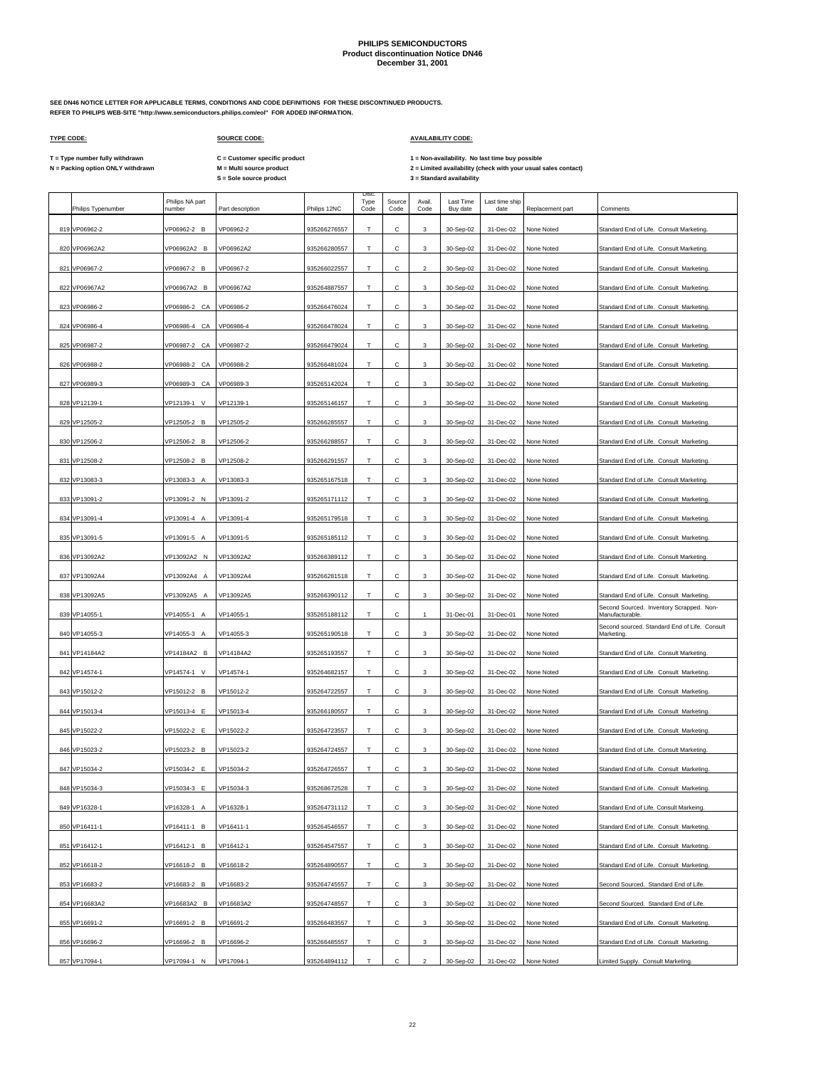# PHILIPS SEMICONDUCTORS
## Product discontinuation Notice DN46
### December 31, 2001

**SEE DN46 NOTICE LETTER FOR APPLICABLE TERMS, CONDITIONS AND CODE DEFINITIONS FOR THESE DISCONTINUED PRODUCTS.**
**REFER TO PHILIPS WEB-SITE "http://www.semiconductors.philips.com/eol" FOR ADDED INFORMATION.**

**TYPE CODE:**

T = Type number fully withdrawn
N = Packing option ONLY withdrawn

**SOURCE CODE:**

C = Customer specific product
M = Multi source product
S = Sole source product

**AVAILABILITY CODE:**

1 = Non-availability. No last time buy possible
2 = Limited availability (check with your usual sales contact)
3 = Standard availability

| | Philips Typenumber | Philips NA part number | Part description | Philips 12NC | Disc. Type Code | Source Code | Avail. Code | Last Time Buy date | Last time ship date | Replacement part | Comments |
|---|---|---|---|---|---|---|---|---|---|---|---|
| 819 | VP06962-2 | VP06962-2 B | VP06962-2 | 935266276557 | T | C | 3 | 30-Sep-02 | 31-Dec-02 | None Noted | Standard End of Life. Consult Marketing. |
| 820 | VP06962A2 | VP06962A2 B | VP06962A2 | 935266280557 | T | C | 3 | 30-Sep-02 | 31-Dec-02 | None Noted | Standard End of Life. Consult Marketing. |
| 821 | VP06967-2 | VP06967-2 B | VP06967-2 | 935266022557 | T | C | 2 | 30-Sep-02 | 31-Dec-02 | None Noted | Standard End of Life. Consult Marketing. |
| 822 | VP06967A2 | VP06967A2 B | VP06967A2 | 935264887557 | T | C | 3 | 30-Sep-02 | 31-Dec-02 | None Noted | Standard End of Life. Consult Marketing. |
| 823 | VP06986-2 | VP06986-2 CA | VP06986-2 | 935266476024 | T | C | 3 | 30-Sep-02 | 31-Dec-02 | None Noted | Standard End of Life. Consult Marketing. |
| 824 | VP06986-4 | VP06986-4 CA | VP06986-4 | 935266478024 | T | C | 3 | 30-Sep-02 | 31-Dec-02 | None Noted | Standard End of Life. Consult Marketing. |
| 825 | VP06987-2 | VP06987-2 CA | VP06987-2 | 935266479024 | T | C | 3 | 30-Sep-02 | 31-Dec-02 | None Noted | Standard End of Life. Consult Marketing. |
| 826 | VP06988-2 | VP06988-2 CA | VP06988-2 | 935266481024 | T | C | 3 | 30-Sep-02 | 31-Dec-02 | None Noted | Standard End of Life. Consult Marketing. |
| 827 | VP06989-3 | VP06989-3 CA | VP06989-3 | 935265142024 | T | C | 3 | 30-Sep-02 | 31-Dec-02 | None Noted | Standard End of Life. Consult Marketing. |
| 828 | VP12139-1 | VP12139-1 V | VP12139-1 | 935265146157 | T | C | 3 | 30-Sep-02 | 31-Dec-02 | None Noted | Standard End of Life. Consult Marketing. |
| 829 | VP12505-2 | VP12505-2 B | VP12505-2 | 935266285557 | T | C | 3 | 30-Sep-02 | 31-Dec-02 | None Noted | Standard End of Life. Consult Marketing. |
| 830 | VP12506-2 | VP12506-2 B | VP12506-2 | 935266288557 | T | C | 3 | 30-Sep-02 | 31-Dec-02 | None Noted | Standard End of Life. Consult Marketing. |
| 831 | VP12508-2 | VP12508-2 B | VP12508-2 | 935266291557 | T | C | 3 | 30-Sep-02 | 31-Dec-02 | None Noted | Standard End of Life. Consult Marketing. |
| 832 | VP13083-3 | VP13083-3 A | VP13083-3 | 935265167518 | T | C | 3 | 30-Sep-02 | 31-Dec-02 | None Noted | Standard End of Life. Consult Marketing. |
| 833 | VP13091-2 | VP13091-2 N | VP13091-2 | 935265171112 | T | C | 3 | 30-Sep-02 | 31-Dec-02 | None Noted | Standard End of Life. Consult Marketing. |
| 834 | VP13091-4 | VP13091-4 A | VP13091-4 | 935265179518 | T | C | 3 | 30-Sep-02 | 31-Dec-02 | None Noted | Standard End of Life. Consult Marketing. |
| 835 | VP13091-5 | VP13091-5 A | VP13091-5 | 935265185112 | T | C | 3 | 30-Sep-02 | 31-Dec-02 | None Noted | Standard End of Life. Consult Marketing. |
| 836 | VP13092A2 | VP13092A2 N | VP13092A2 | 935266389112 | T | C | 3 | 30-Sep-02 | 31-Dec-02 | None Noted | Standard End of Life. Consult Marketing. |
| 837 | VP13092A4 | VP13092A4 A | VP13092A4 | 935266281518 | T | C | 3 | 30-Sep-02 | 31-Dec-02 | None Noted | Standard End of Life. Consult Marketing. |
| 838 | VP13092A5 | VP13092A5 A | VP13092A5 | 935266390112 | T | C | 3 | 30-Sep-02 | 31-Dec-02 | None Noted | Standard End of Life. Consult Marketing. |
| 839 | VP14055-1 | VP14055-1 A | VP14055-1 | 935265188112 | T | C | 1 | 31-Dec-01 | 31-Dec-01 | None Noted | Second Sourced. Inventory Scrapped. Non-Manufacturable. |
| 840 | VP14055-3 | VP14055-3 A | VP14055-3 | 935265190518 | T | C | 3 | 30-Sep-02 | 31-Dec-02 | None Noted | Second sourced. Standard End of Life. Consult Marketing. |
| 841 | VP14184A2 | VP14184A2 B | VP14184A2 | 935265193557 | T | C | 3 | 30-Sep-02 | 31-Dec-02 | None Noted | Standard End of Life. Consult Marketing. |
| 842 | VP14574-1 | VP14574-1 V | VP14574-1 | 935264682157 | T | C | 3 | 30-Sep-02 | 31-Dec-02 | None Noted | Standard End of Life. Consult Marketing. |
| 843 | VP15012-2 | VP15012-2 B | VP15012-2 | 935264722557 | T | C | 3 | 30-Sep-02 | 31-Dec-02 | None Noted | Standard End of Life. Consult Marketing. |
| 844 | VP15013-4 | VP15013-4 E | VP15013-4 | 935266180557 | T | C | 3 | 30-Sep-02 | 31-Dec-02 | None Noted | Standard End of Life. Consult Marketing. |
| 845 | VP15022-2 | VP15022-2 E | VP15022-2 | 935264723557 | T | C | 3 | 30-Sep-02 | 31-Dec-02 | None Noted | Standard End of Life. Consult Marketing. |
| 846 | VP15023-2 | VP15023-2 B | VP15023-2 | 935264724557 | T | C | 3 | 30-Sep-02 | 31-Dec-02 | None Noted | Standard End of Life. Consult Marketing. |
| 847 | VP15034-2 | VP15034-2 E | VP15034-2 | 935264726557 | T | C | 3 | 30-Sep-02 | 31-Dec-02 | None Noted | Standard End of Life. Consult Marketing. |
| 848 | VP15034-3 | VP15034-3 E | VP15034-3 | 935268672528 | T | C | 3 | 30-Sep-02 | 31-Dec-02 | None Noted | Standard End of Life. Consult Marketing. |
| 849 | VP16328-1 | VP16328-1 A | VP16328-1 | 935264731112 | T | C | 3 | 30-Sep-02 | 31-Dec-02 | None Noted | Standard End of Life. Consult Markeing. |
| 850 | VP16411-1 | VP16411-1 B | VP16411-1 | 935264546557 | T | C | 3 | 30-Sep-02 | 31-Dec-02 | None Noted | Standard End of Life. Consult Marketing. |
| 851 | VP16412-1 | VP16412-1 B | VP16412-1 | 935264547557 | T | C | 3 | 30-Sep-02 | 31-Dec-02 | None Noted | Standard End of Life. Consult Marketing. |
| 852 | VP16618-2 | VP16618-2 B | VP16618-2 | 935264890557 | T | C | 3 | 30-Sep-02 | 31-Dec-02 | None Noted | Standard End of Life. Consult Marketing. |
| 853 | VP16683-2 | VP16683-2 B | VP16683-2 | 935264745557 | T | C | 3 | 30-Sep-02 | 31-Dec-02 | None Noted | Second Sourced. Standard End of Life. |
| 854 | VP16683A2 | VP16683A2 B | VP16683A2 | 935264748557 | T | C | 3 | 30-Sep-02 | 31-Dec-02 | None Noted | Second Sourced. Standard End of Life. |
| 855 | VP16691-2 | VP16691-2 B | VP16691-2 | 935266483557 | T | C | 3 | 30-Sep-02 | 31-Dec-02 | None Noted | Standard End of Life. Consult Marketing. |
| 856 | VP16696-2 | VP16696-2 B | VP16696-2 | 935266485557 | T | C | 3 | 30-Sep-02 | 31-Dec-02 | None Noted | Standard End of Life. Consult Marketing. |
| 857 | VP17094-1 | VP17094-1 N | VP17094-1 | 935264894112 | T | C | 2 | 30-Sep-02 | 31-Dec-02 | None Noted | Limited Supply. Consult Marketing. |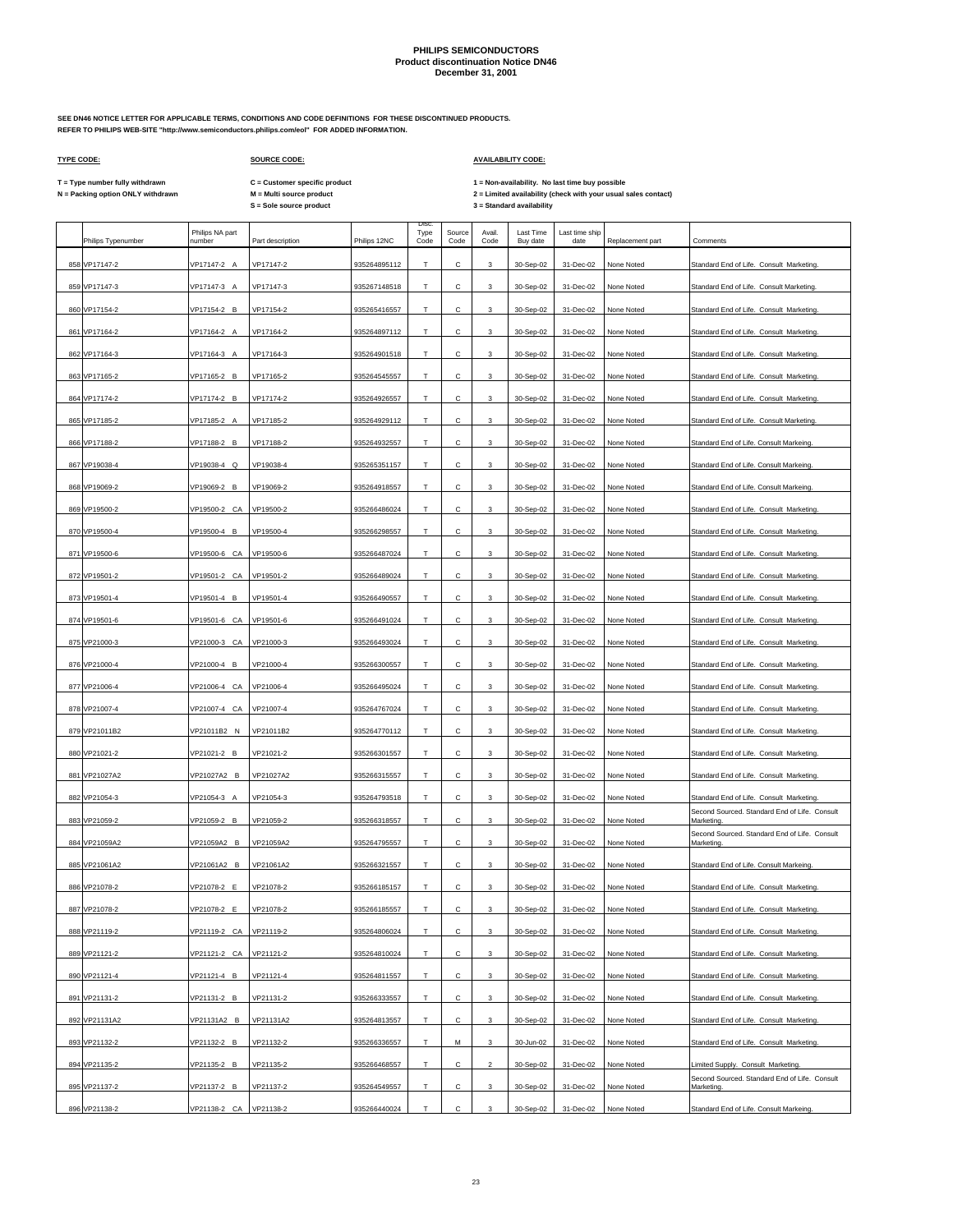# PHILIPS SEMICONDUCTORS
## Product discontinuation Notice DN46
## December 31, 2001

**SEE DN46 NOTICE LETTER FOR APPLICABLE TERMS, CONDITIONS AND CODE DEFINITIONS FOR THESE DISCONTINUED PRODUCTS.**
**REFER TO PHILIPS WEB-SITE "http://www.semiconductors.philips.com/eol" FOR ADDED INFORMATION.**

**TYPE CODE:**

**T = Type number fully withdrawn**
**N = Packing option ONLY withdrawn**

**SOURCE CODE:**

**C = Customer specific product**
**M = Multi source product**
**S = Sole source product**

**AVAILABILITY CODE:**

**1 = Non-availability. No last time buy possible**
**2 = Limited availability (check with your usual sales contact)**
**3 = Standard availability**

| | Philips Typenumber | Philips NA part number | Part description | Philips 12NC | Disc. Type Code | Source Code | Avail. Code | Last Time Buy date | Last time ship date | Replacement part | Comments |
|---|---|---|---|---|---|---|---|---|---|---|---|
| 858 | VP17147-2 | VP17147-2 A | VP17147-2 | 935264895112 | T | C | 3 | 30-Sep-02 | 31-Dec-02 | None Noted | Standard End of Life. Consult Marketing. |
| 859 | VP17147-3 | VP17147-3 A | VP17147-3 | 935267148518 | T | C | 3 | 30-Sep-02 | 31-Dec-02 | None Noted | Standard End of Life. Consult Marketing. |
| 860 | VP17154-2 | VP17154-2 B | VP17154-2 | 935265416557 | T | C | 3 | 30-Sep-02 | 31-Dec-02 | None Noted | Standard End of Life. Consult Marketing. |
| 861 | VP17164-2 | VP17164-2 A | VP17164-2 | 935264897112 | T | C | 3 | 30-Sep-02 | 31-Dec-02 | None Noted | Standard End of Life. Consult Marketing. |
| 862 | VP17164-3 | VP17164-3 A | VP17164-3 | 935264901518 | T | C | 3 | 30-Sep-02 | 31-Dec-02 | None Noted | Standard End of Life. Consult Marketing. |
| 863 | VP17165-2 | VP17165-2 B | VP17165-2 | 935264545557 | T | C | 3 | 30-Sep-02 | 31-Dec-02 | None Noted | Standard End of Life. Consult Marketing. |
| 864 | VP17174-2 | VP17174-2 B | VP17174-2 | 935264926557 | T | C | 3 | 30-Sep-02 | 31-Dec-02 | None Noted | Standard End of Life. Consult Marketing. |
| 865 | VP17185-2 | VP17185-2 A | VP17185-2 | 935264929112 | T | C | 3 | 30-Sep-02 | 31-Dec-02 | None Noted | Standard End of Life. Consult Marketing. |
| 866 | VP17188-2 | VP17188-2 B | VP17188-2 | 935264932557 | T | C | 3 | 30-Sep-02 | 31-Dec-02 | None Noted | Standard End of Life. Consult Markeing. |
| 867 | VP19038-4 | VP19038-4 Q | VP19038-4 | 935265351157 | T | C | 3 | 30-Sep-02 | 31-Dec-02 | None Noted | Standard End of Life. Consult Markeing. |
| 868 | VP19069-2 | VP19069-2 B | VP19069-2 | 935264918557 | T | C | 3 | 30-Sep-02 | 31-Dec-02 | None Noted | Standard End of Life. Consult Markeing. |
| 869 | VP19500-2 | VP19500-2 CA | VP19500-2 | 935266486024 | T | C | 3 | 30-Sep-02 | 31-Dec-02 | None Noted | Standard End of Life. Consult Marketing. |
| 870 | VP19500-4 | VP19500-4 B | VP19500-4 | 935266298557 | T | C | 3 | 30-Sep-02 | 31-Dec-02 | None Noted | Standard End of Life. Consult Marketing. |
| 871 | VP19500-6 | VP19500-6 CA | VP19500-6 | 935266487024 | T | C | 3 | 30-Sep-02 | 31-Dec-02 | None Noted | Standard End of Life. Consult Marketing. |
| 872 | VP19501-2 | VP19501-2 CA | VP19501-2 | 935266489024 | T | C | 3 | 30-Sep-02 | 31-Dec-02 | None Noted | Standard End of Life. Consult Marketing. |
| 873 | VP19501-4 | VP19501-4 B | VP19501-4 | 935266490557 | T | C | 3 | 30-Sep-02 | 31-Dec-02 | None Noted | Standard End of Life. Consult Marketing. |
| 874 | VP19501-6 | VP19501-6 CA | VP19501-6 | 935266491024 | T | C | 3 | 30-Sep-02 | 31-Dec-02 | None Noted | Standard End of Life. Consult Marketing. |
| 875 | VP21000-3 | VP21000-3 CA | VP21000-3 | 935266493024 | T | C | 3 | 30-Sep-02 | 31-Dec-02 | None Noted | Standard End of Life. Consult Marketing. |
| 876 | VP21000-4 | VP21000-4 B | VP21000-4 | 935266300557 | T | C | 3 | 30-Sep-02 | 31-Dec-02 | None Noted | Standard End of Life. Consult Marketing. |
| 877 | VP21006-4 | VP21006-4 CA | VP21006-4 | 935266495024 | T | C | 3 | 30-Sep-02 | 31-Dec-02 | None Noted | Standard End of Life. Consult Marketing. |
| 878 | VP21007-4 | VP21007-4 CA | VP21007-4 | 935264767024 | T | C | 3 | 30-Sep-02 | 31-Dec-02 | None Noted | Standard End of Life. Consult Marketing. |
| 879 | VP21011B2 | VP21011B2 N | VP21011B2 | 935264770112 | T | C | 3 | 30-Sep-02 | 31-Dec-02 | None Noted | Standard End of Life. Consult Marketing. |
| 880 | VP21021-2 | VP21021-2 B | VP21021-2 | 935266301557 | T | C | 3 | 30-Sep-02 | 31-Dec-02 | None Noted | Standard End of Life. Consult Marketing. |
| 881 | VP21027A2 | VP21027A2 B | VP21027A2 | 935266315557 | T | C | 3 | 30-Sep-02 | 31-Dec-02 | None Noted | Standard End of Life. Consult Marketing. |
| 882 | VP21054-3 | VP21054-3 A | VP21054-3 | 935264793518 | T | C | 3 | 30-Sep-02 | 31-Dec-02 | None Noted | Standard End of Life. Consult Marketing. |
| 883 | VP21059-2 | VP21059-2 B | VP21059-2 | 935266318557 | T | C | 3 | 30-Sep-02 | 31-Dec-02 | None Noted | Second Sourced. Standard End of Life. Consult Marketing. |
| 884 | VP21059A2 | VP21059A2 B | VP21059A2 | 935264795557 | T | C | 3 | 30-Sep-02 | 31-Dec-02 | None Noted | Second Sourced. Standard End of Life. Consult Marketing. |
| 885 | VP21061A2 | VP21061A2 B | VP21061A2 | 935266321557 | T | C | 3 | 30-Sep-02 | 31-Dec-02 | None Noted | Standard End of Life. Consult Markeing. |
| 886 | VP21078-2 | VP21078-2 E | VP21078-2 | 935266185157 | T | C | 3 | 30-Sep-02 | 31-Dec-02 | None Noted | Standard End of Life. Consult Marketing. |
| 887 | VP21078-2 | VP21078-2 E | VP21078-2 | 935266185557 | T | C | 3 | 30-Sep-02 | 31-Dec-02 | None Noted | Standard End of Life. Consult Marketing. |
| 888 | VP21119-2 | VP21119-2 CA | VP21119-2 | 935264806024 | T | C | 3 | 30-Sep-02 | 31-Dec-02 | None Noted | Standard End of Life. Consult Marketing. |
| 889 | VP21121-2 | VP21121-2 CA | VP21121-2 | 935264810024 | T | C | 3 | 30-Sep-02 | 31-Dec-02 | None Noted | Standard End of Life. Consult Marketing. |
| 890 | VP21121-4 | VP21121-4 B | VP21121-4 | 935264811557 | T | C | 3 | 30-Sep-02 | 31-Dec-02 | None Noted | Standard End of Life. Consult Marketing. |
| 891 | VP21131-2 | VP21131-2 B | VP21131-2 | 935266333557 | T | C | 3 | 30-Sep-02 | 31-Dec-02 | None Noted | Standard End of Life. Consult Marketing. |
| 892 | VP21131A2 | VP21131A2 B | VP21131A2 | 935264813557 | T | C | 3 | 30-Sep-02 | 31-Dec-02 | None Noted | Standard End of Life. Consult Marketing. |
| 893 | VP21132-2 | VP21132-2 B | VP21132-2 | 935266336557 | T | M | 3 | 30-Jun-02 | 31-Dec-02 | None Noted | Standard End of Life. Consult Marketing. |
| 894 | VP21135-2 | VP21135-2 B | VP21135-2 | 935266468557 | T | C | 2 | 30-Sep-02 | 31-Dec-02 | None Noted | Limited Supply. Consult Marketing. |
| 895 | VP21137-2 | VP21137-2 B | VP21137-2 | 935264549557 | T | C | 3 | 30-Sep-02 | 31-Dec-02 | None Noted | Second Sourced. Standard End of Life. Consult Marketing. |
| 896 | VP21138-2 | VP21138-2 CA | VP21138-2 | 935266440024 | T | C | 3 | 30-Sep-02 | 31-Dec-02 | None Noted | Standard End of Life. Consult Markeing. |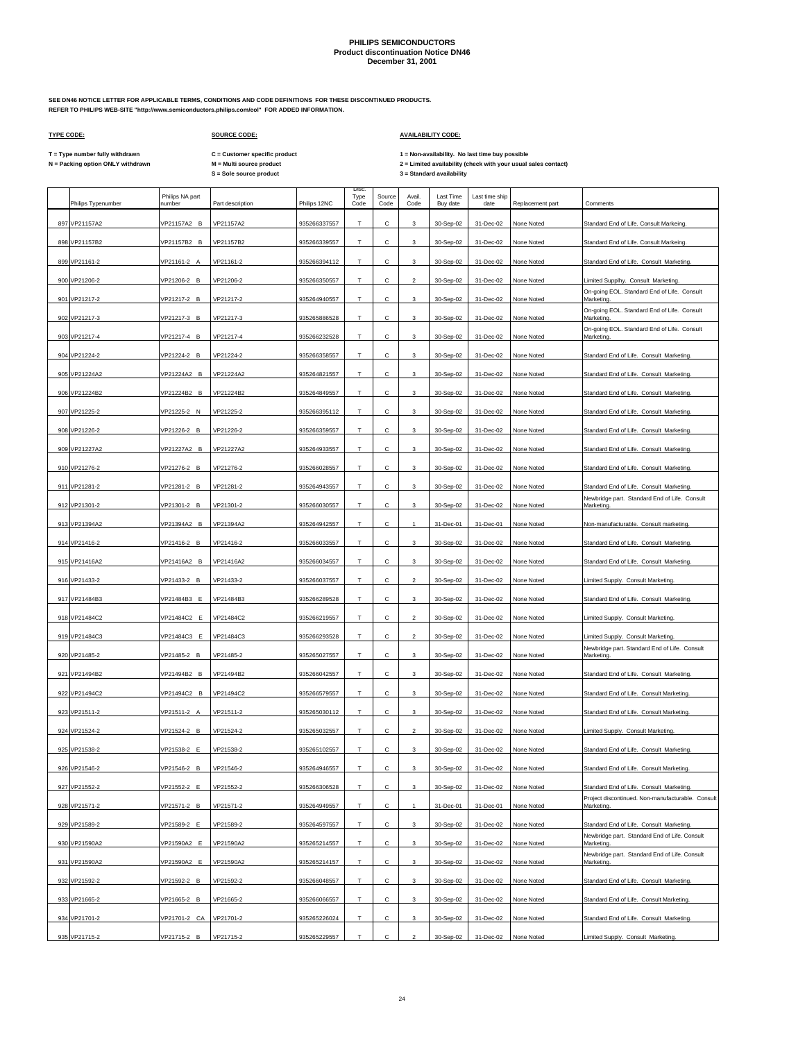**PHILIPS SEMICONDUCTORS**
**Product discontinuation Notice DN46**
**December 31, 2001**

**SEE DN46 NOTICE LETTER FOR APPLICABLE TERMS, CONDITIONS AND CODE DEFINITIONS FOR THESE DISCONTINUED PRODUCTS.**
**REFER TO PHILIPS WEB-SITE "http://www.semiconductors.philips.com/eol" FOR ADDED INFORMATION.**

**TYPE CODE:**

T = Type number fully withdrawn
N = Packing option ONLY withdrawn

**SOURCE CODE:**

C = Customer specific product
M = Multi source product
S = Sole source product

**AVAILABILITY CODE:**

1 = Non-availability. No last time buy possible
2 = Limited availability (check with your usual sales contact)
3 = Standard availability

| | Philips Typenumber | Philips NA part number | Part description | Philips 12NC | Disc. Type Code | Source Code | Avail. Code | Last Time Buy date | Last time ship date | Replacement part | Comments |
|---|---|---|---|---|---|---|---|---|---|---|---|
| 897 | VP21157A2 | VP21157A2 B | VP21157A2 | 935266337557 | T | C | 3 | 30-Sep-02 | 31-Dec-02 | None Noted | Standard End of Life. Consult Markeing. |
| 898 | VP21157B2 | VP21157B2 B | VP21157B2 | 935266339557 | T | C | 3 | 30-Sep-02 | 31-Dec-02 | None Noted | Standard End of Life. Consult Markeing. |
| 899 | VP21161-2 | VP21161-2 A | VP21161-2 | 935266394112 | T | C | 3 | 30-Sep-02 | 31-Dec-02 | None Noted | Standard End of Life. Consult Marketing. |
| 900 | VP21206-2 | VP21206-2 B | VP21206-2 | 935266350557 | T | C | 2 | 30-Sep-02 | 31-Dec-02 | None Noted | Limited Supplhy. Consult Marketing. |
| 901 | VP21217-2 | VP21217-2 B | VP21217-2 | 935264940557 | T | C | 3 | 30-Sep-02 | 31-Dec-02 | None Noted | On-going EOL. Standard End of Life. Consult Marketing. |
| 902 | VP21217-3 | VP21217-3 B | VP21217-3 | 935265886528 | T | C | 3 | 30-Sep-02 | 31-Dec-02 | None Noted | On-going EOL. Standard End of Life. Consult Marketing. |
| 903 | VP21217-4 | VP21217-4 B | VP21217-4 | 935266232528 | T | C | 3 | 30-Sep-02 | 31-Dec-02 | None Noted | On-going EOL. Standard End of Life. Consult Marketing. |
| 904 | VP21224-2 | VP21224-2 B | VP21224-2 | 935266358557 | T | C | 3 | 30-Sep-02 | 31-Dec-02 | None Noted | Standard End of Life. Consult Marketing. |
| 905 | VP21224A2 | VP21224A2 B | VP21224A2 | 935264821557 | T | C | 3 | 30-Sep-02 | 31-Dec-02 | None Noted | Standard End of Life. Consult Marketing. |
| 906 | VP21224B2 | VP21224B2 B | VP21224B2 | 935264849557 | T | C | 3 | 30-Sep-02 | 31-Dec-02 | None Noted | Standard End of Life. Consult Marketing. |
| 907 | VP21225-2 | VP21225-2 N | VP21225-2 | 935266395112 | T | C | 3 | 30-Sep-02 | 31-Dec-02 | None Noted | Standard End of Life. Consult Marketing. |
| 908 | VP21226-2 | VP21226-2 B | VP21226-2 | 935266359557 | T | C | 3 | 30-Sep-02 | 31-Dec-02 | None Noted | Standard End of Life. Consult Marketing. |
| 909 | VP21227A2 | VP21227A2 B | VP21227A2 | 935264933557 | T | C | 3 | 30-Sep-02 | 31-Dec-02 | None Noted | Standard End of Life. Consult Marketing. |
| 910 | VP21276-2 | VP21276-2 B | VP21276-2 | 935266028557 | T | C | 3 | 30-Sep-02 | 31-Dec-02 | None Noted | Standard End of Life. Consult Marketing. |
| 911 | VP21281-2 | VP21281-2 B | VP21281-2 | 935264943557 | T | C | 3 | 30-Sep-02 | 31-Dec-02 | None Noted | Standard End of Life. Consult Marketing. |
| 912 | VP21301-2 | VP21301-2 B | VP21301-2 | 935266030557 | T | C | 3 | 30-Sep-02 | 31-Dec-02 | None Noted | Newbridge part. Standard End of Life. Consult Marketing. |
| 913 | VP21394A2 | VP21394A2 B | VP21394A2 | 935264942557 | T | C | 1 | 31-Dec-01 | 31-Dec-01 | None Noted | Non-manufacturable. Consult marketing. |
| 914 | VP21416-2 | VP21416-2 B | VP21416-2 | 935266033557 | T | C | 3 | 30-Sep-02 | 31-Dec-02 | None Noted | Standard End of Life. Consult Marketing. |
| 915 | VP21416A2 | VP21416A2 B | VP21416A2 | 935266034557 | T | C | 3 | 30-Sep-02 | 31-Dec-02 | None Noted | Standard End of Life. Consult Marketing. |
| 916 | VP21433-2 | VP21433-2 B | VP21433-2 | 935266037557 | T | C | 2 | 30-Sep-02 | 31-Dec-02 | None Noted | Limited Supply. Consult Marketing. |
| 917 | VP21484B3 | VP21484B3 E | VP21484B3 | 935266289528 | T | C | 3 | 30-Sep-02 | 31-Dec-02 | None Noted | Standard End of Life. Consult Marketing. |
| 918 | VP21484C2 | VP21484C2 E | VP21484C2 | 935266219557 | T | C | 2 | 30-Sep-02 | 31-Dec-02 | None Noted | Limited Supply. Consult Marketing. |
| 919 | VP21484C3 | VP21484C3 E | VP21484C3 | 935266293528 | T | C | 2 | 30-Sep-02 | 31-Dec-02 | None Noted | Limited Supply. Consult Marketing. |
| 920 | VP21485-2 | VP21485-2 B | VP21485-2 | 935265027557 | T | C | 3 | 30-Sep-02 | 31-Dec-02 | None Noted | Newbridge part. Standard End of Life. Consult Marketing. |
| 921 | VP21494B2 | VP21494B2 B | VP21494B2 | 935266042557 | T | C | 3 | 30-Sep-02 | 31-Dec-02 | None Noted | Standard End of Life. Consult Marketing. |
| 922 | VP21494C2 | VP21494C2 B | VP21494C2 | 935266579557 | T | C | 3 | 30-Sep-02 | 31-Dec-02 | None Noted | Standard End of Life. Consult Marketing. |
| 923 | VP21511-2 | VP21511-2 A | VP21511-2 | 935265030112 | T | C | 3 | 30-Sep-02 | 31-Dec-02 | None Noted | Standard End of Life. Consult Marketing. |
| 924 | VP21524-2 | VP21524-2 B | VP21524-2 | 935265032557 | T | C | 2 | 30-Sep-02 | 31-Dec-02 | None Noted | Limited Supply. Consult Marketing. |
| 925 | VP21538-2 | VP21538-2 E | VP21538-2 | 935265102557 | T | C | 3 | 30-Sep-02 | 31-Dec-02 | None Noted | Standard End of Life. Consult Marketing. |
| 926 | VP21546-2 | VP21546-2 B | VP21546-2 | 935264946557 | T | C | 3 | 30-Sep-02 | 31-Dec-02 | None Noted | Standard End of Life. Consult Marketing. |
| 927 | VP21552-2 | VP21552-2 E | VP21552-2 | 935266306528 | T | C | 3 | 30-Sep-02 | 31-Dec-02 | None Noted | Standard End of Life. Consult Marketing. |
| 928 | VP21571-2 | VP21571-2 B | VP21571-2 | 935264949557 | T | C | 1 | 31-Dec-01 | 31-Dec-01 | None Noted | Project discontinued. Non-manufacturable. Consult Marketing. |
| 929 | VP21589-2 | VP21589-2 E | VP21589-2 | 935264597557 | T | C | 3 | 30-Sep-02 | 31-Dec-02 | None Noted | Standard End of Life. Consult Marketing. |
| 930 | VP21590A2 | VP21590A2 E | VP21590A2 | 935265214557 | T | C | 3 | 30-Sep-02 | 31-Dec-02 | None Noted | Newbridge part. Standard End of Life. Consult Marketing. |
| 931 | VP21590A2 | VP21590A2 E | VP21590A2 | 935265214157 | T | C | 3 | 30-Sep-02 | 31-Dec-02 | None Noted | Newbridge part. Standard End of Life. Consult Marketing. |
| 932 | VP21592-2 | VP21592-2 B | VP21592-2 | 935266048557 | T | C | 3 | 30-Sep-02 | 31-Dec-02 | None Noted | Standard End of Life. Consult Marketing. |
| 933 | VP21665-2 | VP21665-2 B | VP21665-2 | 935266066557 | T | C | 3 | 30-Sep-02 | 31-Dec-02 | None Noted | Standard End of Life. Consult Marketing. |
| 934 | VP21701-2 | VP21701-2 CA | VP21701-2 | 935265226024 | T | C | 3 | 30-Sep-02 | 31-Dec-02 | None Noted | Standard End of Life. Consult Marketing. |
| 935 | VP21715-2 | VP21715-2 B | VP21715-2 | 935265229557 | T | C | 2 | 30-Sep-02 | 31-Dec-02 | None Noted | Limited Supply. Consult Marketing. |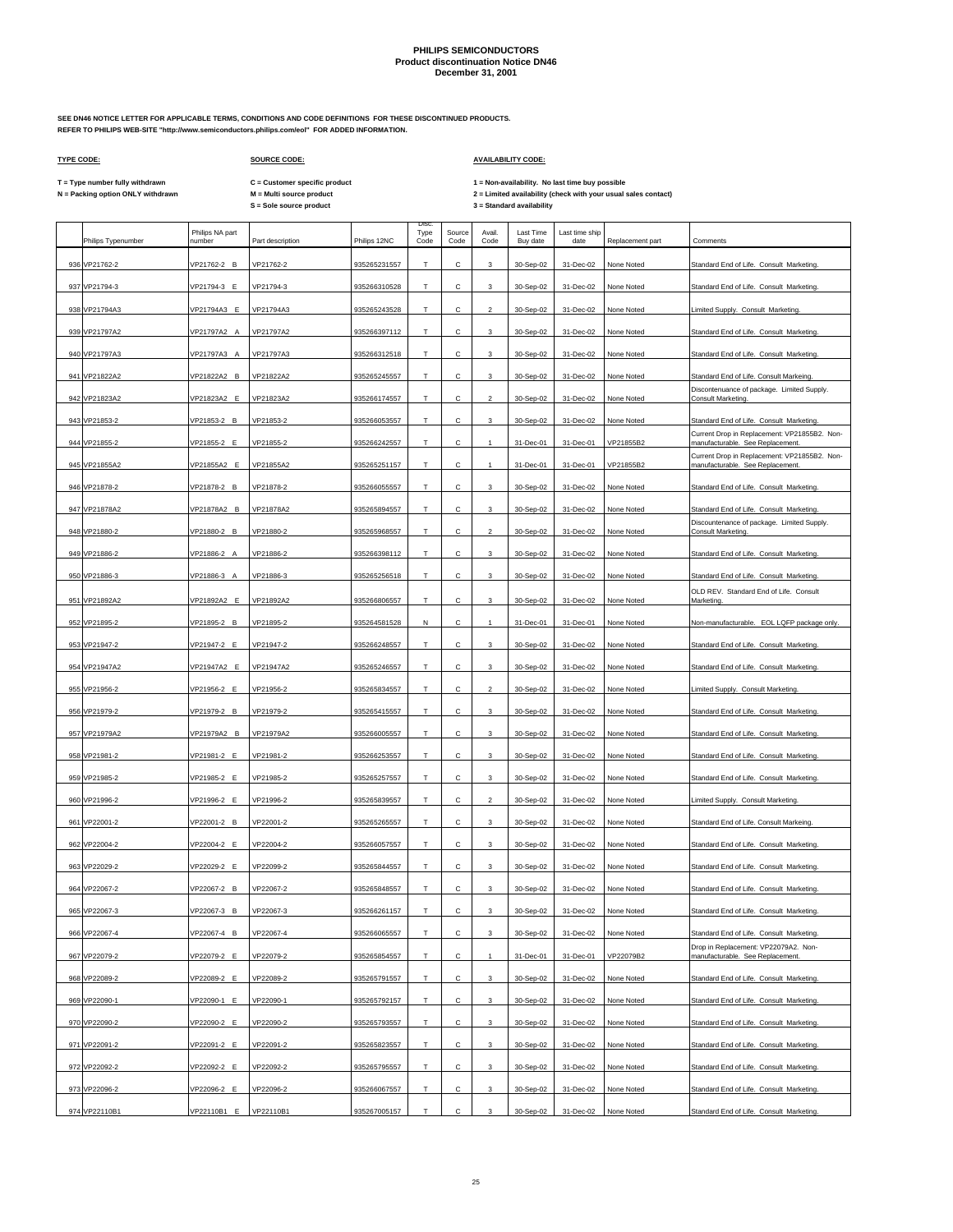**PHILIPS SEMICONDUCTORS**
**Product discontinuation Notice DN46**
**December 31, 2001**

**SEE DN46 NOTICE LETTER FOR APPLICABLE TERMS, CONDITIONS AND CODE DEFINITIONS FOR THESE DISCONTINUED PRODUCTS.**
**REFER TO PHILIPS WEB-SITE "http://www.semiconductors.philips.com/eol" FOR ADDED INFORMATION.**

**TYPE CODE:**

T = Type number fully withdrawn
N = Packing option ONLY withdrawn

**SOURCE CODE:**

C = Customer specific product
M = Multi source product
S = Sole source product

**AVAILABILITY CODE:**

1 = Non-availability. No last time buy possible
2 = Limited availability (check with your usual sales contact)
3 = Standard availability

| | Philips Typenumber | Philips NA part number | Part description | Philips 12NC | Disc. Type Code | Source Code | Avail. Code | Last Time Buy date | Last time ship date | Replacement part | Comments |
|---|---|---|---|---|---|---|---|---|---|---|---|
| 936 | VP21762-2 | VP21762-2 B | VP21762-2 | 935265231557 | T | C | 3 | 30-Sep-02 | 31-Dec-02 | None Noted | Standard End of Life. Consult Marketing. |
| 937 | VP21794-3 | VP21794-3 E | VP21794-3 | 935266310528 | T | C | 3 | 30-Sep-02 | 31-Dec-02 | None Noted | Standard End of Life. Consult Marketing. |
| 938 | VP21794A3 | VP21794A3 E | VP21794A3 | 935265243528 | T | C | 2 | 30-Sep-02 | 31-Dec-02 | None Noted | Limited Supply. Consult Marketing. |
| 939 | VP21797A2 | VP21797A2 A | VP21797A2 | 935266397112 | T | C | 3 | 30-Sep-02 | 31-Dec-02 | None Noted | Standard End of Life. Consult Marketing. |
| 940 | VP21797A3 | VP21797A3 A | VP21797A3 | 935266312518 | T | C | 3 | 30-Sep-02 | 31-Dec-02 | None Noted | Standard End of Life. Consult Marketing. |
| 941 | VP21822A2 | VP21822A2 B | VP21822A2 | 935265245557 | T | C | 3 | 30-Sep-02 | 31-Dec-02 | None Noted | Standard End of Life. Consult Markeing. |
| 942 | VP21823A2 | VP21823A2 E | VP21823A2 | 935266174557 | T | C | 2 | 30-Sep-02 | 31-Dec-02 | None Noted | Discontenuance of package. Limited Supply. Consult Marketing. |
| 943 | VP21853-2 | VP21853-2 B | VP21853-2 | 935266053557 | T | C | 3 | 30-Sep-02 | 31-Dec-02 | None Noted | Standard End of Life. Consult Marketing. |
| 944 | VP21855-2 | VP21855-2 E | VP21855-2 | 935266242557 | T | C | 1 | 31-Dec-01 | 31-Dec-01 | VP21855B2 | Current Drop in Replacement: VP21855B2. Non-manufacturable. See Replacement. |
| 945 | VP21855A2 | VP21855A2 E | VP21855A2 | 935265251157 | T | C | 1 | 31-Dec-01 | 31-Dec-01 | VP21855B2 | Current Drop in Replacement: VP21855B2. Non-manufacturable. See Replacement. |
| 946 | VP21878-2 | VP21878-2 B | VP21878-2 | 935266055557 | T | C | 3 | 30-Sep-02 | 31-Dec-02 | None Noted | Standard End of Life. Consult Marketing. |
| 947 | VP21878A2 | VP21878A2 B | VP21878A2 | 935265894557 | T | C | 3 | 30-Sep-02 | 31-Dec-02 | None Noted | Standard End of Life. Consult Marketing. |
| 948 | VP21880-2 | VP21880-2 B | VP21880-2 | 935265968557 | T | C | 2 | 30-Sep-02 | 31-Dec-02 | None Noted | Discountenance of package. Limited Supply. Consult Marketing. |
| 949 | VP21886-2 | VP21886-2 A | VP21886-2 | 935266398112 | T | C | 3 | 30-Sep-02 | 31-Dec-02 | None Noted | Standard End of Life. Consult Marketing. |
| 950 | VP21886-3 | VP21886-3 A | VP21886-3 | 935265256518 | T | C | 3 | 30-Sep-02 | 31-Dec-02 | None Noted | Standard End of Life. Consult Marketing. |
| 951 | VP21892A2 | VP21892A2 E | VP21892A2 | 935266806557 | T | C | 3 | 30-Sep-02 | 31-Dec-02 | None Noted | OLD REV. Standard End of Life. Consult Marketing. |
| 952 | VP21895-2 | VP21895-2 B | VP21895-2 | 935264581528 | N | C | 1 | 31-Dec-01 | 31-Dec-01 | None Noted | Non-manufacturable. EOL LQFP package only. |
| 953 | VP21947-2 | VP21947-2 E | VP21947-2 | 935266248557 | T | C | 3 | 30-Sep-02 | 31-Dec-02 | None Noted | Standard End of Life. Consult Marketing. |
| 954 | VP21947A2 | VP21947A2 E | VP21947A2 | 935265246557 | T | C | 3 | 30-Sep-02 | 31-Dec-02 | None Noted | Standard End of Life. Consult Marketing. |
| 955 | VP21956-2 | VP21956-2 E | VP21956-2 | 935265834557 | T | C | 2 | 30-Sep-02 | 31-Dec-02 | None Noted | Limited Supply. Consult Marketing. |
| 956 | VP21979-2 | VP21979-2 B | VP21979-2 | 935265415557 | T | C | 3 | 30-Sep-02 | 31-Dec-02 | None Noted | Standard End of Life. Consult Marketing. |
| 957 | VP21979A2 | VP21979A2 B | VP21979A2 | 935266005557 | T | C | 3 | 30-Sep-02 | 31-Dec-02 | None Noted | Standard End of Life. Consult Marketing. |
| 958 | VP21981-2 | VP21981-2 E | VP21981-2 | 935266253557 | T | C | 3 | 30-Sep-02 | 31-Dec-02 | None Noted | Standard End of Life. Consult Marketing. |
| 959 | VP21985-2 | VP21985-2 E | VP21985-2 | 935265257557 | T | C | 3 | 30-Sep-02 | 31-Dec-02 | None Noted | Standard End of Life. Consult Marketing. |
| 960 | VP21996-2 | VP21996-2 E | VP21996-2 | 935265839557 | T | C | 2 | 30-Sep-02 | 31-Dec-02 | None Noted | Limited Supply. Consult Marketing. |
| 961 | VP22001-2 | VP22001-2 B | VP22001-2 | 935265265557 | T | C | 3 | 30-Sep-02 | 31-Dec-02 | None Noted | Standard End of Life. Consult Markeing. |
| 962 | VP22004-2 | VP22004-2 E | VP22004-2 | 935266057557 | T | C | 3 | 30-Sep-02 | 31-Dec-02 | None Noted | Standard End of Life. Consult Marketing. |
| 963 | VP22029-2 | VP22029-2 E | VP22099-2 | 935265844557 | T | C | 3 | 30-Sep-02 | 31-Dec-02 | None Noted | Standard End of Life. Consult Marketing. |
| 964 | VP22067-2 | VP22067-2 B | VP22067-2 | 935265848557 | T | C | 3 | 30-Sep-02 | 31-Dec-02 | None Noted | Standard End of Life. Consult Marketing. |
| 965 | VP22067-3 | VP22067-3 B | VP22067-3 | 935266261157 | T | C | 3 | 30-Sep-02 | 31-Dec-02 | None Noted | Standard End of Life. Consult Marketing. |
| 966 | VP22067-4 | VP22067-4 B | VP22067-4 | 935266065557 | T | C | 3 | 30-Sep-02 | 31-Dec-02 | None Noted | Standard End of Life. Consult Marketing. |
| 967 | VP22079-2 | VP22079-2 E | VP22079-2 | 935265854557 | T | C | 1 | 31-Dec-01 | 31-Dec-01 | VP22079B2 | Drop in Replacement: VP22079A2. Non-manufacturable. See Replacement. |
| 968 | VP22089-2 | VP22089-2 E | VP22089-2 | 935265791557 | T | C | 3 | 30-Sep-02 | 31-Dec-02 | None Noted | Standard End of Life. Consult Marketing. |
| 969 | VP22090-1 | VP22090-1 E | VP22090-1 | 935265792157 | T | C | 3 | 30-Sep-02 | 31-Dec-02 | None Noted | Standard End of Life. Consult Marketing. |
| 970 | VP22090-2 | VP22090-2 E | VP22090-2 | 935265793557 | T | C | 3 | 30-Sep-02 | 31-Dec-02 | None Noted | Standard End of Life. Consult Marketing. |
| 971 | VP22091-2 | VP22091-2 E | VP22091-2 | 935265823557 | T | C | 3 | 30-Sep-02 | 31-Dec-02 | None Noted | Standard End of Life. Consult Marketing. |
| 972 | VP22092-2 | VP22092-2 E | VP22092-2 | 935265795557 | T | C | 3 | 30-Sep-02 | 31-Dec-02 | None Noted | Standard End of Life. Consult Marketing. |
| 973 | VP22096-2 | VP22096-2 E | VP22096-2 | 935266067557 | T | C | 3 | 30-Sep-02 | 31-Dec-02 | None Noted | Standard End of Life. Consult Marketing. |
| 974 | VP22110B1 | VP22110B1 E | VP22110B1 | 935267005157 | T | C | 3 | 30-Sep-02 | 31-Dec-02 | None Noted | Standard End of Life. Consult Marketing. |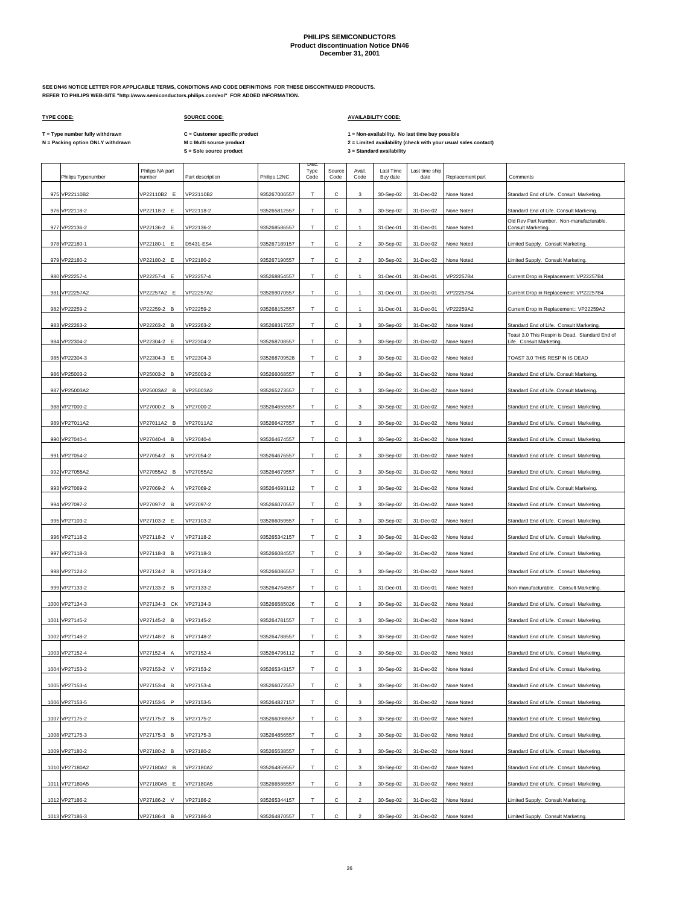**PHILIPS SEMICONDUCTORS**
**Product discontinuation Notice DN46**
**December 31, 2001**

**SEE DN46 NOTICE LETTER FOR APPLICABLE TERMS, CONDITIONS AND CODE DEFINITIONS FOR THESE DISCONTINUED PRODUCTS.**
**REFER TO PHILIPS WEB-SITE "http://www.semiconductors.philips.com/eol" FOR ADDED INFORMATION.**

**TYPE CODE:**

**T = Type number fully withdrawn**
**N = Packing option ONLY withdrawn**

**SOURCE CODE:**

**C = Customer specific product**
**M = Multi source product**
**S = Sole source product**

**AVAILABILITY CODE:**

**1 = Non-availability. No last time buy possible**
**2 = Limited availability (check with your usual sales contact)**
**3 = Standard availability**

| | Philips Typenumber | Philips NA part number | Part description | Philips 12NC | Disc. Type Code | Source Code | Avail. Code | Last Time Buy date | Last time ship date | Replacement part | Comments |
|---|---|---|---|---|---|---|---|---|---|---|---|
| 975 | VP22110B2 | VP22110B2 E | VP22110B2 | 935267006557 | T | C | 3 | 30-Sep-02 | 31-Dec-02 | None Noted | Standard End of Life. Consult Marketing. |
| 976 | VP22118-2 | VP22118-2 E | VP22118-2 | 935265812557 | T | C | 3 | 30-Sep-02 | 31-Dec-02 | None Noted | Standard End of Life. Consult Markeing. |
| 977 | VP22136-2 | VP22136-2 E | VP22136-2 | 935268586557 | T | C | 1 | 31-Dec-01 | 31-Dec-01 | None Noted | Old Rev Part Number. Non-manufacturable. Consult Marketing. |
| 978 | VP22180-1 | VP22180-1 E | D5431-ES4 | 935267189157 | T | C | 2 | 30-Sep-02 | 31-Dec-02 | None Noted | Limited Supply. Consult Marketing. |
| 979 | VP22180-2 | VP22180-2 E | VP22180-2 | 935267190557 | T | C | 2 | 30-Sep-02 | 31-Dec-02 | None Noted | Limited Supply. Consult Marketing. |
| 980 | VP22257-4 | VP22257-4 E | VP22257-4 | 935268854557 | T | C | 1 | 31-Dec-01 | 31-Dec-01 | VP22257B4 | Current Drop in Replacement: VP22257B4 |
| 981 | VP22257A2 | VP22257A2 E | VP22257A2 | 935269070557 | T | C | 1 | 31-Dec-01 | 31-Dec-01 | VP22257B4 | Current Drop in Replacement: VP22257B4 |
| 982 | VP22259-2 | VP22259-2 B | VP22259-2 | 935268152557 | T | C | 1 | 31-Dec-01 | 31-Dec-01 | VP22259A2 | Current Drop in Replacement:: VP22259A2 |
| 983 | VP22263-2 | VP22263-2 B | VP22263-2 | 935268317557 | T | C | 3 | 30-Sep-02 | 31-Dec-02 | None Noted | Standard End of Life. Consult Marketing. |
| 984 | VP22304-2 | VP22304-2 E | VP22304-2 | 935268708557 | T | C | 3 | 30-Sep-02 | 31-Dec-02 | None Noted | Toast 3.0 This Respin is Dead. Standard End of Life. Consult Marketing. |
| 985 | VP22304-3 | VP22304-3 E | VP22304-3 | 935268709528 | T | C | 3 | 30-Sep-02 | 31-Dec-02 | None Noted | TOAST 3.0 THIS RESPIN IS DEAD |
| 986 | VP25003-2 | VP25003-2 B | VP25003-2 | 935266068557 | T | C | 3 | 30-Sep-02 | 31-Dec-02 | None Noted | Standard End of Life. Consult Markeing. |
| 987 | VP25003A2 | VP25003A2 B | VP25003A2 | 935265273557 | T | C | 3 | 30-Sep-02 | 31-Dec-02 | None Noted | Standard End of Life. Consult Markeing. |
| 988 | VP27000-2 | VP27000-2 B | VP27000-2 | 935264655557 | T | C | 3 | 30-Sep-02 | 31-Dec-02 | None Noted | Standard End of Life. Consult Marketing. |
| 989 | VP27011A2 | VP27011A2 B | VP27011A2 | 935266427557 | T | C | 3 | 30-Sep-02 | 31-Dec-02 | None Noted | Standard End of Life. Consult Marketing. |
| 990 | VP27040-4 | VP27040-4 B | VP27040-4 | 935264674557 | T | C | 3 | 30-Sep-02 | 31-Dec-02 | None Noted | Standard End of Life. Consult Marketing. |
| 991 | VP27054-2 | VP27054-2 B | VP27054-2 | 935264676557 | T | C | 3 | 30-Sep-02 | 31-Dec-02 | None Noted | Standard End of Life. Consult Marketing. |
| 992 | VP27055A2 | VP27055A2 B | VP27055A2 | 935264679557 | T | C | 3 | 30-Sep-02 | 31-Dec-02 | None Noted | Standard End of Life. Consult Marketing. |
| 993 | VP27069-2 | VP27069-2 A | VP27069-2 | 935264693112 | T | C | 3 | 30-Sep-02 | 31-Dec-02 | None Noted | Standard End of Life. Consult Markeing. |
| 994 | VP27097-2 | VP27097-2 B | VP27097-2 | 935266070557 | T | C | 3 | 30-Sep-02 | 31-Dec-02 | None Noted | Standard End of Life. Consult Marketing. |
| 995 | VP27103-2 | VP27103-2 E | VP27103-2 | 935266059557 | T | C | 3 | 30-Sep-02 | 31-Dec-02 | None Noted | Standard End of Life. Consult Marketing. |
| 996 | VP27118-2 | VP27118-2 V | VP27118-2 | 935265342157 | T | C | 3 | 30-Sep-02 | 31-Dec-02 | None Noted | Standard End of Life. Consult Marketing. |
| 997 | VP27118-3 | VP27118-3 B | VP27118-3 | 935266084557 | T | C | 3 | 30-Sep-02 | 31-Dec-02 | None Noted | Standard End of Life. Consult Marketing. |
| 998 | VP27124-2 | VP27124-2 B | VP27124-2 | 935266086557 | T | C | 3 | 30-Sep-02 | 31-Dec-02 | None Noted | Standard End of Life. Consult Marketing. |
| 999 | VP27133-2 | VP27133-2 B | VP27133-2 | 935264764557 | T | C | 1 | 31-Dec-01 | 31-Dec-01 | None Noted | Non-manufacturable. Consult Marketing. |
| 1000 | VP27134-3 | VP27134-3 CK | VP27134-3 | 935266585026 | T | C | 3 | 30-Sep-02 | 31-Dec-02 | None Noted | Standard End of Life. Consult Marketing. |
| 1001 | VP27145-2 | VP27145-2 B | VP27145-2 | 935264781557 | T | C | 3 | 30-Sep-02 | 31-Dec-02 | None Noted | Standard End of Life. Consult Marketing. |
| 1002 | VP27148-2 | VP27148-2 B | VP27148-2 | 935264788557 | T | C | 3 | 30-Sep-02 | 31-Dec-02 | None Noted | Standard End of Life. Consult Marketing. |
| 1003 | VP27152-4 | VP27152-4 A | VP27152-4 | 935264796112 | T | C | 3 | 30-Sep-02 | 31-Dec-02 | None Noted | Standard End of Life. Consult Marketing. |
| 1004 | VP27153-2 | VP27153-2 V | VP27153-2 | 935265343157 | T | C | 3 | 30-Sep-02 | 31-Dec-02 | None Noted | Standard End of Life. Consult Marketing. |
| 1005 | VP27153-4 | VP27153-4 B | VP27153-4 | 935266072557 | T | C | 3 | 30-Sep-02 | 31-Dec-02 | None Noted | Standard End of Life. Consult Marketing. |
| 1006 | VP27153-5 | VP27153-5 P | VP27153-5 | 935264827157 | T | C | 3 | 30-Sep-02 | 31-Dec-02 | None Noted | Standard End of Life. Consult Marketing. |
| 1007 | VP27175-2 | VP27175-2 B | VP27175-2 | 935266098557 | T | C | 3 | 30-Sep-02 | 31-Dec-02 | None Noted | Standard End of Life. Consult Marketing. |
| 1008 | VP27175-3 | VP27175-3 B | VP27175-3 | 935264856557 | T | C | 3 | 30-Sep-02 | 31-Dec-02 | None Noted | Standard End of Life. Consult Marketing. |
| 1009 | VP27180-2 | VP27180-2 B | VP27180-2 | 935265538557 | T | C | 3 | 30-Sep-02 | 31-Dec-02 | None Noted | Standard End of Life. Consult Marketing. |
| 1010 | VP27180A2 | VP27180A2 B | VP27180A2 | 935264859557 | T | C | 3 | 30-Sep-02 | 31-Dec-02 | None Noted | Standard End of Life. Consult Marketing. |
| 1011 | VP27180A5 | VP27180A5 E | VP27180A5 | 935266586557 | T | C | 3 | 30-Sep-02 | 31-Dec-02 | None Noted | Standard End of Life. Consult Marketing. |
| 1012 | VP27186-2 | VP27186-2 V | VP27186-2 | 935265344157 | T | C | 2 | 30-Sep-02 | 31-Dec-02 | None Noted | Limited Supply. Consult Marketing. |
| 1013 | VP27186-3 | VP27186-3 B | VP27186-3 | 935264870557 | T | C | 2 | 30-Sep-02 | 31-Dec-02 | None Noted | Limited Supply. Consult Marketing. |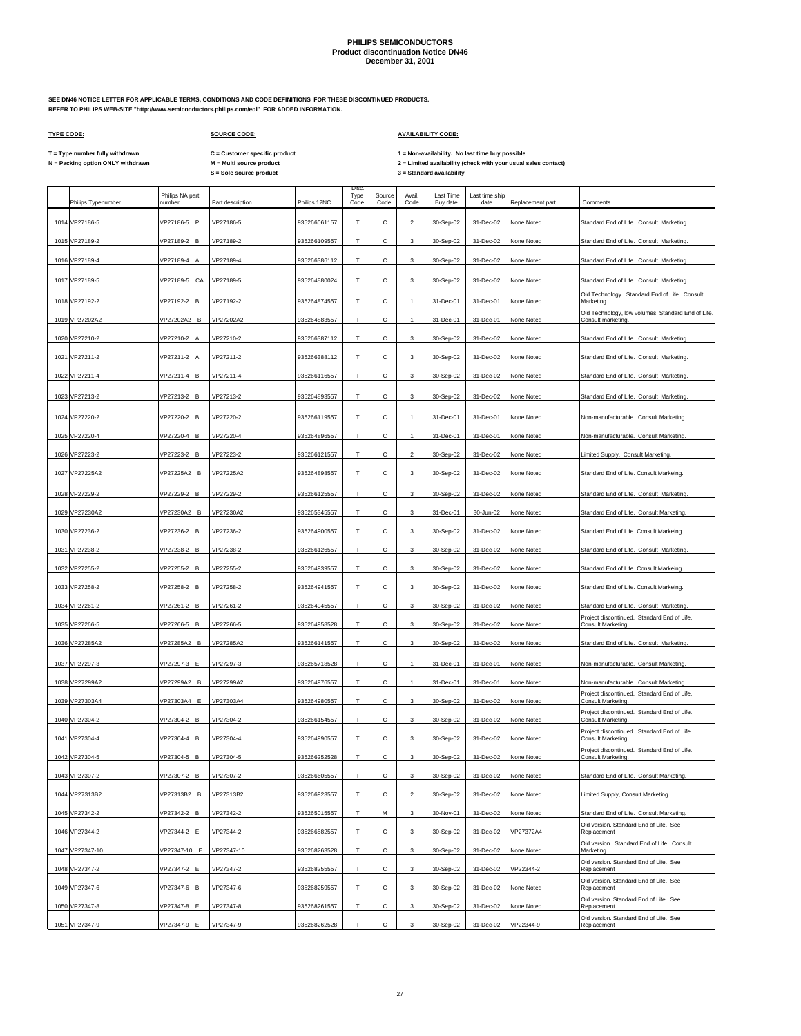# PHILIPS SEMICONDUCTORS
## Product discontinuation Notice DN46
### December 31, 2001

**SEE DN46 NOTICE LETTER FOR APPLICABLE TERMS, CONDITIONS AND CODE DEFINITIONS FOR THESE DISCONTINUED PRODUCTS.**
**REFER TO PHILIPS WEB-SITE "http://www.semiconductors.philips.com/eol" FOR ADDED INFORMATION.**

**TYPE CODE:**

T = Type number fully withdrawn
N = Packing option ONLY withdrawn

**SOURCE CODE:**

C = Customer specific product
M = Multi source product
S = Sole source product

**AVAILABILITY CODE:**

1 = Non-availability. No last time buy possible
2 = Limited availability (check with your usual sales contact)
3 = Standard availability

| | Philips Typenumber | Philips NA part number | Part description | Philips 12NC | Disc. Type Code | Source Code | Avail. Code | Last Time Buy date | Last time ship date | Replacement part | Comments |
|---|---|---|---|---|---|---|---|---|---|---|---|
| 1014 | VP27186-5 | VP27186-5 P | VP27186-5 | 935266061157 | T | C | 2 | 30-Sep-02 | 31-Dec-02 | None Noted | Standard End of Life. Consult Marketing. |
| 1015 | VP27189-2 | VP27189-2 B | VP27189-2 | 935266109557 | T | C | 3 | 30-Sep-02 | 31-Dec-02 | None Noted | Standard End of Life. Consult Marketing. |
| 1016 | VP27189-4 | VP27189-4 A | VP27189-4 | 935266386112 | T | C | 3 | 30-Sep-02 | 31-Dec-02 | None Noted | Standard End of Life. Consult Marketing. |
| 1017 | VP27189-5 | VP27189-5 CA | VP27189-5 | 935264880024 | T | C | 3 | 30-Sep-02 | 31-Dec-02 | None Noted | Standard End of Life. Consult Marketing. |
| 1018 | VP27192-2 | VP27192-2 B | VP27192-2 | 935264874557 | T | C | 1 | 31-Dec-01 | 31-Dec-01 | None Noted | Old Technology. Standard End of Life. Consult Marketing. |
| 1019 | VP27202A2 | VP27202A2 B | VP27202A2 | 935264883557 | T | C | 1 | 31-Dec-01 | 31-Dec-01 | None Noted | Old Technology, low volumes. Standard End of Life. Consult marketing. |
| 1020 | VP27210-2 | VP27210-2 A | VP27210-2 | 935266387112 | T | C | 3 | 30-Sep-02 | 31-Dec-02 | None Noted | Standard End of Life. Consult Marketing. |
| 1021 | VP27211-2 | VP27211-2 A | VP27211-2 | 935266388112 | T | C | 3 | 30-Sep-02 | 31-Dec-02 | None Noted | Standard End of Life. Consult Marketing. |
| 1022 | VP27211-4 | VP27211-4 B | VP27211-4 | 935266116557 | T | C | 3 | 30-Sep-02 | 31-Dec-02 | None Noted | Standard End of Life. Consult Marketing. |
| 1023 | VP27213-2 | VP27213-2 B | VP27213-2 | 935264893557 | T | C | 3 | 30-Sep-02 | 31-Dec-02 | None Noted | Standard End of Life. Consult Marketing. |
| 1024 | VP27220-2 | VP27220-2 B | VP27220-2 | 935266119557 | T | C | 1 | 31-Dec-01 | 31-Dec-01 | None Noted | Non-manufacturable. Consult Marketing. |
| 1025 | VP27220-4 | VP27220-4 B | VP27220-4 | 935264896557 | T | C | 1 | 31-Dec-01 | 31-Dec-01 | None Noted | Non-manufacturable. Consult Marketing. |
| 1026 | VP27223-2 | VP27223-2 B | VP27223-2 | 935266121557 | T | C | 2 | 30-Sep-02 | 31-Dec-02 | None Noted | Limited Supply. Consult Marketing. |
| 1027 | VP27225A2 | VP27225A2 B | VP27225A2 | 935264898557 | T | C | 3 | 30-Sep-02 | 31-Dec-02 | None Noted | Standard End of Life. Consult Markeing. |
| 1028 | VP27229-2 | VP27229-2 B | VP27229-2 | 935266125557 | T | C | 3 | 30-Sep-02 | 31-Dec-02 | None Noted | Standard End of Life. Consult Marketing. |
| 1029 | VP27230A2 | VP27230A2 B | VP27230A2 | 935265345557 | T | C | 3 | 31-Dec-01 | 30-Jun-02 | None Noted | Standard End of Life. Consult Marketing. |
| 1030 | VP27236-2 | VP27236-2 B | VP27236-2 | 935264900557 | T | C | 3 | 30-Sep-02 | 31-Dec-02 | None Noted | Standard End of Life. Consult Markeing. |
| 1031 | VP27238-2 | VP27238-2 B | VP27238-2 | 935266126557 | T | C | 3 | 30-Sep-02 | 31-Dec-02 | None Noted | Standard End of Life. Consult Marketing. |
| 1032 | VP27255-2 | VP27255-2 B | VP27255-2 | 935264939557 | T | C | 3 | 30-Sep-02 | 31-Dec-02 | None Noted | Standard End of Life. Consult Markeing. |
| 1033 | VP27258-2 | VP27258-2 B | VP27258-2 | 935264941557 | T | C | 3 | 30-Sep-02 | 31-Dec-02 | None Noted | Standard End of Life. Consult Markeing. |
| 1034 | VP27261-2 | VP27261-2 B | VP27261-2 | 935264945557 | T | C | 3 | 30-Sep-02 | 31-Dec-02 | None Noted | Standard End of Life. Consult Marketing. |
| 1035 | VP27266-5 | VP27266-5 B | VP27266-5 | 935264958528 | T | C | 3 | 30-Sep-02 | 31-Dec-02 | None Noted | Project discontinued. Standard End of Life. Consult Marketing. |
| 1036 | VP27285A2 | VP27285A2 B | VP27285A2 | 935266141557 | T | C | 3 | 30-Sep-02 | 31-Dec-02 | None Noted | Standard End of Life. Consult Marketing. |
| 1037 | VP27297-3 | VP27297-3 E | VP27297-3 | 935265718528 | T | C | 1 | 31-Dec-01 | 31-Dec-01 | None Noted | Non-manufacturable. Consult Marketing. |
| 1038 | VP27299A2 | VP27299A2 B | VP27299A2 | 935264976557 | T | C | 1 | 31-Dec-01 | 31-Dec-01 | None Noted | Non-manufacturable. Consult Marketing. |
| 1039 | VP27303A4 | VP27303A4 E | VP27303A4 | 935264980557 | T | C | 3 | 30-Sep-02 | 31-Dec-02 | None Noted | Project discontinued. Standard End of Life. Consult Marketing. |
| 1040 | VP27304-2 | VP27304-2 B | VP27304-2 | 935266154557 | T | C | 3 | 30-Sep-02 | 31-Dec-02 | None Noted | Project discontinued. Standard End of Life. Consult Marketing. |
| 1041 | VP27304-4 | VP27304-4 B | VP27304-4 | 935264990557 | T | C | 3 | 30-Sep-02 | 31-Dec-02 | None Noted | Project discontinued. Standard End of Life. Consult Marketing. |
| 1042 | VP27304-5 | VP27304-5 B | VP27304-5 | 935266252528 | T | C | 3 | 30-Sep-02 | 31-Dec-02 | None Noted | Project discontinued. Standard End of Life. Consult Marketing. |
| 1043 | VP27307-2 | VP27307-2 B | VP27307-2 | 935266605557 | T | C | 3 | 30-Sep-02 | 31-Dec-02 | None Noted | Standard End of Life. Consult Marketing. |
| 1044 | VP27313B2 | VP27313B2 B | VP27313B2 | 935266923557 | T | C | 2 | 30-Sep-02 | 31-Dec-02 | None Noted | Limited Supply, Consult Marketing |
| 1045 | VP27342-2 | VP27342-2 B | VP27342-2 | 935265015557 | T | M | 3 | 30-Nov-01 | 31-Dec-02 | None Noted | Standard End of Life. Consult Marketing. |
| 1046 | VP27344-2 | VP27344-2 E | VP27344-2 | 935266582557 | T | C | 3 | 30-Sep-02 | 31-Dec-02 | VP27372A4 | Old version. Standard End of Life. See Replacement |
| 1047 | VP27347-10 | VP27347-10 E | VP27347-10 | 935268263528 | T | C | 3 | 30-Sep-02 | 31-Dec-02 | None Noted | Old version. Standard End of Life. Consult Marketing. |
| 1048 | VP27347-2 | VP27347-2 E | VP27347-2 | 935268255557 | T | C | 3 | 30-Sep-02 | 31-Dec-02 | VP22344-2 | Old version. Standard End of Life. See Replacement |
| 1049 | VP27347-6 | VP27347-6 B | VP27347-6 | 935268259557 | T | C | 3 | 30-Sep-02 | 31-Dec-02 | None Noted | Old version. Standard End of Life. See Replacement |
| 1050 | VP27347-8 | VP27347-8 E | VP27347-8 | 935268261557 | T | C | 3 | 30-Sep-02 | 31-Dec-02 | None Noted | Old version. Standard End of Life. See Replacement |
| 1051 | VP27347-9 | VP27347-9 E | VP27347-9 | 935268262528 | T | C | 3 | 30-Sep-02 | 31-Dec-02 | VP22344-9 | Old version. Standard End of Life. See Replacement |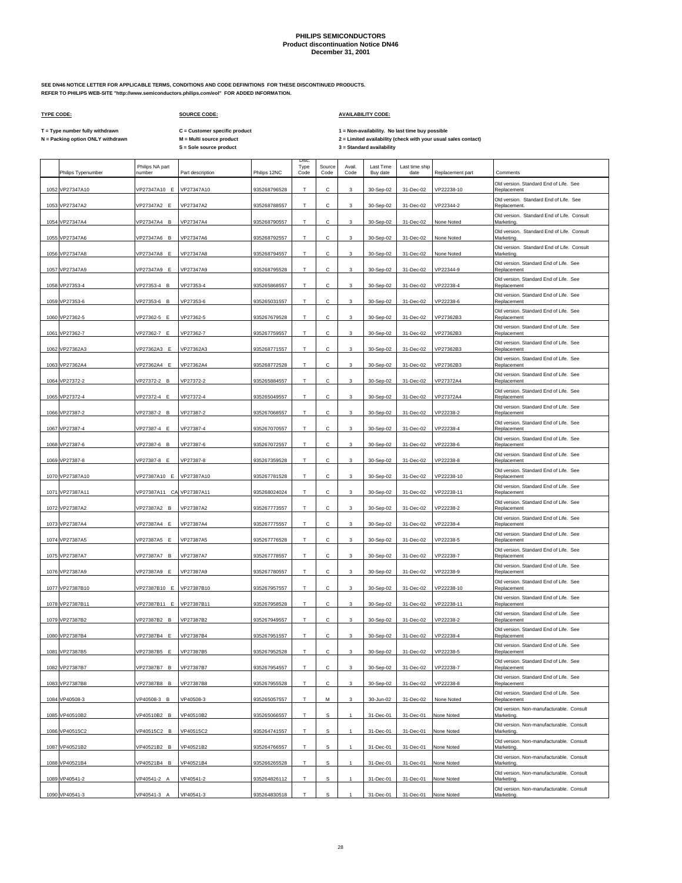# PHILIPS SEMICONDUCTORS
## Product discontinuation Notice DN46
### December 31, 2001

**SEE DN46 NOTICE LETTER FOR APPLICABLE TERMS, CONDITIONS AND CODE DEFINITIONS FOR THESE DISCONTINUED PRODUCTS.**
**REFER TO PHILIPS WEB-SITE "http://www.semiconductors.philips.com/eol" FOR ADDED INFORMATION.**

**TYPE CODE:**

T = Type number fully withdrawn
N = Packing option ONLY withdrawn

**SOURCE CODE:**

C = Customer specific product
M = Multi source product
S = Sole source product

**AVAILABILITY CODE:**

1 = Non-availability. No last time buy possible
2 = Limited availability (check with your usual sales contact)
3 = Standard availability

| | Philips Typenumber | Philips NA part number | Part description | Philips 12NC | Disc. Type Code | Source Code | Avail. Code | Last Time Buy date | Last time ship date | Replacement part | Comments |
|---|---|---|---|---|---|---|---|---|---|---|---|
| 1052 | VP27347A10 | VP27347A10 E | VP27347A10 | 935268796528 | T | C | 3 | 30-Sep-02 | 31-Dec-02 | VP22238-10 | Old version. Standard End of Life. See Replacement |
| 1053 | VP27347A2 | VP27347A2 E | VP27347A2 | 935268788557 | T | C | 3 | 30-Sep-02 | 31-Dec-02 | VP22344-2 | Old version. Standard End of Life. See Replacement. |
| 1054 | VP27347A4 | VP27347A4 B | VP27347A4 | 935268790557 | T | C | 3 | 30-Sep-02 | 31-Dec-02 | None Noted | Old version. Standard End of Life. Consult Marketing. |
| 1055 | VP27347A6 | VP27347A6 B | VP27347A6 | 935268792557 | T | C | 3 | 30-Sep-02 | 31-Dec-02 | None Noted | Old version. Standard End of Life. Consult Marketing. |
| 1056 | VP27347A8 | VP27347A8 E | VP27347A8 | 935268794557 | T | C | 3 | 30-Sep-02 | 31-Dec-02 | None Noted | Old version. Standard End of Life. Consult Marketing. |
| 1057 | VP27347A9 | VP27347A9 E | VP27347A9 | 935268795528 | T | C | 3 | 30-Sep-02 | 31-Dec-02 | VP22344-9 | Old version. Standard End of Life. See Replacement |
| 1058 | VP27353-4 | VP27353-4 B | VP27353-4 | 935265868557 | T | C | 3 | 30-Sep-02 | 31-Dec-02 | VP22238-4 | Old version. Standard End of Life. See Replacement |
| 1059 | VP27353-6 | VP27353-6 B | VP27353-6 | 935265031557 | T | C | 3 | 30-Sep-02 | 31-Dec-02 | VP22238-6 | Old version. Standard End of Life. See Replacement |
| 1060 | VP27362-5 | VP27362-5 E | VP27362-5 | 935267679528 | T | C | 3 | 30-Sep-02 | 31-Dec-02 | VP27362B3 | Old version. Standard End of Life. See Replacement |
| 1061 | VP27362-7 | VP27362-7 E | VP27362-7 | 935267759557 | T | C | 3 | 30-Sep-02 | 31-Dec-02 | VP27362B3 | Old version. Standard End of Life. See Replacement |
| 1062 | VP27362A3 | VP27362A3 E | VP27362A3 | 935268771557 | T | C | 3 | 30-Sep-02 | 31-Dec-02 | VP27362B3 | Old version. Standard End of Life. See Replacement |
| 1063 | VP27362A4 | VP27362A4 E | VP27362A4 | 935268772528 | T | C | 3 | 30-Sep-02 | 31-Dec-02 | VP27362B3 | Old version. Standard End of Life. See Replacement |
| 1064 | VP27372-2 | VP27372-2 B | VP27372-2 | 935265884557 | T | C | 3 | 30-Sep-02 | 31-Dec-02 | VP27372A4 | Old version. Standard End of Life. See Replacement |
| 1065 | VP27372-4 | VP27372-4 E | VP27372-4 | 935265049557 | T | C | 3 | 30-Sep-02 | 31-Dec-02 | VP27372A4 | Old version. Standard End of Life. See Replacement |
| 1066 | VP27387-2 | VP27387-2 B | VP27387-2 | 935267068557 | T | C | 3 | 30-Sep-02 | 31-Dec-02 | VP22238-2 | Old version. Standard End of Life. See Replacement |
| 1067 | VP27387-4 | VP27387-4 E | VP27387-4 | 935267070557 | T | C | 3 | 30-Sep-02 | 31-Dec-02 | VP22238-4 | Old version. Standard End of Life. See Replacement |
| 1068 | VP27387-6 | VP27387-6 B | VP27387-6 | 935267072557 | T | C | 3 | 30-Sep-02 | 31-Dec-02 | VP22238-6 | Old version. Standard End of Life. See Replacement |
| 1069 | VP27387-8 | VP27387-8 E | VP27387-8 | 935267359528 | T | C | 3 | 30-Sep-02 | 31-Dec-02 | VP22238-8 | Old version. Standard End of Life. See Replacement |
| 1070 | VP27387A10 | VP27387A10 E | VP27387A10 | 935267781528 | T | C | 3 | 30-Sep-02 | 31-Dec-02 | VP22238-10 | Old version. Standard End of Life. See Replacement |
| 1071 | VP27387A11 | VP27387A11 CA | VP27387A11 | 935268024024 | T | C | 3 | 30-Sep-02 | 31-Dec-02 | VP22238-11 | Old version. Standard End of Life. See Replacement |
| 1072 | VP27387A2 | VP27387A2 B | VP27387A2 | 935267773557 | T | C | 3 | 30-Sep-02 | 31-Dec-02 | VP22238-2 | Old version. Standard End of Life. See Replacement |
| 1073 | VP27387A4 | VP27387A4 E | VP27387A4 | 935267775557 | T | C | 3 | 30-Sep-02 | 31-Dec-02 | VP22238-4 | Old version. Standard End of Life. See Replacement |
| 1074 | VP27387A5 | VP27387A5 E | VP27387A5 | 935267776528 | T | C | 3 | 30-Sep-02 | 31-Dec-02 | VP22238-5 | Old version. Standard End of Life. See Replacement |
| 1075 | VP27387A7 | VP27387A7 B | VP27387A7 | 935267778557 | T | C | 3 | 30-Sep-02 | 31-Dec-02 | VP22238-7 | Old version. Standard End of Life. See Replacement |
| 1076 | VP27387A9 | VP27387A9 E | VP27387A9 | 935267780557 | T | C | 3 | 30-Sep-02 | 31-Dec-02 | VP22238-9 | Old version. Standard End of Life. See Replacement |
| 1077 | VP27387B10 | VP27387B10 E | VP27387B10 | 935267957557 | T | C | 3 | 30-Sep-02 | 31-Dec-02 | VP22238-10 | Old version. Standard End of Life. See Replacement |
| 1078 | VP27387B11 | VP27387B11 E | VP27387B11 | 935267958528 | T | C | 3 | 30-Sep-02 | 31-Dec-02 | VP22238-11 | Old version. Standard End of Life. See Replacement |
| 1079 | VP27387B2 | VP27387B2 B | VP27387B2 | 935267949557 | T | C | 3 | 30-Sep-02 | 31-Dec-02 | VP22238-2 | Old version. Standard End of Life. See Replacement |
| 1080 | VP27387B4 | VP27387B4 E | VP27387B4 | 935267951557 | T | C | 3 | 30-Sep-02 | 31-Dec-02 | VP22238-4 | Old version. Standard End of Life. See Replacement |
| 1081 | VP27387B5 | VP27387B5 E | VP27387B5 | 935267952528 | T | C | 3 | 30-Sep-02 | 31-Dec-02 | VP22238-5 | Old version. Standard End of Life. See Replacement |
| 1082 | VP27387B7 | VP27387B7 B | VP27387B7 | 935267954557 | T | C | 3 | 30-Sep-02 | 31-Dec-02 | VP22238-7 | Old version. Standard End of Life. See Replacement |
| 1083 | VP27387B8 | VP27387B8 B | VP27387B8 | 935267955528 | T | C | 3 | 30-Sep-02 | 31-Dec-02 | VP22238-8 | Old version. Standard End of Life. See Replacement |
| 1084 | VP40508-3 | VP40508-3 B | VP40508-3 | 935265057557 | T | M | 3 | 30-Jun-02 | 31-Dec-02 | None Noted | Old version. Standard End of Life. See Replacement |
| 1085 | VP40510B2 | VP40510B2 B | VP40510B2 | 935265066557 | T | S | 1 | 31-Dec-01 | 31-Dec-01 | None Noted | Old version. Non-manufacturable. Consult Marketing. |
| 1086 | VP40515C2 | VP40515C2 B | VP40515C2 | 935264741557 | T | S | 1 | 31-Dec-01 | 31-Dec-01 | None Noted | Old version. Non-manufacturable. Consult Marketing. |
| 1087 | VP40521B2 | VP40521B2 B | VP40521B2 | 935264766557 | T | S | 1 | 31-Dec-01 | 31-Dec-01 | None Noted | Old version. Non-manufacturable. Consult Marketing. |
| 1088 | VP40521B4 | VP40521B4 B | VP40521B4 | 935266265528 | T | S | 1 | 31-Dec-01 | 31-Dec-01 | None Noted | Old version. Non-manufacturable. Consult Marketing. |
| 1089 | VP40541-2 | VP40541-2 A | VP40541-2 | 935264826112 | T | S | 1 | 31-Dec-01 | 31-Dec-01 | None Noted | Old version. Non-manufacturable. Consult Marketing. |
| 1090 | VP40541-3 | VP40541-3 A | VP40541-3 | 935264830518 | T | S | 1 | 31-Dec-01 | 31-Dec-01 | None Noted | Old version. Non-manufacturable. Consult Marketing. |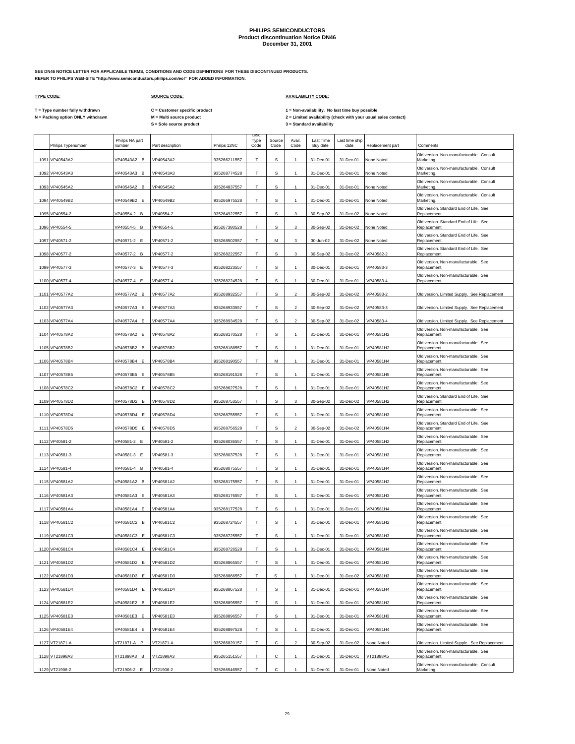# PHILIPS SEMICONDUCTORS
## Product discontinuation Notice DN46
## December 31, 2001

**SEE DN46 NOTICE LETTER FOR APPLICABLE TERMS, CONDITIONS AND CODE DEFINITIONS FOR THESE DISCONTINUED PRODUCTS.**
**REFER TO PHILIPS WEB-SITE "http://www.semiconductors.philips.com/eol" FOR ADDED INFORMATION.**

**TYPE CODE:**

T = Type number fully withdrawn
N = Packing option ONLY withdrawn

**SOURCE CODE:**

C = Customer specific product
M = Multi source product
S = Sole source product

**AVAILABILITY CODE:**

1 = Non-availability. No last time buy possible
2 = Limited availability (check with your usual sales contact)
3 = Standard availability

| | Philips Typenumber | Philips NA part number | Part description | Philips 12NC | Disc. Type Code | Source Code | Avail. Code | Last Time Buy date | Last time ship date | Replacement part | Comments |
|---|---|---|---|---|---|---|---|---|---|---|---|
| 1091 | VP40543A2 | VP40543A2 B | VP40543A2 | 935266211557 | T | S | 1 | 31-Dec-01 | 31-Dec-01 | None Noted | Old version. Non-manufacturable. Consult Marketing. |
| 1092 | VP40543A3 | VP40543A3 B | VP40543A3 | 935268774528 | T | S | 1 | 31-Dec-01 | 31-Dec-01 | None Noted | Old version. Non-manufacturable. Consult Marketing. |
| 1093 | VP40545A2 | VP40545A2 B | VP40545A2 | 935264837557 | T | S | 1 | 31-Dec-01 | 31-Dec-01 | None Noted | Old version. Non-manufacturable. Consult Marketing. |
| 1094 | VP40549B2 | VP40549B2 E | VP40549B2 | 935266975528 | T | S | 1 | 31-Dec-01 | 31-Dec-01 | None Noted | Old version. Non-manufacturable. Consult Marketing. |
| 1095 | VP40554-2 | VP40554-2 B | VP40554-2 | 935264922557 | T | S | 3 | 30-Sep-02 | 31-Dec-02 | None Noted | Old version. Standard End of Life. See Replacement |
| 1096 | VP40554-5 | VP40554-5 B | VP40554-5 | 935267380528 | T | S | 3 | 30-Sep-02 | 31-Dec-02 | None Noted | Old version. Standard End of Life. See Replacement |
| 1097 | VP40571-2 | VP40571-2 E | VP40571-2 | 935268502557 | T | M | 3 | 30-Jun-02 | 31-Dec-02 | None Noted | Old version. Standard End of Life. See Replacement |
| 1098 | VP40577-2 | VP40577-2 B | VP40577-2 | 935268222557 | T | S | 3 | 30-Sep-02 | 31-Dec-02 | VP40582-2 | Old version. Standard End of Life. See Replacement |
| 1099 | VP40577-3 | VP40577-3 E | VP40577-3 | 935268223557 | T | S | 1 | 30-Dec-01 | 31-Dec-01 | VP40583-3 | Old version. Non-manufacturable. See Replacement. |
| 1100 | VP40577-4 | VP40577-4 E | VP40577-4 | 935268224528 | T | S | 1 | 30-Dec-01 | 31-Dec-01 | VP40583-4 | Old version. Non-manufacturable. See Replacement. |
| 1101 | VP40577A2 | VP40577A2 B | VP40577A2 | 935268932557 | T | S | 2 | 30-Sep-02 | 31-Dec-02 | VP40583-2 | Old version. Limited Supply. See Replacement |
| 1102 | VP40577A3 | VP40577A3 E | VP40577A3 | 935268933557 | T | S | 2 | 30-Sep-02 | 31-Dec-02 | VP40583-3 | Old version. Limited Supply. See Replacement |
| 1103 | VP40577A4 | VP40577A4 E | VP40577A4 | 935268934528 | T | S | 2 | 30-Sep-02 | 31-Dec-02 | VP40583-4 | Old version. Limited Supply. See Replacement |
| 1104 | VP40578A2 | VP40578A2 E | VP40578A2 | 935268170528 | T | S | 1 | 31-Dec-01 | 31-Dec-01 | VP40581H2 | Old version. Non-manufacturable. See Replacement. |
| 1105 | VP40578B2 | VP40578B2 B | VP40578B2 | 935268188557 | T | S | 1 | 31-Dec-01 | 31-Dec-01 | VP40581H2 | Old version. Non-manufacturable. See Replacement. |
| 1106 | VP40578B4 | VP40578B4 E | VP40578B4 | 935268190557 | T | M | 1 | 31-Dec-01 | 31-Dec-01 | VP40581H4 | Old version. Non-manufacturable. See Replacement. |
| 1107 | VP40578B5 | VP40578B5 E | VP40578B5 | 935268191528 | T | S | 1 | 31-Dec-01 | 31-Dec-01 | VP40581H5 | Old version. Non-manufacturable. See Replacement. |
| 1108 | VP40578C2 | VP40578C2 E | VP40578C2 | 935268627528 | T | S | 1 | 31-Dec-01 | 31-Dec-01 | VP40581H2 | Old version. Non-manufacturable. See Replacement. |
| 1109 | VP40578D2 | VP40578D2 B | VP40578D2 | 935268753557 | T | S | 3 | 30-Sep-02 | 31-Dec-02 | VP40581H2 | Old version. Standard End of Life. See Replacement |
| 1110 | VP40578D4 | VP40578D4 E | VP40578D4 | 935268755557 | T | S | 1 | 31-Dec-01 | 31-Dec-01 | VP40581H3 | Old version. Non-manufacturable. See Replacement. |
| 1111 | VP40578D5 | VP40578D5 E | VP40578D5 | 935268756528 | T | S | 2 | 30-Sep-02 | 31-Dec-02 | VP40581H4 | Old version. Standard End of Life. See Replacement |
| 1112 | VP40581-2 | VP40581-2 E | VP40581-2 | 935268036557 | T | S | 1 | 31-Dec-01 | 31-Dec-01 | VP40581H2 | Old version. Non-manufacturable. See Replacement. |
| 1113 | VP40581-3 | VP40581-3 E | VP40581-3 | 935268037528 | T | S | 1 | 31-Dec-01 | 31-Dec-01 | VP40581H3 | Old version. Non-manufacturable. See Replacement. |
| 1114 | VP40581-4 | VP40581-4 B | VP40581-4 | 935268075557 | T | S | 1 | 31-Dec-01 | 31-Dec-01 | VP40581H4 | Old version. Non-manufacturable. See Replacement. |
| 1115 | VP40581A2 | VP40581A2 B | VP40581A2 | 935268175557 | T | S | 1 | 31-Dec-01 | 31-Dec-01 | VP40581H2 | Old version. Non-manufacturable. See Replacement. |
| 1116 | VP40581A3 | VP40581A3 E | VP40581A3 | 935268176557 | T | S | 1 | 31-Dec-01 | 31-Dec-01 | VP40581H3 | Old version. Non-manufacturable. See Replacement. |
| 1117 | VP40581A4 | VP40581A4 E | VP40581A4 | 935268177528 | T | S | 1 | 31-Dec-01 | 31-Dec-01 | VP40581H4 | Old version. Non-manufacturable. See Replacement. |
| 1118 | VP40581C2 | VP40581C2 B | VP40581C2 | 935268724557 | T | S | 1 | 31-Dec-01 | 31-Dec-01 | VP40581H2 | Old version. Non-manufacturable. See Replacement. |
| 1119 | VP40581C3 | VP40581C3 E | VP40581C3 | 935268725557 | T | S | 1 | 31-Dec-01 | 31-Dec-01 | VP40581H3 | Old version. Non-manufacturable. See Replacement. |
| 1120 | VP40581C4 | VP40581C4 E | VP40581C4 | 935268726528 | T | S | 1 | 31-Dec-01 | 31-Dec-01 | VP40581H4 | Old version. Non-manufacturable. See Replacement. |
| 1121 | VP40581D2 | VP40581D2 B | VP40581D2 | 935268865557 | T | S | 1 | 31-Dec-01 | 31-Dec-01 | VP40581H2 | Old version. Non-manufacturable. See Replacement. |
| 1122 | VP40581D3 | VP40581D3 E | VP40581D3 | 935268866557 | T | S | 1 | 31-Dec-01 | 31-Dec-02 | VP40581H3 | Old version. Non-Manufacturable. See Replacement |
| 1123 | VP40581D4 | VP40581D4 E | VP40581D4 | 935268867528 | T | S | 1 | 31-Dec-01 | 31-Dec-01 | VP40581H4 | Old version. Non-manufacturable. See Replacement. |
| 1124 | VP40581E2 | VP40581E2 B | VP40581E2 | 935268895557 | T | S | 1 | 31-Dec-01 | 31-Dec-01 | VP40581H2 | Old version. Non-manufacturable. See Replacement. |
| 1125 | VP40581E3 | VP40581E3 E | VP40581E3 | 935268896557 | T | S | 1 | 31-Dec-01 | 31-Dec-01 | VP40581H3 | Old version. Non-manufacturable. See Replacement. |
| 1126 | VP40581E4 | VP40581E4 E | VP40581E4 | 935268897528 | T | S | 1 | 31-Dec-01 | 31-Dec-01 | VP40581H4 | Old version. Non-manufacturable. See Replacement. |
| 1127 | VT21871-A | VT21871-A P | VT21871-A | 935266820157 | T | C | 2 | 30-Sep-02 | 31-Dec-02 | None Noted | Old version. Limited Supple. See Replacement |
| 1128 | VT21898A3 | VT21898A3 B | VT21898A3 | 935265151557 | T | C | 1 | 31-Dec-01 | 31-Dec-01 | VT21898A5 | Old version. Non-manufacturable. See Replacement. |
| 1129 | VT21906-2 | VT21906-2 E | VT21906-2 | 935266546557 | T | C | 1 | 31-Dec-01 | 31-Dec-01 | None Noted | Old version. Non-manufacturable. Consult Marketing. |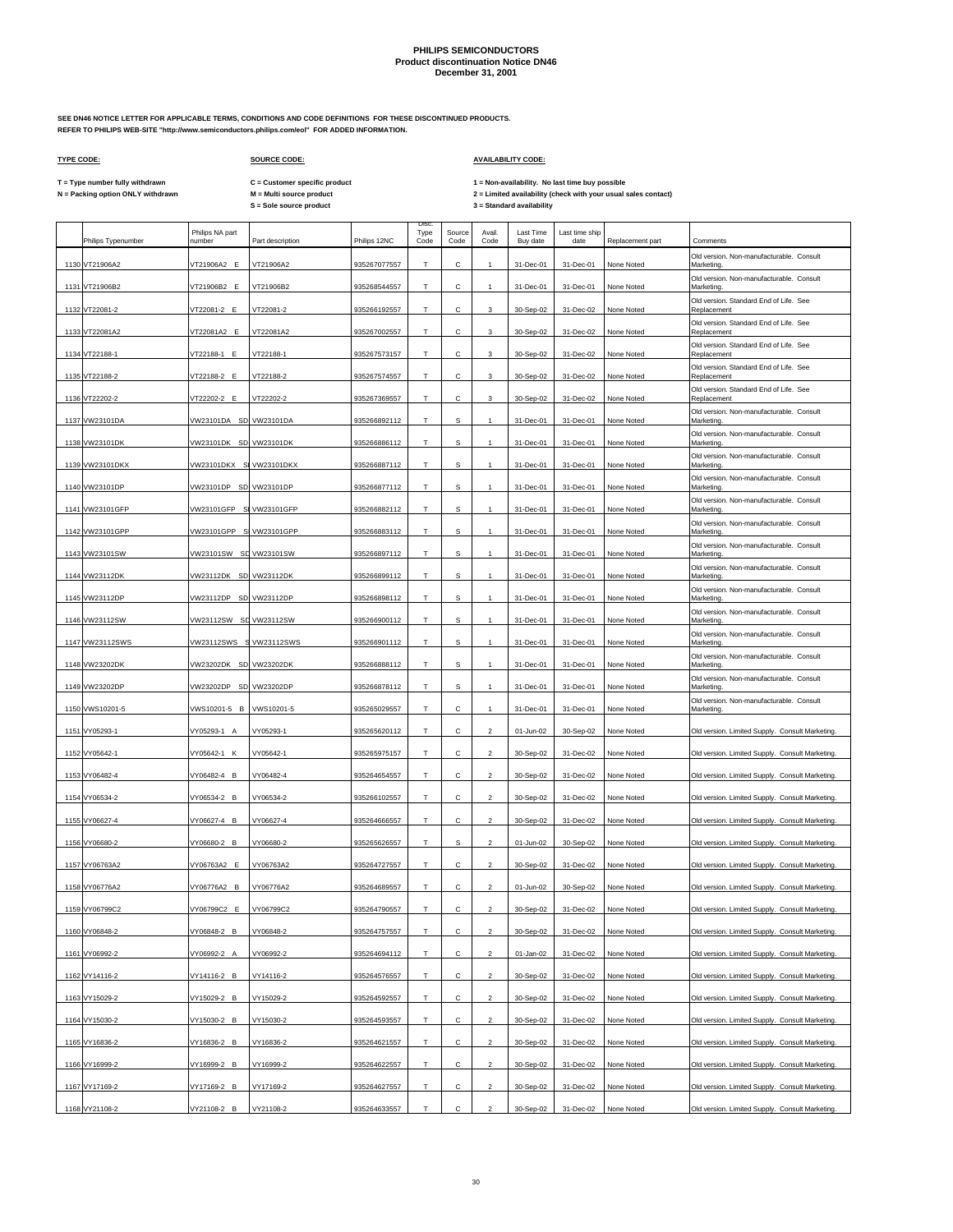# PHILIPS SEMICONDUCTORS
## Product discontinuation Notice DN46
### December 31, 2001

**SEE DN46 NOTICE LETTER FOR APPLICABLE TERMS, CONDITIONS AND CODE DEFINITIONS FOR THESE DISCONTINUED PRODUCTS.**
**REFER TO PHILIPS WEB-SITE "http://www.semiconductors.philips.com/eol" FOR ADDED INFORMATION.**

**TYPE CODE:**

T = Type number fully withdrawn
N = Packing option ONLY withdrawn

**SOURCE CODE:**

C = Customer specific product
M = Multi source product
S = Sole source product

**AVAILABILITY CODE:**

1 = Non-availability. No last time buy possible
2 = Limited availability (check with your usual sales contact)
3 = Standard availability

| | Philips Typenumber | Philips NA part number | Part description | Philips 12NC | Disc. Type Code | Source Code | Avail. Code | Last Time Buy date | Last time ship date | Replacement part | Comments |
|---|---|---|---|---|---|---|---|---|---|---|---|
| 1130 | VT21906A2 | VT21906A2 E | VT21906A2 | 935267077557 | T | C | 1 | 31-Dec-01 | 31-Dec-01 | None Noted | Old version. Non-manufacturable. Consult Marketing. |
| 1131 | VT21906B2 | VT21906B2 E | VT21906B2 | 935268544557 | T | C | 1 | 31-Dec-01 | 31-Dec-01 | None Noted | Old version. Non-manufacturable. Consult Marketing. |
| 1132 | VT22081-2 | VT22081-2 E | VT22081-2 | 935266192557 | T | C | 3 | 30-Sep-02 | 31-Dec-02 | None Noted | Old version. Standard End of Life. See Replacement |
| 1133 | VT22081A2 | VT22081A2 E | VT22081A2 | 935267002557 | T | C | 3 | 30-Sep-02 | 31-Dec-02 | None Noted | Old version. Standard End of Life. See Replacement |
| 1134 | VT22188-1 | VT22188-1 E | VT22188-1 | 935267573157 | T | C | 3 | 30-Sep-02 | 31-Dec-02 | None Noted | Old version. Standard End of Life. See Replacement |
| 1135 | VT22188-2 | VT22188-2 E | VT22188-2 | 935267574557 | T | C | 3 | 30-Sep-02 | 31-Dec-02 | None Noted | Old version. Standard End of Life. See Replacement |
| 1136 | VT22202-2 | VT22202-2 E | VT22202-2 | 935267369557 | T | C | 3 | 30-Sep-02 | 31-Dec-02 | None Noted | Old version. Standard End of Life. See Replacement |
| 1137 | VW23101DA | VW23101DA SD | VW23101DA | 935266892112 | T | S | 1 | 31-Dec-01 | 31-Dec-01 | None Noted | Old version. Non-manufacturable. Consult Marketing. |
| 1138 | VW23101DK | VW23101DK SD | VW23101DK | 935266886112 | T | S | 1 | 31-Dec-01 | 31-Dec-01 | None Noted | Old version. Non-manufacturable. Consult Marketing. |
| 1139 | VW23101DKX | VW23101DKX S | VW23101DKX | 935266887112 | T | S | 1 | 31-Dec-01 | 31-Dec-01 | None Noted | Old version. Non-manufacturable. Consult Marketing. |
| 1140 | VW23101DP | VW23101DP SD | VW23101DP | 935266877112 | T | S | 1 | 31-Dec-01 | 31-Dec-01 | None Noted | Old version. Non-manufacturable. Consult Marketing. |
| 1141 | VW23101GFP | VW23101GFP S | VW23101GFP | 935266882112 | T | S | 1 | 31-Dec-01 | 31-Dec-01 | None Noted | Old version. Non-manufacturable. Consult Marketing. |
| 1142 | VW23101GPP | VW23101GPP S | VW23101GPP | 935266883112 | T | S | 1 | 31-Dec-01 | 31-Dec-01 | None Noted | Old version. Non-manufacturable. Consult Marketing. |
| 1143 | VW23101SW | VW23101SW SD | VW23101SW | 935266897112 | T | S | 1 | 31-Dec-01 | 31-Dec-01 | None Noted | Old version. Non-manufacturable. Consult Marketing. |
| 1144 | VW23112DK | VW23112DK SD | VW23112DK | 935266899112 | T | S | 1 | 31-Dec-01 | 31-Dec-01 | None Noted | Old version. Non-manufacturable. Consult Marketing. |
| 1145 | VW23112DP | VW23112DP SD | VW23112DP | 935266898112 | T | S | 1 | 31-Dec-01 | 31-Dec-01 | None Noted | Old version. Non-manufacturable. Consult Marketing. |
| 1146 | VW23112SW | VW23112SW SD | VW23112SW | 935266900112 | T | S | 1 | 31-Dec-01 | 31-Dec-01 | None Noted | Old version. Non-manufacturable. Consult Marketing. |
| 1147 | VW23112SWS | VW23112SWS S | VW23112SWS | 935266901112 | T | S | 1 | 31-Dec-01 | 31-Dec-01 | None Noted | Old version. Non-manufacturable. Consult Marketing. |
| 1148 | VW23202DK | VW23202DK SD | VW23202DK | 935266888112 | T | S | 1 | 31-Dec-01 | 31-Dec-01 | None Noted | Old version. Non-manufacturable. Consult Marketing. |
| 1149 | VW23202DP | VW23202DP SD | VW23202DP | 935266878112 | T | S | 1 | 31-Dec-01 | 31-Dec-01 | None Noted | Old version. Non-manufacturable. Consult Marketing. |
| 1150 | VWS10201-5 | VWS10201-5 B | VWS10201-5 | 935265029557 | T | C | 1 | 31-Dec-01 | 31-Dec-01 | None Noted | Old version. Non-manufacturable. Consult Marketing. |
| 1151 | VY05293-1 | VY05293-1 A | VY05293-1 | 935265620112 | T | C | 2 | 01-Jun-02 | 30-Sep-02 | None Noted | Old version. Limited Supply. Consult Marketing. |
| 1152 | VY05642-1 | VY05642-1 K | VY05642-1 | 935265975157 | T | C | 2 | 30-Sep-02 | 31-Dec-02 | None Noted | Old version. Limited Supply. Consult Marketing. |
| 1153 | VY06482-4 | VY06482-4 B | VY06482-4 | 935264654557 | T | C | 2 | 30-Sep-02 | 31-Dec-02 | None Noted | Old version. Limited Supply. Consult Marketing. |
| 1154 | VY06534-2 | VY06534-2 B | VY06534-2 | 935266102557 | T | C | 2 | 30-Sep-02 | 31-Dec-02 | None Noted | Old version. Limited Supply. Consult Marketing. |
| 1155 | VY06627-4 | VY06627-4 B | VY06627-4 | 935264666557 | T | C | 2 | 30-Sep-02 | 31-Dec-02 | None Noted | Old version. Limited Supply. Consult Marketing. |
| 1156 | VY06680-2 | VY06680-2 B | VY06680-2 | 935265626557 | T | S | 2 | 01-Jun-02 | 30-Sep-02 | None Noted | Old version. Limited Supply. Consult Marketing. |
| 1157 | VY06763A2 | VY06763A2 E | VY06763A2 | 935264727557 | T | C | 2 | 30-Sep-02 | 31-Dec-02 | None Noted | Old version. Limited Supply. Consult Marketing. |
| 1158 | VY06776A2 | VY06776A2 B | VY06776A2 | 935264689557 | T | C | 2 | 01-Jun-02 | 30-Sep-02 | None Noted | Old version. Limited Supply. Consult Marketing. |
| 1159 | VY06799C2 | VY06799C2 E | VY06799C2 | 935264790557 | T | C | 2 | 30-Sep-02 | 31-Dec-02 | None Noted | Old version. Limited Supply. Consult Marketing. |
| 1160 | VY06848-2 | VY06848-2 B | VY06848-2 | 935264757557 | T | C | 2 | 30-Sep-02 | 31-Dec-02 | None Noted | Old version. Limited Supply. Consult Marketing. |
| 1161 | VY06992-2 | VY06992-2 A | VY06992-2 | 935264694112 | T | C | 2 | 01-Jan-02 | 31-Dec-02 | None Noted | Old version. Limited Supply. Consult Marketing. |
| 1162 | VY14116-2 | VY14116-2 B | VY14116-2 | 935264576557 | T | C | 2 | 30-Sep-02 | 31-Dec-02 | None Noted | Old version. Limited Supply. Consult Marketing. |
| 1163 | VY15029-2 | VY15029-2 B | VY15029-2 | 935264592557 | T | C | 2 | 30-Sep-02 | 31-Dec-02 | None Noted | Old version. Limited Supply. Consult Marketing. |
| 1164 | VY15030-2 | VY15030-2 B | VY15030-2 | 935264593557 | T | C | 2 | 30-Sep-02 | 31-Dec-02 | None Noted | Old version. Limited Supply. Consult Marketing. |
| 1165 | VY16836-2 | VY16836-2 B | VY16836-2 | 935264621557 | T | C | 2 | 30-Sep-02 | 31-Dec-02 | None Noted | Old version. Limited Supply. Consult Marketing. |
| 1166 | VY16999-2 | VY16999-2 B | VY16999-2 | 935264622557 | T | C | 2 | 30-Sep-02 | 31-Dec-02 | None Noted | Old version. Limited Supply. Consult Marketing. |
| 1167 | VY17169-2 | VY17169-2 B | VY17169-2 | 935264627557 | T | C | 2 | 30-Sep-02 | 31-Dec-02 | None Noted | Old version. Limited Supply. Consult Marketing. |
| 1168 | VY21108-2 | VY21108-2 B | VY21108-2 | 935264633557 | T | C | 2 | 30-Sep-02 | 31-Dec-02 | None Noted | Old version. Limited Supply. Consult Marketing. |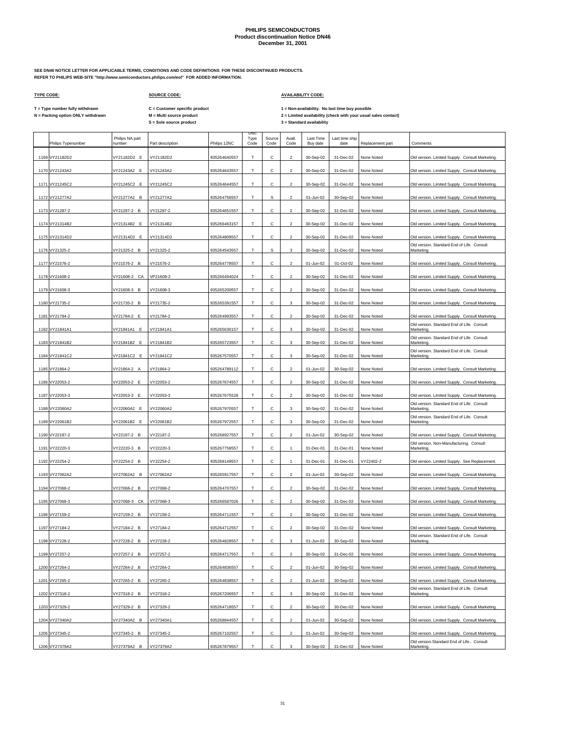# PHILIPS SEMICONDUCTORS
## Product discontinuation Notice DN46
## December 31, 2001

**SEE DN46 NOTICE LETTER FOR APPLICABLE TERMS, CONDITIONS AND CODE DEFINITIONS FOR THESE DISCONTINUED PRODUCTS.**
**REFER TO PHILIPS WEB-SITE "http://www.semiconductors.philips.com/eol" FOR ADDED INFORMATION.**

**TYPE CODE:**

T = Type number fully withdrawn
N = Packing option ONLY withdrawn

**SOURCE CODE:**

C = Customer specific product
M = Multi source product
S = Sole source product

**AVAILABILITY CODE:**

1 = Non-availability. No last time buy possible
2 = Limited availability (check with your usual sales contact)
3 = Standard availability

| | Philips Typenumber | Philips NA part number | Part description | Philips 12NC | Disc. Type Code | Source Code | Avail. Code | Last Time Buy date | Last time ship date | Replacement part | Comments |
|---|---|---|---|---|---|---|---|---|---|---|---|
| 1169 | VY21182D2 | VY21182D2 E | VY21182D2 | 935264640557 | T | C | 2 | 30-Sep-02 | 31-Dec-02 | None Noted | Old version. Limited Supply. Consult Marketing. |
| 1170 | VY21243A2 | VY21243A2 E | VY21243A2 | 935264643557 | T | C | 2 | 30-Sep-02 | 31-Dec-02 | None Noted | Old version. Limited Supply. Consult Marketing. |
| 1171 | VY21245C2 | VY21245C2 E | VY21245C2 | 935264644557 | T | C | 2 | 30-Sep-02 | 31-Dec-02 | None Noted | Old version. Limited Supply. Consult Marketing. |
| 1172 | VY21277A2 | VY21277A2 B | VY21277A2 | 935264756557 | T | S | 2 | 01-Jun-02 | 30-Sep-02 | None Noted | Old version. Limited Supply. Consult Marketing. |
| 1173 | VY21287-2 | VY21287-2 B | VY21287-2 | 935264651557 | T | C | 2 | 30-Sep-02 | 31-Dec-02 | None Noted | Old version. Limited Supply. Consult Marketing. |
| 1174 | VY21314B2 | VY21314B2 E | VY21314B2 | 935266463157 | T | C | 2 | 30-Sep-02 | 31-Dec-02 | None Noted | Old version. Limited Supply. Consult Marketing. |
| 1175 | VY21314D2 | VY21314D2 E | VY21314D2 | 935264809557 | T | C | 2 | 30-Sep-02 | 31-Dec-02 | None Noted | Old version. Limited Supply. Consult Marketing. |
| 1176 | VY21325-2 | VY21325-2 B | VY21325-2 | 935264543557 | T | S | 3 | 30-Sep-02 | 31-Dec-02 | None Noted | Old version. Standard End of Life. Consult Marketing. |
| 1177 | VY21576-2 | VY21576-2 B | VY21576-2 | 935264778557 | T | C | 2 | 01-Jun-02 | 01-Oct-02 | None Noted | Old version. Limited Supply. Consult Marketing. |
| 1178 | VY21608-2 | VY21608-2 CA | VP21608-2 | 935266494024 | T | C | 2 | 30-Sep-02 | 31-Dec-02 | None Noted | Old version. Limited Supply. Consult Marketing. |
| 1179 | VY21608-3 | VY21608-3 B | VY21608-3 | 935265200557 | T | C | 2 | 30-Sep-02 | 31-Dec-02 | None Noted | Old version. Limited Supply. Consult Marketing. |
| 1180 | VY21735-2 | VY21735-2 B | VY21735-2 | 935265391557 | T | C | 3 | 30-Sep-02 | 31-Dec-02 | None Noted | Old version. Limited Supply. Consult Marketing. |
| 1181 | VY21784-2 | VY21784-2 E | VY21784-2 | 935264993557 | T | C | 2 | 30-Sep-02 | 31-Dec-02 | None Noted | Old version. Limited Supply. Consult Marketing. |
| 1182 | VY21841A1 | VY21841A1 E | VY21841A1 | 935265630157 | T | C | 3 | 30-Sep-02 | 31-Dec-02 | None Noted | Old version. Standard End of Life. Consult Marketing. |
| 1183 | VY21841B2 | VY21841B2 E | VY21841B2 | 935265723557 | T | C | 3 | 30-Sep-02 | 31-Dec-02 | None Noted | Old version. Standard End of Life. Consult Marketing. |
| 1184 | VY21841C2 | VY21841C2 E | VY21841C2 | 935267570557 | T | C | 3 | 30-Sep-02 | 31-Dec-02 | None Noted | Old version. Standard End of Life. Consult Marketing. |
| 1185 | VY21864-2 | VY21864-2 A | VY21864-2 | 935264789112 | T | C | 2 | 01-Jun-02 | 30-Sep-02 | None Noted | Old version. Limited Supply. Consult Marketing. |
| 1186 | VY22053-2 | VY22053-2 E | VY22053-2 | 935267674557 | T | C | 2 | 30-Sep-02 | 31-Dec-02 | None Noted | Old version. Limited Supply. Consult Marketing. |
| 1187 | VY22053-3 | VY22053-3 E | VY22053-3 | 935267675528 | T | C | 2 | 30-Sep-02 | 31-Dec-02 | None Noted | Old version. Limited Supply. Consult Marketing. |
| 1188 | VY22060A2 | VY22060A2 E | VY22060A2 | 935267970557 | T | C | 3 | 30-Sep-02 | 31-Dec-02 | None Noted | Old version. Standard End of Life. Consult Marketing. |
| 1189 | VY22061B2 | VY22061B2 E | VY22061B2 | 935267972557 | T | C | 3 | 30-Sep-02 | 31-Dec-02 | None Noted | Old version. Standard End of Life. Consult Marketing. |
| 1190 | VY22187-2 | VY22187-2 B | VY22187-2 | 935268927557 | T | C | 2 | 01-Jun-02 | 30-Sep-02 | None Noted | Old version. Limited Supply. Consult Marketing. |
| 1191 | VY22220-3 | VY22220-3 B | VY22220-3 | 935267758557 | T | C | 1 | 31-Dec-01 | 31-Dec-01 | None Noted | Old version. Non-Manufacturing. Consult Marketing. |
| 1192 | VY22254-2 | VY22254-2 B | VY22254-2 | 935268149557 | T | C | 1 | 31-Dec-01 | 31-Dec-01 | VY22402-2 | Old version. Limited Supply. See Replacement. |
| 1193 | VY27062A2 | VY27062A2 B | VY27062A2 | 935265917557 | T | C | 2 | 01-Jun-02 | 30-Sep-02 | None Noted | Old version. Limited Supply. Consult Marketing. |
| 1194 | VY27068-2 | VY27068-2 B | VY27068-2 | 935264707557 | T | C | 2 | 30-Sep-02 | 31-Dec-02 | None Noted | Old version. Limited Supply. Consult Marketing. |
| 1195 | VY27068-3 | VY27068-3 CK | VY27068-3 | 935266587026 | T | C | 2 | 30-Sep-02 | 31-Dec-02 | None Noted | Old version. Limited Supply. Consult Marketing. |
| 1196 | VY27159-2 | VY27159-2 B | VY27159-2 | 935264711557 | T | C | 2 | 30-Sep-02 | 31-Dec-02 | None Noted | Old version. Limited Supply. Consult Marketing. |
| 1197 | VY27184-2 | VY27184-2 B | VY27184-2 | 935264712557 | T | C | 2 | 30-Sep-02 | 31-Dec-02 | None Noted | Old version. Limited Supply. Consult Marketing. |
| 1198 | VY27228-2 | VY27228-2 B | VY27228-2 | 935264828557 | T | C | 3 | 01-Jun-02 | 30-Sep-02 | None Noted | Old version. Standard End of Life. Consult Marketing. |
| 1199 | VY27257-2 | VY27257-2 B | VY27257-2 | 935264717557 | T | C | 2 | 30-Sep-02 | 31-Dec-02 | None Noted | Old version. Limited Supply. Consult Marketing. |
| 1200 | VY27264-2 | VY27264-2 B | VY27264-2 | 935264836557 | T | C | 2 | 01-Jun-02 | 30-Sep-02 | None Noted | Old version. Limited Supply. Consult Marketing. |
| 1201 | VY27265-2 | VY27265-2 B | VY27265-2 | 935264838557 | T | C | 2 | 01-Jun-02 | 30-Sep-02 | None Noted | Old version. Limited Supply. Consult Marketing. |
| 1202 | VY27318-2 | VY27318-2 B | VY27318-2 | 935267206557 | T | C | 3 | 30-Sep-02 | 31-Dec-02 | None Noted | Old version. Standard End of Life. Consult Marketing. |
| 1203 | VY27329-2 | VY27329-2 B | VY27329-2 | 935264718557 | T | C | 2 | 30-Sep-02 | 30-Dec-02 | None Noted | Old version. Limited Supply. Consult Marketing. |
| 1204 | VY27340A2 | VY27340A2 B | VY27340A1 | 935268844557 | T | C | 2 | 01-Jun-02 | 30-Sep-02 | None Noted | Old version. Limited Supply. Consult Marketing. |
| 1205 | VY27345-2 | VY27345-2 B | VY27345-2 | 935267102557 | T | C | 2 | 01-Jun-02 | 30-Sep-02 | None Noted | Old version. Limited Supply. Consult Marketing. |
| 1206 | VY27379A2 | VY27379A2 B | VY27379A2 | 935267879557 | T | C | 3 | 30-Sep-02 | 31-Dec-02 | None Noted | Old version.Standard End of Life.. Consult Marketing. |